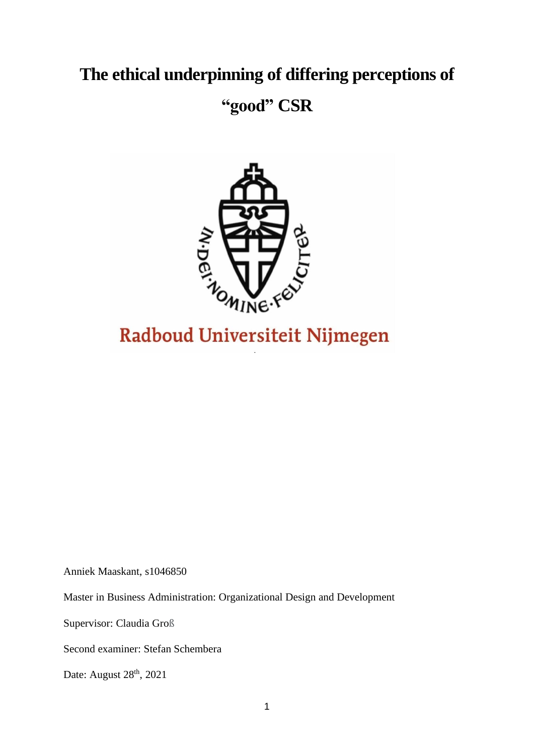# The ethical underpinning of differing perceptions of "good" CSR

Anniek Maaskant, s1046850

Master in Business Administration: Organizational Design and Development

Supervisor: Claudia Groß

Second examiner: Stefan Schembera

Date: August 28th, 2021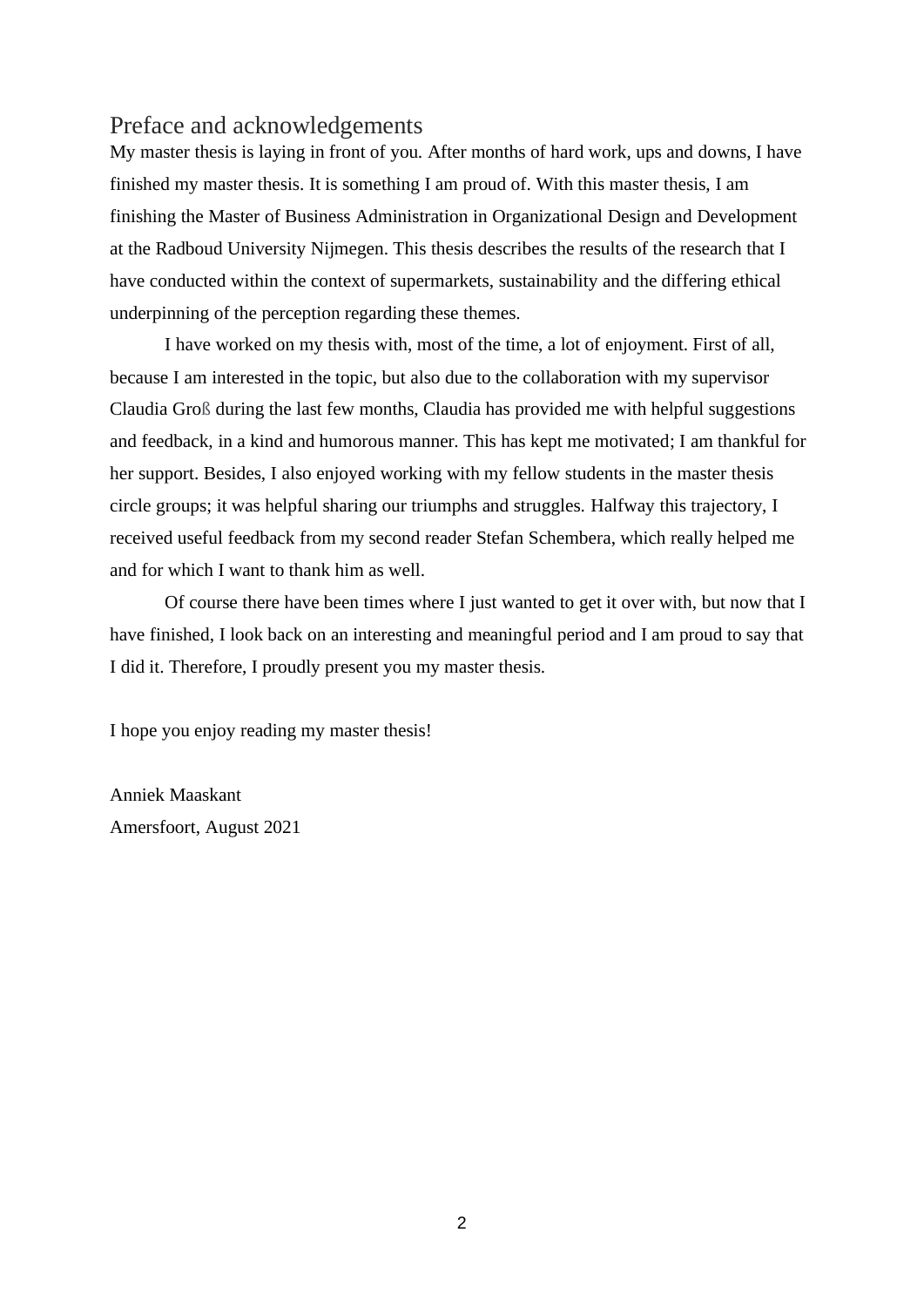# Preface and acknowledgements

My master thesis is laying in front of you. After months of hard work, ups and downs, I have finished my master thesis. It is something I am proud of. With this master thesis, I am finishing the Master of Business Administration in Organizational Design and Development at the Radboud University Nijmegen. This thesis describes the results of the research that I have conducted within the context of supermarkets, sustainability and the differing ethical underpinning of the perception regarding these themes.

I have worked on my thesis with, most of the time, a lot of enjoyment. First of all, because I am interested in the topic, but also due to the collaboration with my supervisor Claudia Groß during the last few months, Claudia has provided me with helpful suggestions and feedback, in a kind and humorous manner. This has kept me motivated; I am thankful for her support. Besides, I also enjoyed working with my fellow students in the master thesis circle groups; it was helpful sharing our triumphs and struggles. Halfway this trajectory, I received useful feedback from my second reader Stefan Schembera, which really helped me and for which I want to thank him as well.

Of course there have been times where I just wanted to get it over with, but now that I have finished, I look back on an interesting and meaningful period and I am proud to say that I did it. Therefore, I proudly present you my master thesis.

I hope you enjoy reading my master thesis!

Anniek Maaskant
Amersfoort, August 2021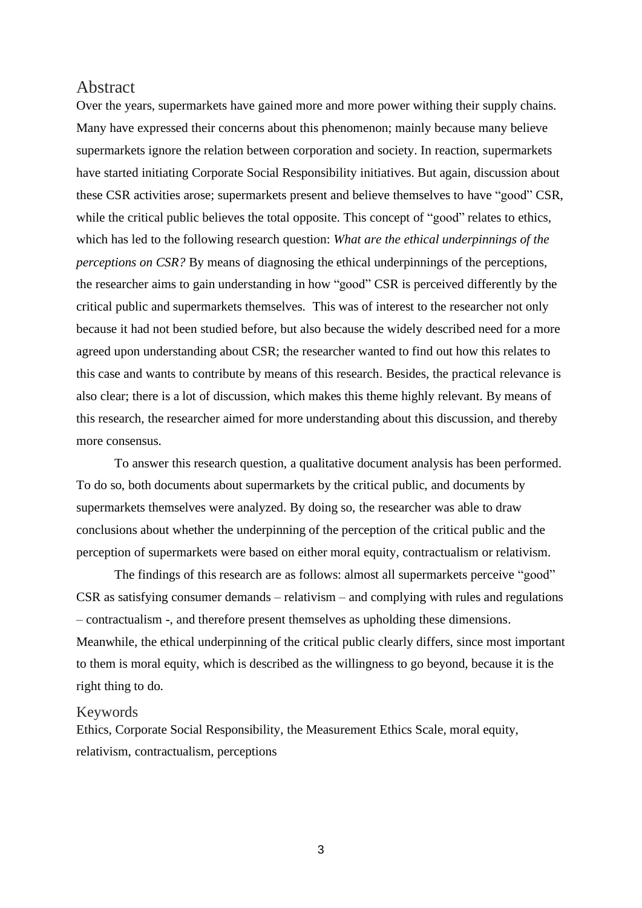## Abstract

Over the years, supermarkets have gained more and more power withing their supply chains. Many have expressed their concerns about this phenomenon; mainly because many believe supermarkets ignore the relation between corporation and society. In reaction, supermarkets have started initiating Corporate Social Responsibility initiatives. But again, discussion about these CSR activities arose; supermarkets present and believe themselves to have "good" CSR, while the critical public believes the total opposite. This concept of "good" relates to ethics, which has led to the following research question: *What are the ethical underpinnings of the perceptions on CSR?* By means of diagnosing the ethical underpinnings of the perceptions, the researcher aims to gain understanding in how "good" CSR is perceived differently by the critical public and supermarkets themselves. This was of interest to the researcher not only because it had not been studied before, but also because the widely described need for a more agreed upon understanding about CSR; the researcher wanted to find out how this relates to this case and wants to contribute by means of this research. Besides, the practical relevance is also clear; there is a lot of discussion, which makes this theme highly relevant. By means of this research, the researcher aimed for more understanding about this discussion, and thereby more consensus.

To answer this research question, a qualitative document analysis has been performed. To do so, both documents about supermarkets by the critical public, and documents by supermarkets themselves were analyzed. By doing so, the researcher was able to draw conclusions about whether the underpinning of the perception of the critical public and the perception of supermarkets were based on either moral equity, contractualism or relativism.

The findings of this research are as follows: almost all supermarkets perceive "good" CSR as satisfying consumer demands – relativism – and complying with rules and regulations – contractualism -, and therefore present themselves as upholding these dimensions. Meanwhile, the ethical underpinning of the critical public clearly differs, since most important to them is moral equity, which is described as the willingness to go beyond, because it is the right thing to do.

## Keywords

Ethics, Corporate Social Responsibility, the Measurement Ethics Scale, moral equity, relativism, contractualism, perceptions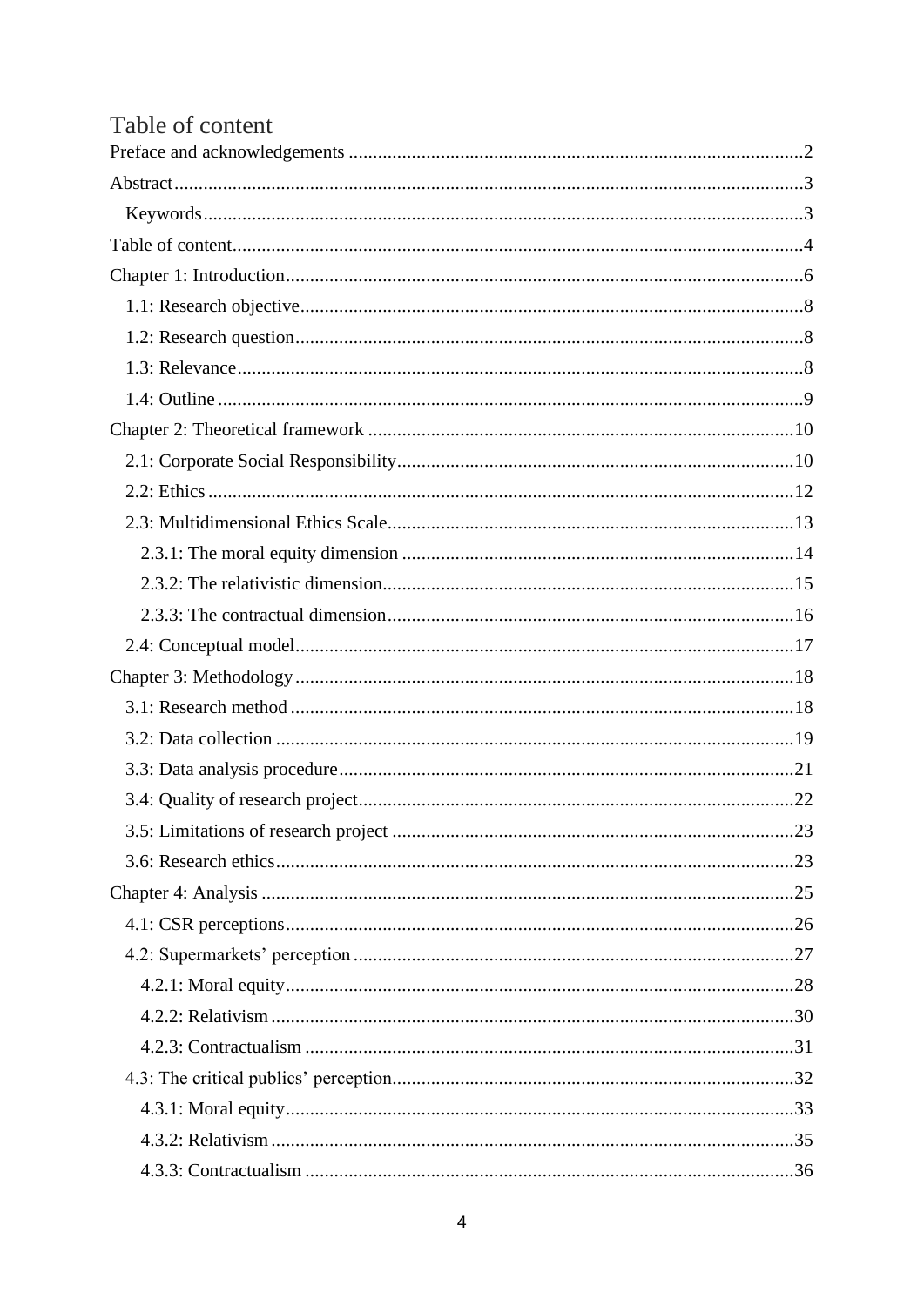# Table of content

Preface and acknowledgements ............................................................................................2

Abstract..................................................................................................................................3

  Keywords ...........................................................................................................................3

Table of content.....................................................................................................................4

Chapter 1: Introduction..........................................................................................................6

  1.1: Research objective.......................................................................................................8

  1.2: Research question........................................................................................................8

  1.3: Relevance....................................................................................................................8

  1.4: Outline ........................................................................................................................9

Chapter 2: Theoretical framework .......................................................................................10

  2.1: Corporate Social Responsibility.................................................................................10

  2.2: Ethics .........................................................................................................................12

  2.3: Multidimensional Ethics Scale...................................................................................13

    2.3.1: The moral equity dimension ................................................................................14

    2.3.2: The relativistic dimension....................................................................................15

    2.3.3: The contractual dimension...................................................................................16

  2.4: Conceptual model......................................................................................................17

Chapter 3: Methodology ......................................................................................................18

  3.1: Research method .......................................................................................................18

  3.2: Data collection ...........................................................................................................19

  3.3: Data analysis procedure.............................................................................................21

  3.4: Quality of research project..........................................................................................22

  3.5: Limitations of research project ..................................................................................23

  3.6: Research ethics...........................................................................................................23

Chapter 4: Analysis .............................................................................................................25

  4.1: CSR perceptions........................................................................................................26

  4.2: Supermarkets' perception ...........................................................................................27

    4.2.1: Moral equity........................................................................................................28

    4.2.2: Relativism...........................................................................................................30

    4.2.3: Contractualism ....................................................................................................31

  4.3: The critical publics' perception..................................................................................32

    4.3.1: Moral equity........................................................................................................33

    4.3.2: Relativism...........................................................................................................35

    4.3.3: Contractualism ....................................................................................................36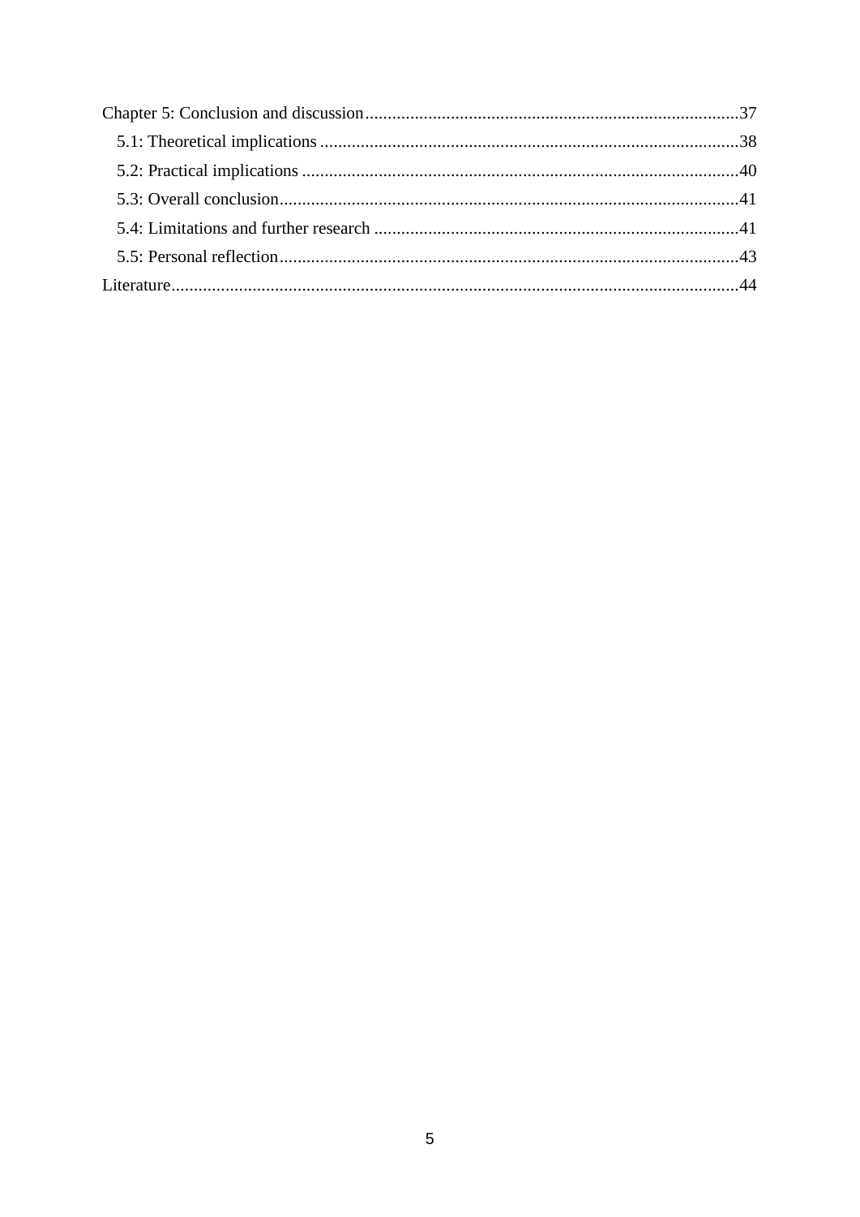Chapter 5: Conclusion and discussion....................................................................................37

- 5.1: Theoretical implications ..............................................................................................38
- 5.2: Practical implications ..................................................................................................40
- 5.3: Overall conclusion.......................................................................................................41
- 5.4: Limitations and further research ..................................................................................41
- 5.5: Personal reflection.......................................................................................................43

Literature..............................................................................................................................44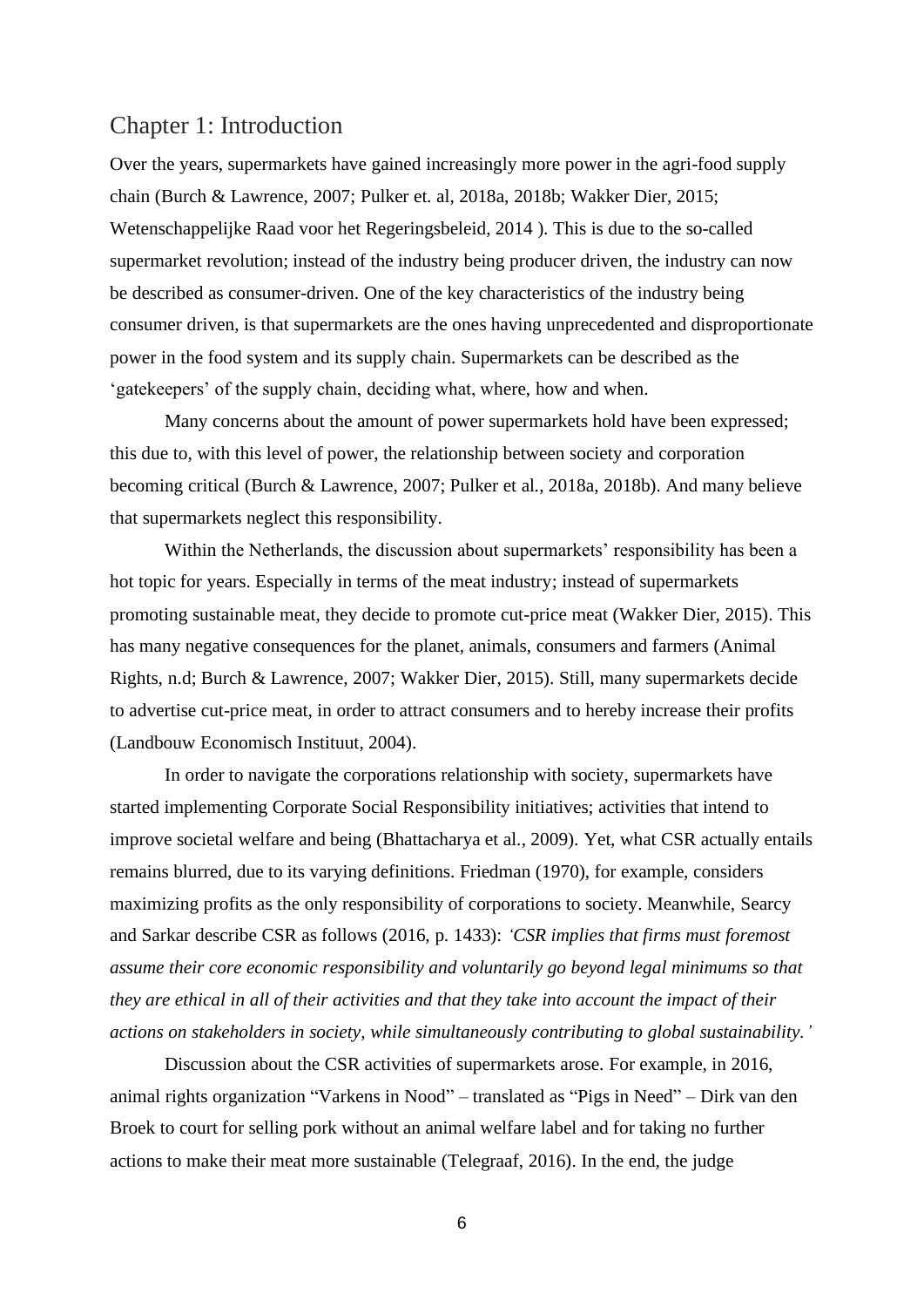# Chapter 1: Introduction

Over the years, supermarkets have gained increasingly more power in the agri-food supply chain (Burch & Lawrence, 2007; Pulker et. al, 2018a, 2018b; Wakker Dier, 2015; Wetenschappelijke Raad voor het Regeringsbeleid, 2014 ). This is due to the so-called supermarket revolution; instead of the industry being producer driven, the industry can now be described as consumer-driven. One of the key characteristics of the industry being consumer driven, is that supermarkets are the ones having unprecedented and disproportionate power in the food system and its supply chain. Supermarkets can be described as the 'gatekeepers' of the supply chain, deciding what, where, how and when.

Many concerns about the amount of power supermarkets hold have been expressed; this due to, with this level of power, the relationship between society and corporation becoming critical (Burch & Lawrence, 2007; Pulker et al., 2018a, 2018b). And many believe that supermarkets neglect this responsibility.

Within the Netherlands, the discussion about supermarkets' responsibility has been a hot topic for years. Especially in terms of the meat industry; instead of supermarkets promoting sustainable meat, they decide to promote cut-price meat (Wakker Dier, 2015). This has many negative consequences for the planet, animals, consumers and farmers (Animal Rights, n.d; Burch & Lawrence, 2007; Wakker Dier, 2015). Still, many supermarkets decide to advertise cut-price meat, in order to attract consumers and to hereby increase their profits (Landbouw Economisch Instituut, 2004).

In order to navigate the corporations relationship with society, supermarkets have started implementing Corporate Social Responsibility initiatives; activities that intend to improve societal welfare and being (Bhattacharya et al., 2009). Yet, what CSR actually entails remains blurred, due to its varying definitions. Friedman (1970), for example, considers maximizing profits as the only responsibility of corporations to society. Meanwhile, Searcy and Sarkar describe CSR as follows (2016, p. 1433): *'CSR implies that firms must foremost assume their core economic responsibility and voluntarily go beyond legal minimums so that they are ethical in all of their activities and that they take into account the impact of their actions on stakeholders in society, while simultaneously contributing to global sustainability.'*

Discussion about the CSR activities of supermarkets arose. For example, in 2016, animal rights organization "Varkens in Nood" – translated as "Pigs in Need" – Dirk van den Broek to court for selling pork without an animal welfare label and for taking no further actions to make their meat more sustainable (Telegraaf, 2016). In the end, the judge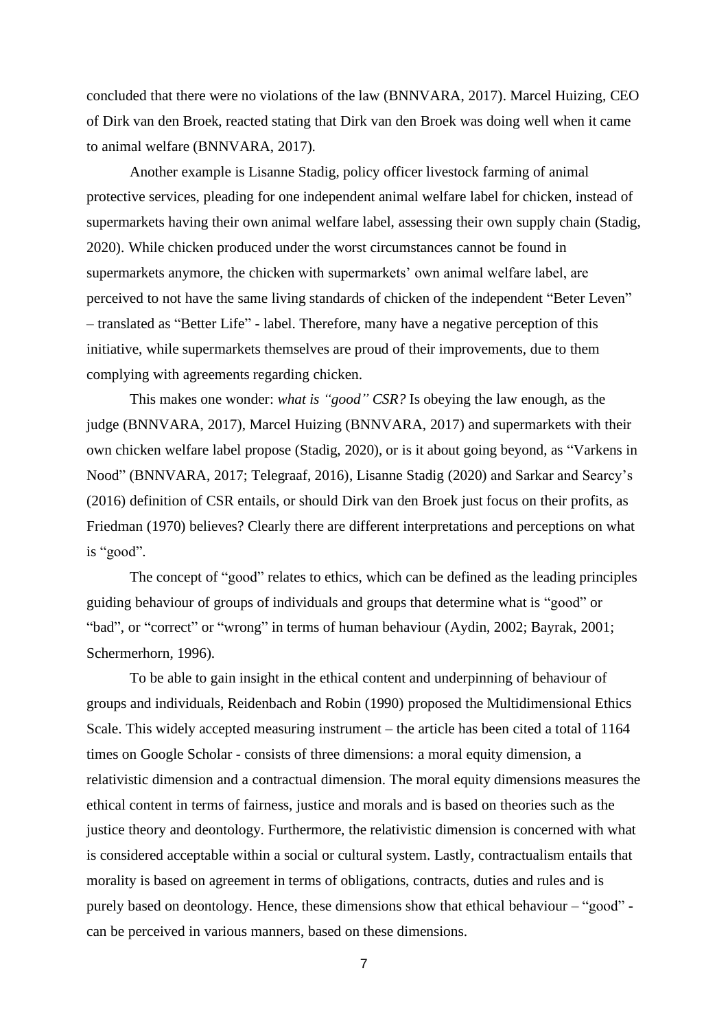concluded that there were no violations of the law (BNNVARA, 2017). Marcel Huizing, CEO of Dirk van den Broek, reacted stating that Dirk van den Broek was doing well when it came to animal welfare (BNNVARA, 2017).

Another example is Lisanne Stadig, policy officer livestock farming of animal protective services, pleading for one independent animal welfare label for chicken, instead of supermarkets having their own animal welfare label, assessing their own supply chain (Stadig, 2020). While chicken produced under the worst circumstances cannot be found in supermarkets anymore, the chicken with supermarkets' own animal welfare label, are perceived to not have the same living standards of chicken of the independent "Beter Leven" – translated as "Better Life" - label. Therefore, many have a negative perception of this initiative, while supermarkets themselves are proud of their improvements, due to them complying with agreements regarding chicken.

This makes one wonder: *what is "good" CSR?* Is obeying the law enough, as the judge (BNNVARA, 2017), Marcel Huizing (BNNVARA, 2017) and supermarkets with their own chicken welfare label propose (Stadig, 2020), or is it about going beyond, as "Varkens in Nood" (BNNVARA, 2017; Telegraaf, 2016), Lisanne Stadig (2020) and Sarkar and Searcy's (2016) definition of CSR entails, or should Dirk van den Broek just focus on their profits, as Friedman (1970) believes? Clearly there are different interpretations and perceptions on what is "good".

The concept of "good" relates to ethics, which can be defined as the leading principles guiding behaviour of groups of individuals and groups that determine what is "good" or "bad", or "correct" or "wrong" in terms of human behaviour (Aydin, 2002; Bayrak, 2001; Schermerhorn, 1996).

To be able to gain insight in the ethical content and underpinning of behaviour of groups and individuals, Reidenbach and Robin (1990) proposed the Multidimensional Ethics Scale. This widely accepted measuring instrument – the article has been cited a total of 1164 times on Google Scholar - consists of three dimensions: a moral equity dimension, a relativistic dimension and a contractual dimension. The moral equity dimensions measures the ethical content in terms of fairness, justice and morals and is based on theories such as the justice theory and deontology. Furthermore, the relativistic dimension is concerned with what is considered acceptable within a social or cultural system. Lastly, contractualism entails that morality is based on agreement in terms of obligations, contracts, duties and rules and is purely based on deontology. Hence, these dimensions show that ethical behaviour – "good" - can be perceived in various manners, based on these dimensions.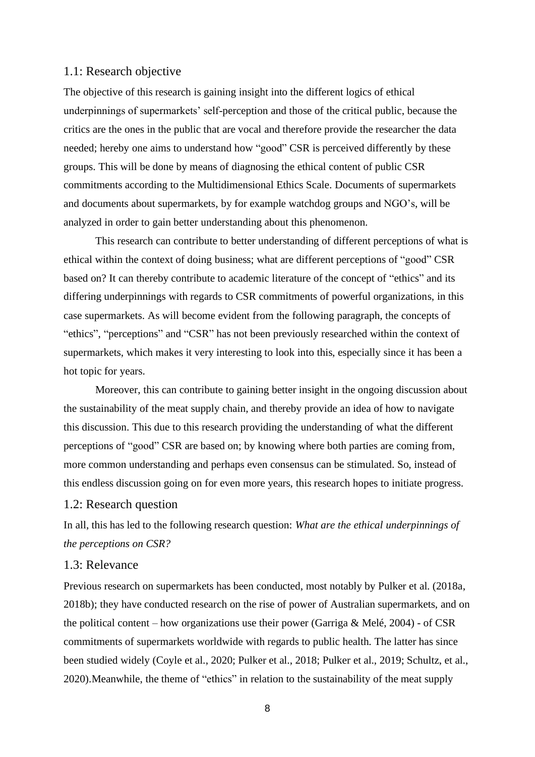## 1.1: Research objective

The objective of this research is gaining insight into the different logics of ethical underpinnings of supermarkets' self-perception and those of the critical public, because the critics are the ones in the public that are vocal and therefore provide the researcher the data needed; hereby one aims to understand how "good" CSR is perceived differently by these groups. This will be done by means of diagnosing the ethical content of public CSR commitments according to the Multidimensional Ethics Scale. Documents of supermarkets and documents about supermarkets, by for example watchdog groups and NGO's, will be analyzed in order to gain better understanding about this phenomenon.

This research can contribute to better understanding of different perceptions of what is ethical within the context of doing business; what are different perceptions of "good" CSR based on? It can thereby contribute to academic literature of the concept of "ethics" and its differing underpinnings with regards to CSR commitments of powerful organizations, in this case supermarkets. As will become evident from the following paragraph, the concepts of "ethics", "perceptions" and "CSR" has not been previously researched within the context of supermarkets, which makes it very interesting to look into this, especially since it has been a hot topic for years.

Moreover, this can contribute to gaining better insight in the ongoing discussion about the sustainability of the meat supply chain, and thereby provide an idea of how to navigate this discussion. This due to this research providing the understanding of what the different perceptions of "good" CSR are based on; by knowing where both parties are coming from, more common understanding and perhaps even consensus can be stimulated. So, instead of this endless discussion going on for even more years, this research hopes to initiate progress.

## 1.2: Research question

In all, this has led to the following research question: *What are the ethical underpinnings of the perceptions on CSR?*

## 1.3: Relevance

Previous research on supermarkets has been conducted, most notably by Pulker et al. (2018a, 2018b); they have conducted research on the rise of power of Australian supermarkets, and on the political content – how organizations use their power (Garriga & Melé, 2004) - of CSR commitments of supermarkets worldwide with regards to public health. The latter has since been studied widely (Coyle et al., 2020; Pulker et al., 2018; Pulker et al., 2019; Schultz, et al., 2020).Meanwhile, the theme of "ethics" in relation to the sustainability of the meat supply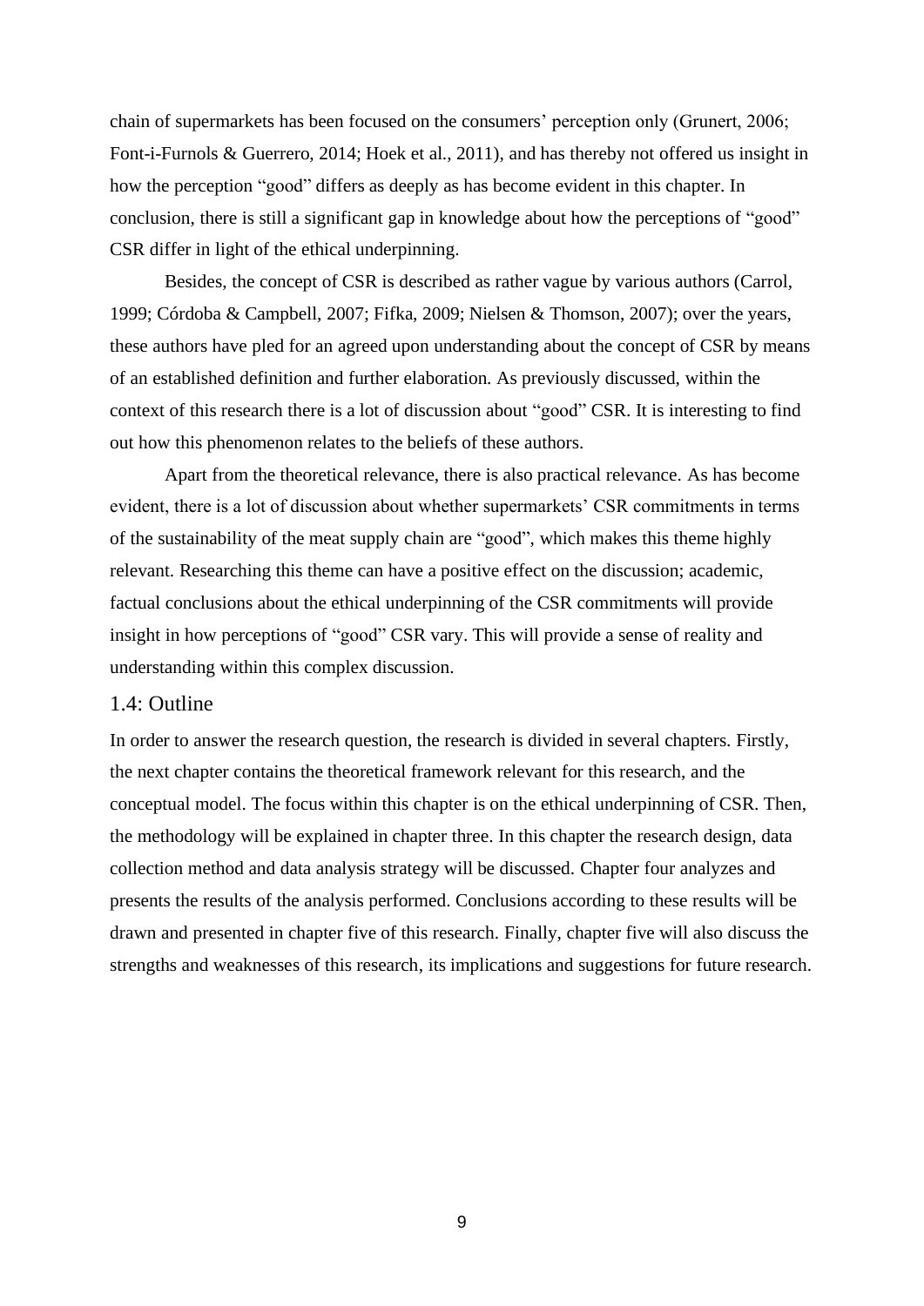chain of supermarkets has been focused on the consumers' perception only (Grunert, 2006; Font-i-Furnols & Guerrero, 2014; Hoek et al., 2011), and has thereby not offered us insight in how the perception "good" differs as deeply as has become evident in this chapter. In conclusion, there is still a significant gap in knowledge about how the perceptions of "good" CSR differ in light of the ethical underpinning.

Besides, the concept of CSR is described as rather vague by various authors (Carrol, 1999; Córdoba & Campbell, 2007; Fifka, 2009; Nielsen & Thomson, 2007); over the years, these authors have pled for an agreed upon understanding about the concept of CSR by means of an established definition and further elaboration. As previously discussed, within the context of this research there is a lot of discussion about "good" CSR. It is interesting to find out how this phenomenon relates to the beliefs of these authors.

Apart from the theoretical relevance, there is also practical relevance. As has become evident, there is a lot of discussion about whether supermarkets' CSR commitments in terms of the sustainability of the meat supply chain are "good", which makes this theme highly relevant. Researching this theme can have a positive effect on the discussion; academic, factual conclusions about the ethical underpinning of the CSR commitments will provide insight in how perceptions of "good" CSR vary. This will provide a sense of reality and understanding within this complex discussion.

## 1.4: Outline

In order to answer the research question, the research is divided in several chapters. Firstly, the next chapter contains the theoretical framework relevant for this research, and the conceptual model. The focus within this chapter is on the ethical underpinning of CSR. Then, the methodology will be explained in chapter three. In this chapter the research design, data collection method and data analysis strategy will be discussed. Chapter four analyzes and presents the results of the analysis performed. Conclusions according to these results will be drawn and presented in chapter five of this research. Finally, chapter five will also discuss the strengths and weaknesses of this research, its implications and suggestions for future research.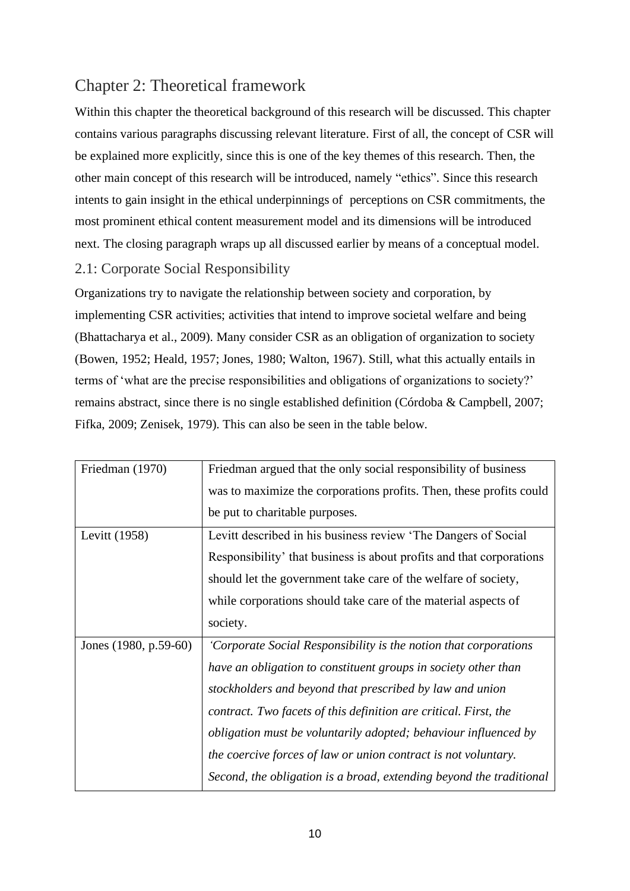## Chapter 2: Theoretical framework

Within this chapter the theoretical background of this research will be discussed. This chapter contains various paragraphs discussing relevant literature. First of all, the concept of CSR will be explained more explicitly, since this is one of the key themes of this research. Then, the other main concept of this research will be introduced, namely "ethics". Since this research intents to gain insight in the ethical underpinnings of perceptions on CSR commitments, the most prominent ethical content measurement model and its dimensions will be introduced next. The closing paragraph wraps up all discussed earlier by means of a conceptual model.

### 2.1: Corporate Social Responsibility

Organizations try to navigate the relationship between society and corporation, by implementing CSR activities; activities that intend to improve societal welfare and being (Bhattacharya et al., 2009). Many consider CSR as an obligation of organization to society (Bowen, 1952; Heald, 1957; Jones, 1980; Walton, 1967). Still, what this actually entails in terms of 'what are the precise responsibilities and obligations of organizations to society?' remains abstract, since there is no single established definition (Córdoba & Campbell, 2007; Fifka, 2009; Zenisek, 1979). This can also be seen in the table below.

| | |
|---|---|
| Friedman (1970) | Friedman argued that the only social responsibility of business was to maximize the corporations profits. Then, these profits could be put to charitable purposes. |
| Levitt (1958) | Levitt described in his business review 'The Dangers of Social Responsibility' that business is about profits and that corporations should let the government take care of the welfare of society, while corporations should take care of the material aspects of society. |
| Jones (1980, p.59-60) | *'Corporate Social Responsibility is the notion that corporations have an obligation to constituent groups in society other than stockholders and beyond that prescribed by law and union contract. Two facets of this definition are critical. First, the obligation must be voluntarily adopted; behaviour influenced by the coercive forces of law or union contract is not voluntary. Second, the obligation is a broad, extending beyond the traditional* |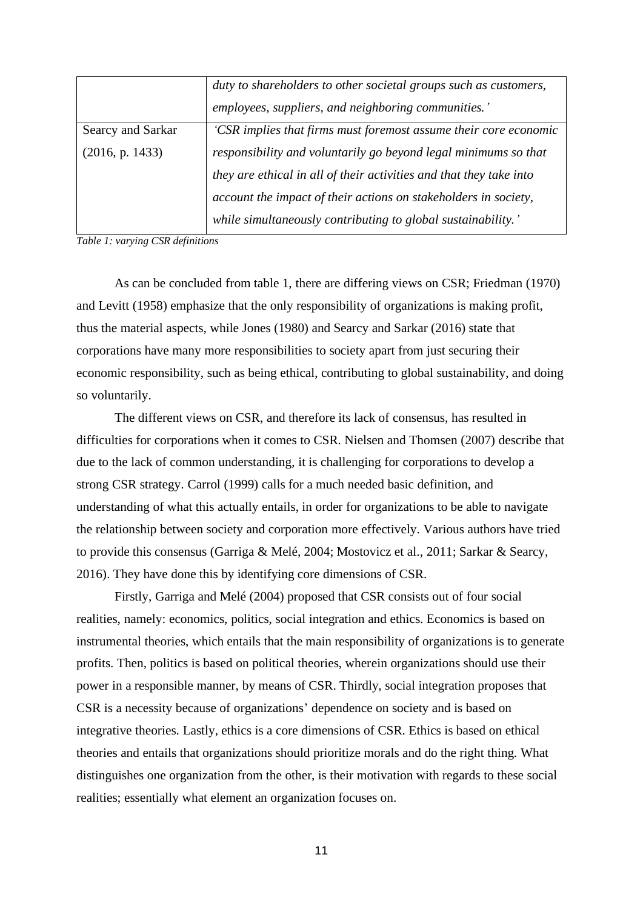| | |
|---|---|
| | *duty to shareholders to other societal groups such as customers, employees, suppliers, and neighboring communities.'* |
| Searcy and Sarkar (2016, p. 1433) | *'CSR implies that firms must foremost assume their core economic responsibility and voluntarily go beyond legal minimums so that they are ethical in all of their activities and that they take into account the impact of their actions on stakeholders in society, while simultaneously contributing to global sustainability.'* |

*Table 1: varying CSR definitions*

As can be concluded from table 1, there are differing views on CSR; Friedman (1970) and Levitt (1958) emphasize that the only responsibility of organizations is making profit, thus the material aspects, while Jones (1980) and Searcy and Sarkar (2016) state that corporations have many more responsibilities to society apart from just securing their economic responsibility, such as being ethical, contributing to global sustainability, and doing so voluntarily.

The different views on CSR, and therefore its lack of consensus, has resulted in difficulties for corporations when it comes to CSR. Nielsen and Thomsen (2007) describe that due to the lack of common understanding, it is challenging for corporations to develop a strong CSR strategy. Carrol (1999) calls for a much needed basic definition, and understanding of what this actually entails, in order for organizations to be able to navigate the relationship between society and corporation more effectively. Various authors have tried to provide this consensus (Garriga & Melé, 2004; Mostovicz et al., 2011; Sarkar & Searcy, 2016). They have done this by identifying core dimensions of CSR.

Firstly, Garriga and Melé (2004) proposed that CSR consists out of four social realities, namely: economics, politics, social integration and ethics. Economics is based on instrumental theories, which entails that the main responsibility of organizations is to generate profits. Then, politics is based on political theories, wherein organizations should use their power in a responsible manner, by means of CSR. Thirdly, social integration proposes that CSR is a necessity because of organizations' dependence on society and is based on integrative theories. Lastly, ethics is a core dimensions of CSR. Ethics is based on ethical theories and entails that organizations should prioritize morals and do the right thing. What distinguishes one organization from the other, is their motivation with regards to these social realities; essentially what element an organization focuses on.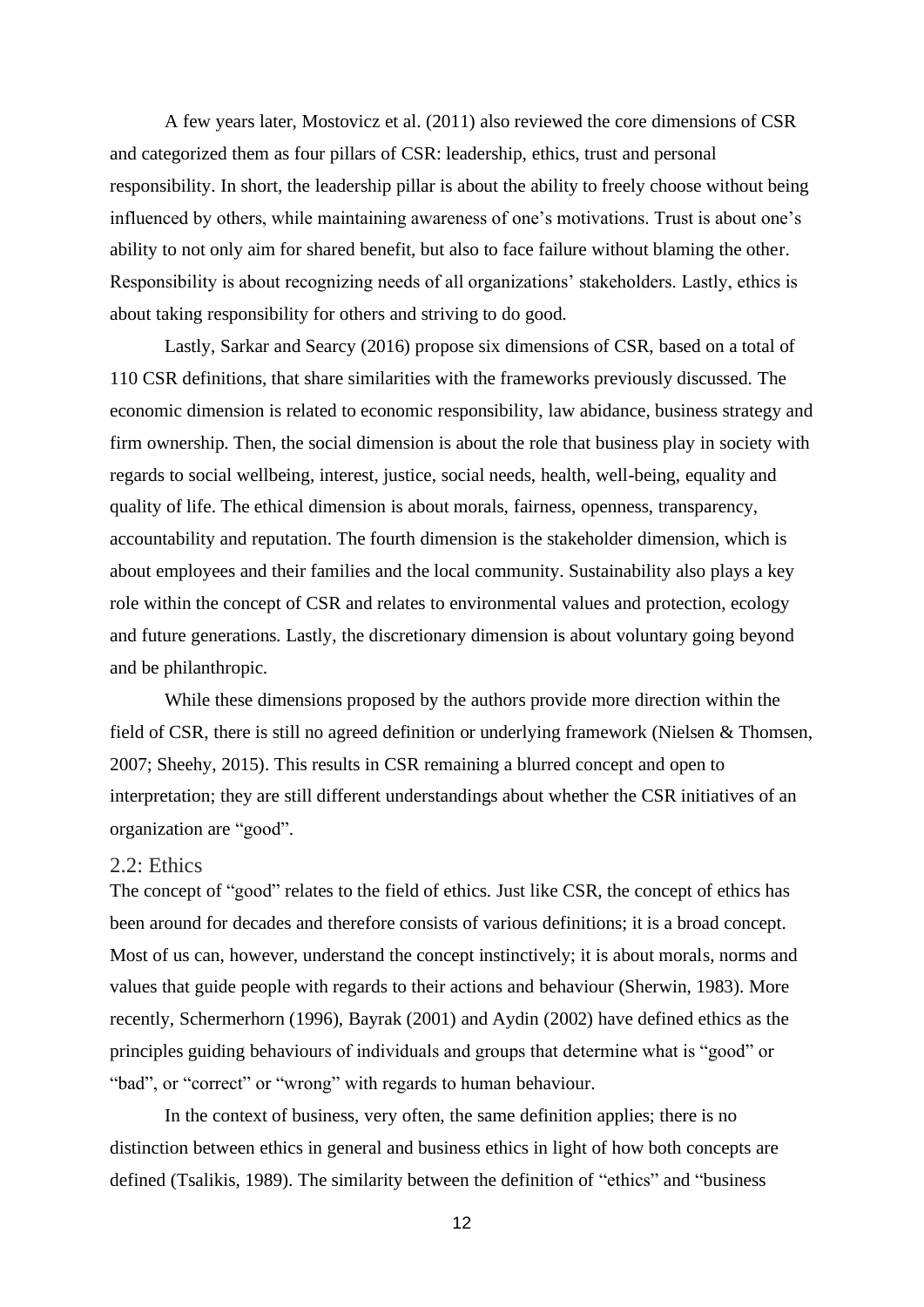A few years later, Mostovicz et al. (2011) also reviewed the core dimensions of CSR and categorized them as four pillars of CSR: leadership, ethics, trust and personal responsibility. In short, the leadership pillar is about the ability to freely choose without being influenced by others, while maintaining awareness of one's motivations. Trust is about one's ability to not only aim for shared benefit, but also to face failure without blaming the other. Responsibility is about recognizing needs of all organizations' stakeholders. Lastly, ethics is about taking responsibility for others and striving to do good.

Lastly, Sarkar and Searcy (2016) propose six dimensions of CSR, based on a total of 110 CSR definitions, that share similarities with the frameworks previously discussed. The economic dimension is related to economic responsibility, law abidance, business strategy and firm ownership. Then, the social dimension is about the role that business play in society with regards to social wellbeing, interest, justice, social needs, health, well-being, equality and quality of life. The ethical dimension is about morals, fairness, openness, transparency, accountability and reputation. The fourth dimension is the stakeholder dimension, which is about employees and their families and the local community. Sustainability also plays a key role within the concept of CSR and relates to environmental values and protection, ecology and future generations. Lastly, the discretionary dimension is about voluntary going beyond and be philanthropic.

While these dimensions proposed by the authors provide more direction within the field of CSR, there is still no agreed definition or underlying framework (Nielsen & Thomsen, 2007; Sheehy, 2015). This results in CSR remaining a blurred concept and open to interpretation; they are still different understandings about whether the CSR initiatives of an organization are "good".

## 2.2: Ethics

The concept of "good" relates to the field of ethics. Just like CSR, the concept of ethics has been around for decades and therefore consists of various definitions; it is a broad concept. Most of us can, however, understand the concept instinctively; it is about morals, norms and values that guide people with regards to their actions and behaviour (Sherwin, 1983). More recently, Schermerhorn (1996), Bayrak (2001) and Aydin (2002) have defined ethics as the principles guiding behaviours of individuals and groups that determine what is "good" or "bad", or "correct" or "wrong" with regards to human behaviour.

In the context of business, very often, the same definition applies; there is no distinction between ethics in general and business ethics in light of how both concepts are defined (Tsalikis, 1989). The similarity between the definition of "ethics" and "business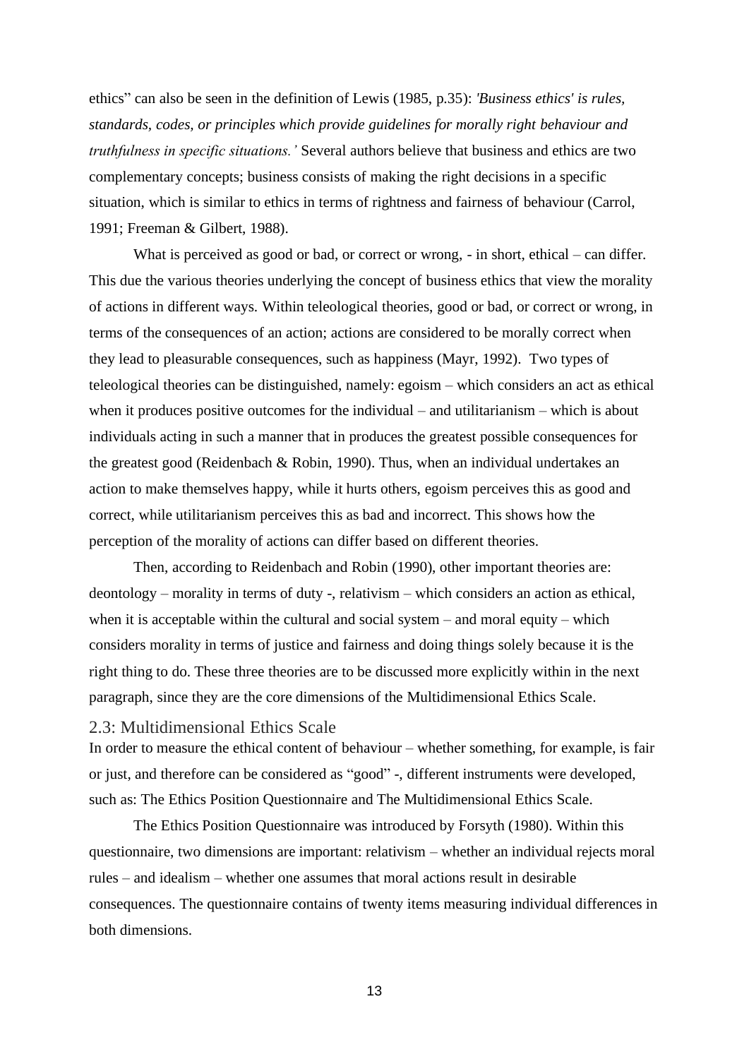ethics" can also be seen in the definition of Lewis (1985, p.35): *'Business ethics' is rules, standards, codes, or principles which provide guidelines for morally right behaviour and truthfulness in specific situations.'* Several authors believe that business and ethics are two complementary concepts; business consists of making the right decisions in a specific situation, which is similar to ethics in terms of rightness and fairness of behaviour (Carrol, 1991; Freeman & Gilbert, 1988).

What is perceived as good or bad, or correct or wrong, - in short, ethical – can differ. This due the various theories underlying the concept of business ethics that view the morality of actions in different ways. Within teleological theories, good or bad, or correct or wrong, in terms of the consequences of an action; actions are considered to be morally correct when they lead to pleasurable consequences, such as happiness (Mayr, 1992). Two types of teleological theories can be distinguished, namely: egoism – which considers an act as ethical when it produces positive outcomes for the individual – and utilitarianism – which is about individuals acting in such a manner that in produces the greatest possible consequences for the greatest good (Reidenbach & Robin, 1990). Thus, when an individual undertakes an action to make themselves happy, while it hurts others, egoism perceives this as good and correct, while utilitarianism perceives this as bad and incorrect. This shows how the perception of the morality of actions can differ based on different theories.

Then, according to Reidenbach and Robin (1990), other important theories are: deontology – morality in terms of duty -, relativism – which considers an action as ethical, when it is acceptable within the cultural and social system – and moral equity – which considers morality in terms of justice and fairness and doing things solely because it is the right thing to do. These three theories are to be discussed more explicitly within in the next paragraph, since they are the core dimensions of the Multidimensional Ethics Scale.

## 2.3: Multidimensional Ethics Scale

In order to measure the ethical content of behaviour – whether something, for example, is fair or just, and therefore can be considered as "good" -, different instruments were developed, such as: The Ethics Position Questionnaire and The Multidimensional Ethics Scale.

The Ethics Position Questionnaire was introduced by Forsyth (1980). Within this questionnaire, two dimensions are important: relativism – whether an individual rejects moral rules – and idealism – whether one assumes that moral actions result in desirable consequences. The questionnaire contains of twenty items measuring individual differences in both dimensions.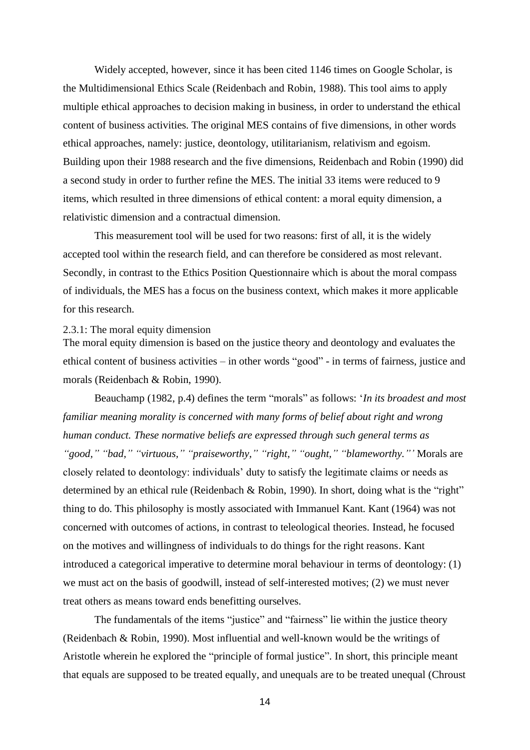Widely accepted, however, since it has been cited 1146 times on Google Scholar, is the Multidimensional Ethics Scale (Reidenbach and Robin, 1988). This tool aims to apply multiple ethical approaches to decision making in business, in order to understand the ethical content of business activities. The original MES contains of five dimensions, in other words ethical approaches, namely: justice, deontology, utilitarianism, relativism and egoism. Building upon their 1988 research and the five dimensions, Reidenbach and Robin (1990) did a second study in order to further refine the MES. The initial 33 items were reduced to 9 items, which resulted in three dimensions of ethical content: a moral equity dimension, a relativistic dimension and a contractual dimension.

This measurement tool will be used for two reasons: first of all, it is the widely accepted tool within the research field, and can therefore be considered as most relevant. Secondly, in contrast to the Ethics Position Questionnaire which is about the moral compass of individuals, the MES has a focus on the business context, which makes it more applicable for this research.

### 2.3.1: The moral equity dimension

The moral equity dimension is based on the justice theory and deontology and evaluates the ethical content of business activities – in other words "good" - in terms of fairness, justice and morals (Reidenbach & Robin, 1990).

Beauchamp (1982, p.4) defines the term "morals" as follows: '*In its broadest and most familiar meaning morality is concerned with many forms of belief about right and wrong human conduct. These normative beliefs are expressed through such general terms as "good," "bad," "virtuous," "praiseworthy," "right," "ought," "blameworthy."'* Morals are closely related to deontology: individuals' duty to satisfy the legitimate claims or needs as determined by an ethical rule (Reidenbach & Robin, 1990). In short, doing what is the "right" thing to do. This philosophy is mostly associated with Immanuel Kant. Kant (1964) was not concerned with outcomes of actions, in contrast to teleological theories. Instead, he focused on the motives and willingness of individuals to do things for the right reasons. Kant introduced a categorical imperative to determine moral behaviour in terms of deontology: (1) we must act on the basis of goodwill, instead of self-interested motives; (2) we must never treat others as means toward ends benefitting ourselves.

The fundamentals of the items "justice" and "fairness" lie within the justice theory (Reidenbach & Robin, 1990). Most influential and well-known would be the writings of Aristotle wherein he explored the "principle of formal justice". In short, this principle meant that equals are supposed to be treated equally, and unequals are to be treated unequal (Chroust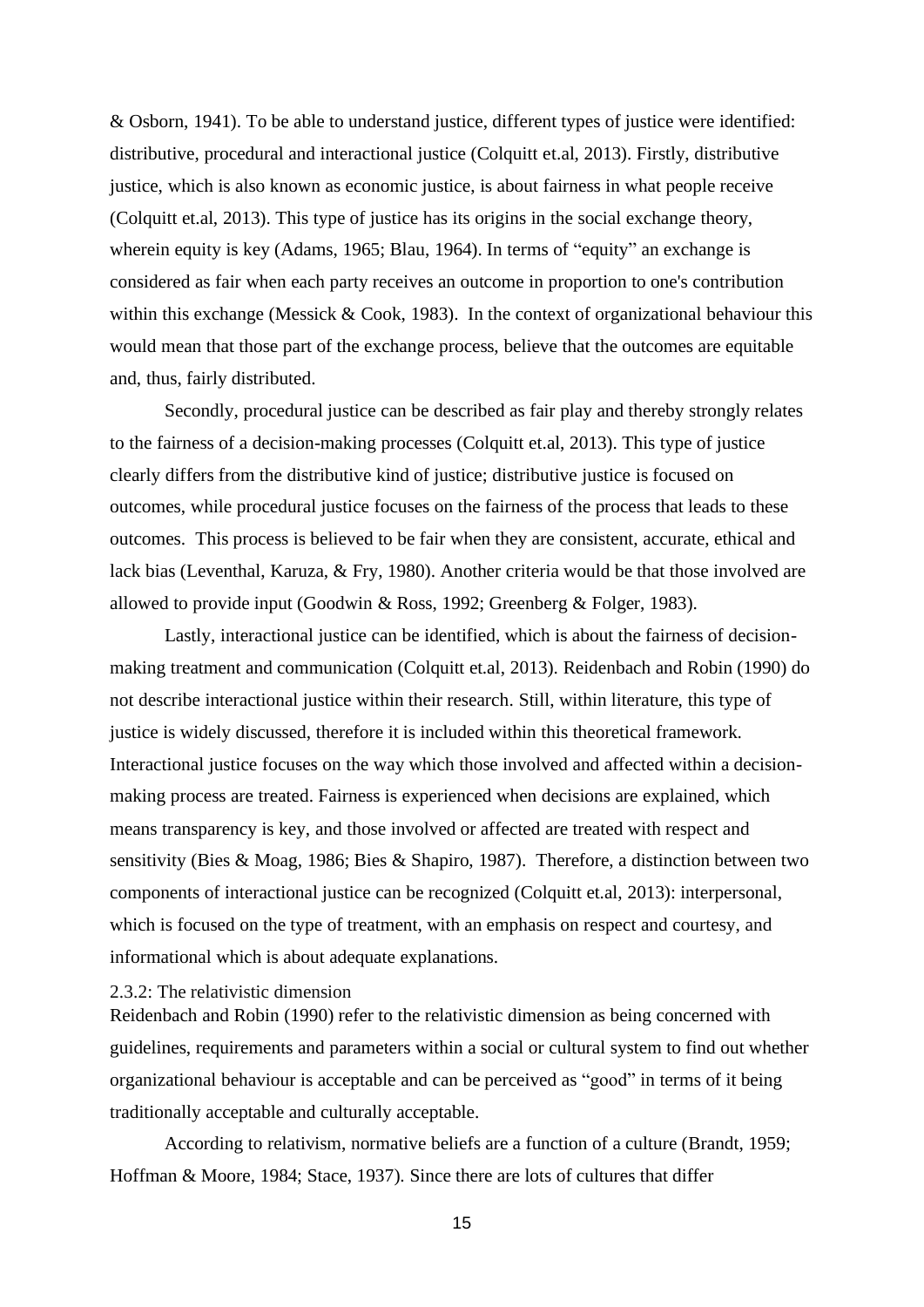& Osborn, 1941). To be able to understand justice, different types of justice were identified: distributive, procedural and interactional justice (Colquitt et.al, 2013). Firstly, distributive justice, which is also known as economic justice, is about fairness in what people receive (Colquitt et.al, 2013). This type of justice has its origins in the social exchange theory, wherein equity is key (Adams, 1965; Blau, 1964). In terms of "equity" an exchange is considered as fair when each party receives an outcome in proportion to one's contribution within this exchange (Messick & Cook, 1983). In the context of organizational behaviour this would mean that those part of the exchange process, believe that the outcomes are equitable and, thus, fairly distributed.

Secondly, procedural justice can be described as fair play and thereby strongly relates to the fairness of a decision-making processes (Colquitt et.al, 2013). This type of justice clearly differs from the distributive kind of justice; distributive justice is focused on outcomes, while procedural justice focuses on the fairness of the process that leads to these outcomes. This process is believed to be fair when they are consistent, accurate, ethical and lack bias (Leventhal, Karuza, & Fry, 1980). Another criteria would be that those involved are allowed to provide input (Goodwin & Ross, 1992; Greenberg & Folger, 1983).

Lastly, interactional justice can be identified, which is about the fairness of decision-making treatment and communication (Colquitt et.al, 2013). Reidenbach and Robin (1990) do not describe interactional justice within their research. Still, within literature, this type of justice is widely discussed, therefore it is included within this theoretical framework. Interactional justice focuses on the way which those involved and affected within a decision-making process are treated. Fairness is experienced when decisions are explained, which means transparency is key, and those involved or affected are treated with respect and sensitivity (Bies & Moag, 1986; Bies & Shapiro, 1987). Therefore, a distinction between two components of interactional justice can be recognized (Colquitt et.al, 2013): interpersonal, which is focused on the type of treatment, with an emphasis on respect and courtesy, and informational which is about adequate explanations.

### 2.3.2: The relativistic dimension

Reidenbach and Robin (1990) refer to the relativistic dimension as being concerned with guidelines, requirements and parameters within a social or cultural system to find out whether organizational behaviour is acceptable and can be perceived as "good" in terms of it being traditionally acceptable and culturally acceptable.

According to relativism, normative beliefs are a function of a culture (Brandt, 1959; Hoffman & Moore, 1984; Stace, 1937). Since there are lots of cultures that differ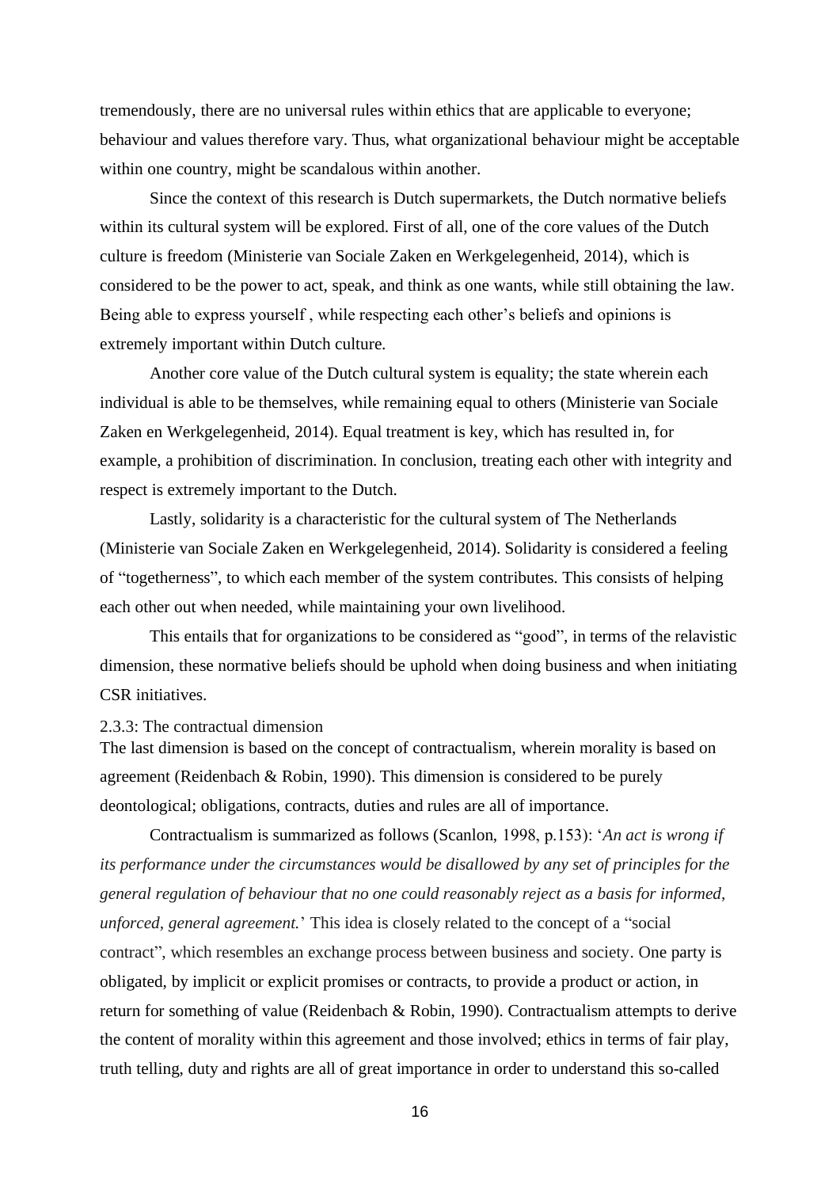tremendously, there are no universal rules within ethics that are applicable to everyone; behaviour and values therefore vary. Thus, what organizational behaviour might be acceptable within one country, might be scandalous within another.

Since the context of this research is Dutch supermarkets, the Dutch normative beliefs within its cultural system will be explored. First of all, one of the core values of the Dutch culture is freedom (Ministerie van Sociale Zaken en Werkgelegenheid, 2014), which is considered to be the power to act, speak, and think as one wants, while still obtaining the law. Being able to express yourself , while respecting each other's beliefs and opinions is extremely important within Dutch culture.

Another core value of the Dutch cultural system is equality; the state wherein each individual is able to be themselves, while remaining equal to others (Ministerie van Sociale Zaken en Werkgelegenheid, 2014). Equal treatment is key, which has resulted in, for example, a prohibition of discrimination. In conclusion, treating each other with integrity and respect is extremely important to the Dutch.

Lastly, solidarity is a characteristic for the cultural system of The Netherlands (Ministerie van Sociale Zaken en Werkgelegenheid, 2014). Solidarity is considered a feeling of "togetherness", to which each member of the system contributes. This consists of helping each other out when needed, while maintaining your own livelihood.

This entails that for organizations to be considered as "good", in terms of the relavistic dimension, these normative beliefs should be uphold when doing business and when initiating CSR initiatives.

#### 2.3.3: The contractual dimension

The last dimension is based on the concept of contractualism, wherein morality is based on agreement (Reidenbach & Robin, 1990). This dimension is considered to be purely deontological; obligations, contracts, duties and rules are all of importance.

Contractualism is summarized as follows (Scanlon, 1998, p.153): '*An act is wrong if its performance under the circumstances would be disallowed by any set of principles for the general regulation of behaviour that no one could reasonably reject as a basis for informed, unforced, general agreement.*' This idea is closely related to the concept of a "social contract", which resembles an exchange process between business and society. One party is obligated, by implicit or explicit promises or contracts, to provide a product or action, in return for something of value (Reidenbach & Robin, 1990). Contractualism attempts to derive the content of morality within this agreement and those involved; ethics in terms of fair play, truth telling, duty and rights are all of great importance in order to understand this so-called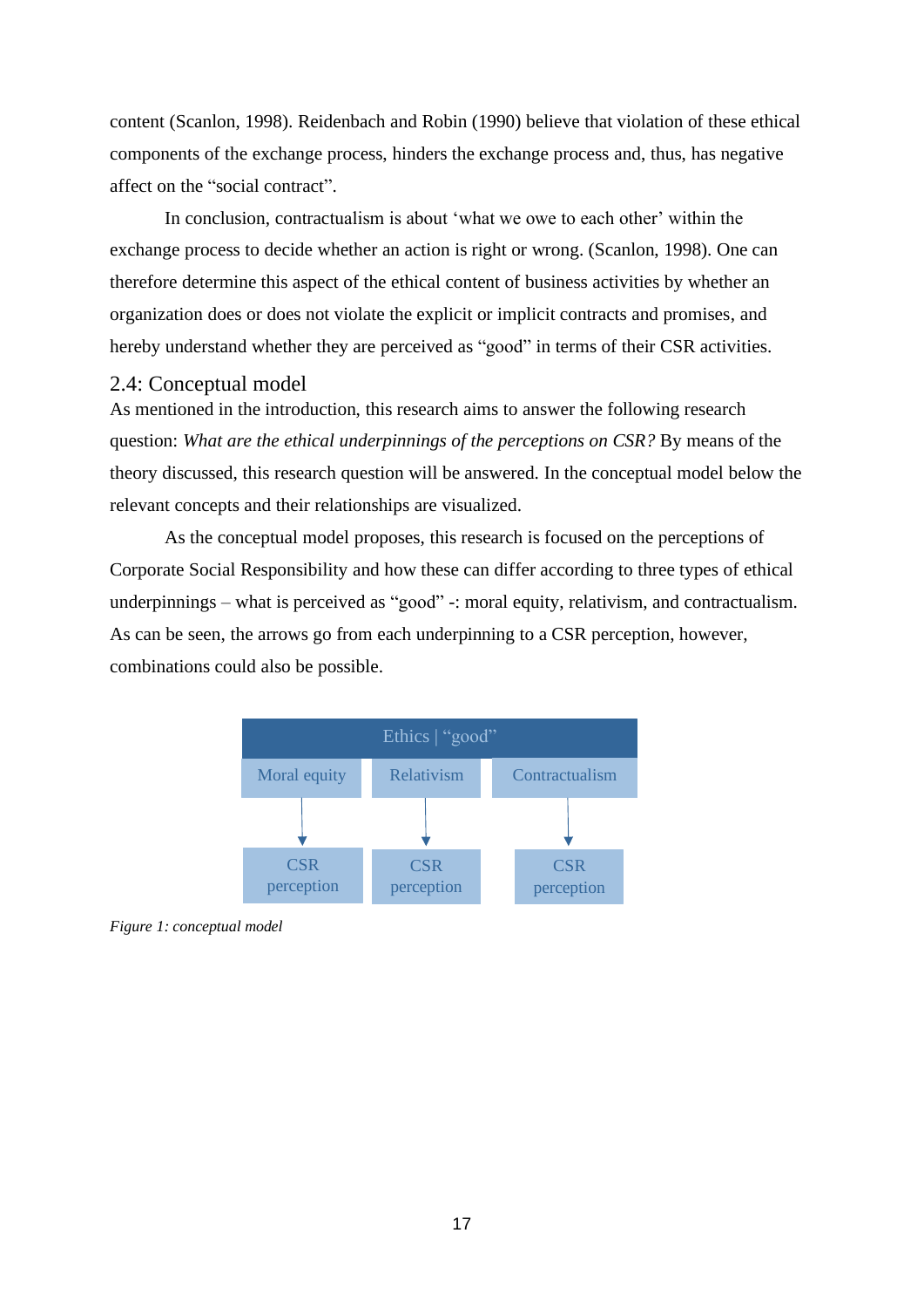content (Scanlon, 1998). Reidenbach and Robin (1990) believe that violation of these ethical components of the exchange process, hinders the exchange process and, thus, has negative affect on the "social contract".

In conclusion, contractualism is about 'what we owe to each other' within the exchange process to decide whether an action is right or wrong. (Scanlon, 1998). One can therefore determine this aspect of the ethical content of business activities by whether an organization does or does not violate the explicit or implicit contracts and promises, and hereby understand whether they are perceived as "good" in terms of their CSR activities.

## 2.4: Conceptual model

As mentioned in the introduction, this research aims to answer the following research question: *What are the ethical underpinnings of the perceptions on CSR?* By means of the theory discussed, this research question will be answered. In the conceptual model below the relevant concepts and their relationships are visualized.

As the conceptual model proposes, this research is focused on the perceptions of Corporate Social Responsibility and how these can differ according to three types of ethical underpinnings – what is perceived as "good" -: moral equity, relativism, and contractualism. As can be seen, the arrows go from each underpinning to a CSR perception, however, combinations could also be possible.

| Ethics \| "good" | | |
|---|---|---|
| Moral equity | Relativism | Contractualism |
| ↓ | ↓ | ↓ |
| CSR perception | CSR perception | CSR perception |

*Figure 1: conceptual model*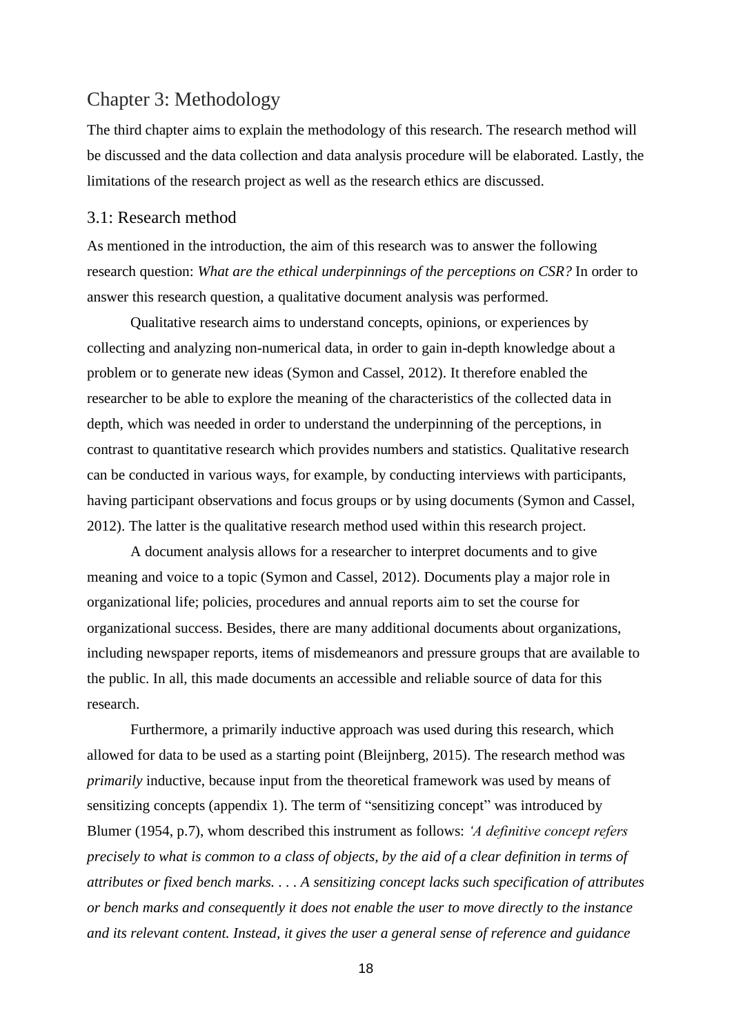## Chapter 3: Methodology

The third chapter aims to explain the methodology of this research. The research method will be discussed and the data collection and data analysis procedure will be elaborated. Lastly, the limitations of the research project as well as the research ethics are discussed.

### 3.1: Research method

As mentioned in the introduction, the aim of this research was to answer the following research question: *What are the ethical underpinnings of the perceptions on CSR?* In order to answer this research question, a qualitative document analysis was performed.

Qualitative research aims to understand concepts, opinions, or experiences by collecting and analyzing non-numerical data, in order to gain in-depth knowledge about a problem or to generate new ideas (Symon and Cassel, 2012). It therefore enabled the researcher to be able to explore the meaning of the characteristics of the collected data in depth, which was needed in order to understand the underpinning of the perceptions, in contrast to quantitative research which provides numbers and statistics. Qualitative research can be conducted in various ways, for example, by conducting interviews with participants, having participant observations and focus groups or by using documents (Symon and Cassel, 2012). The latter is the qualitative research method used within this research project.

A document analysis allows for a researcher to interpret documents and to give meaning and voice to a topic (Symon and Cassel, 2012). Documents play a major role in organizational life; policies, procedures and annual reports aim to set the course for organizational success. Besides, there are many additional documents about organizations, including newspaper reports, items of misdemeanors and pressure groups that are available to the public. In all, this made documents an accessible and reliable source of data for this research.

Furthermore, a primarily inductive approach was used during this research, which allowed for data to be used as a starting point (Bleijnberg, 2015). The research method was *primarily* inductive, because input from the theoretical framework was used by means of sensitizing concepts (appendix 1). The term of "sensitizing concept" was introduced by Blumer (1954, p.7), whom described this instrument as follows: *'A definitive concept refers precisely to what is common to a class of objects, by the aid of a clear definition in terms of attributes or fixed bench marks. . . . A sensitizing concept lacks such specification of attributes or bench marks and consequently it does not enable the user to move directly to the instance and its relevant content. Instead, it gives the user a general sense of reference and guidance*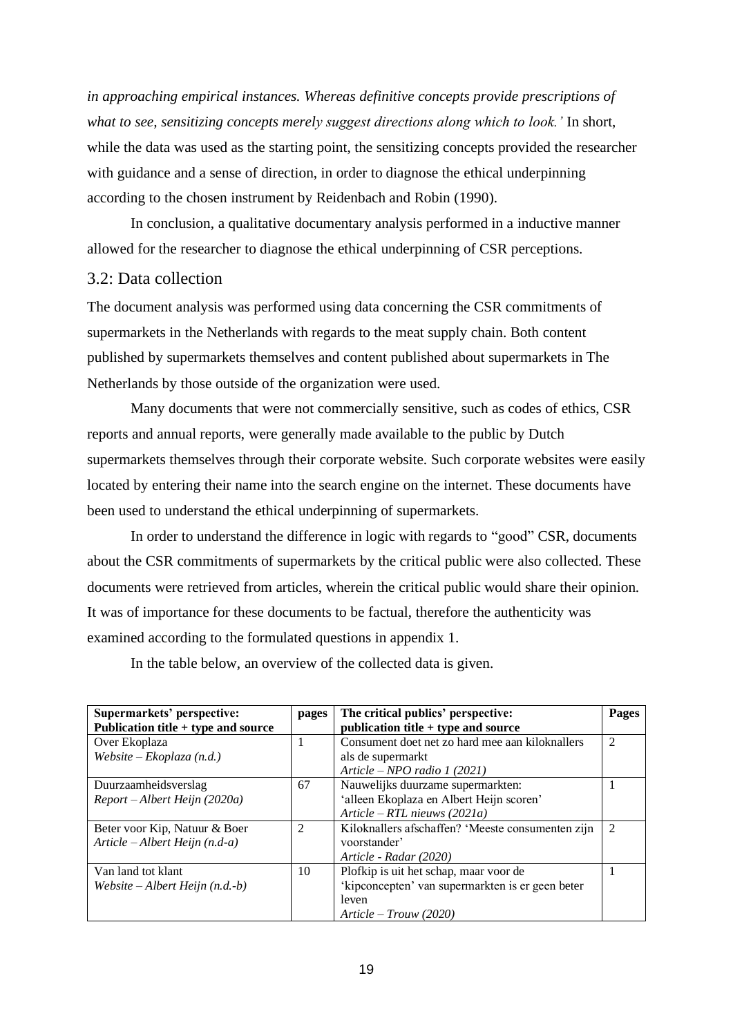*in approaching empirical instances. Whereas definitive concepts provide prescriptions of what to see, sensitizing concepts merely suggest directions along which to look.'* In short, while the data was used as the starting point, the sensitizing concepts provided the researcher with guidance and a sense of direction, in order to diagnose the ethical underpinning according to the chosen instrument by Reidenbach and Robin (1990).

In conclusion, a qualitative documentary analysis performed in a inductive manner allowed for the researcher to diagnose the ethical underpinning of CSR perceptions.

## 3.2: Data collection

The document analysis was performed using data concerning the CSR commitments of supermarkets in the Netherlands with regards to the meat supply chain. Both content published by supermarkets themselves and content published about supermarkets in The Netherlands by those outside of the organization were used.

Many documents that were not commercially sensitive, such as codes of ethics, CSR reports and annual reports, were generally made available to the public by Dutch supermarkets themselves through their corporate website. Such corporate websites were easily located by entering their name into the search engine on the internet. These documents have been used to understand the ethical underpinning of supermarkets.

In order to understand the difference in logic with regards to "good" CSR, documents about the CSR commitments of supermarkets by the critical public were also collected. These documents were retrieved from articles, wherein the critical public would share their opinion. It was of importance for these documents to be factual, therefore the authenticity was examined according to the formulated questions in appendix 1.

In the table below, an overview of the collected data is given.

| **Supermarkets' perspective: Publication title + type and source** | **pages** | **The critical publics' perspective: publication title + type and source** | **Pages** |
|---|---|---|---|
| Over Ekoplaza *Website – Ekoplaza (n.d.)* | 1 | Consument doet net zo hard mee aan kiloknallers als de supermarkt *Article – NPO radio 1 (2021)* | 2 |
| Duurzaamheidsverslag *Report – Albert Heijn (2020a)* | 67 | Nauwelijks duurzame supermarkten: 'alleen Ekoplaza en Albert Heijn scoren' *Article – RTL nieuws (2021a)* | 1 |
| Beter voor Kip, Natuur & Boer *Article – Albert Heijn (n.d-a)* | 2 | Kiloknallers afschaffen? 'Meeste consumenten zijn voorstander' *Article - Radar (2020)* | 2 |
| Van land tot klant *Website – Albert Heijn (n.d.-b)* | 10 | Plofkip is uit het schap, maar voor de 'kipconcepten' van supermarkten is er geen beter leven *Article – Trouw (2020)* | 1 |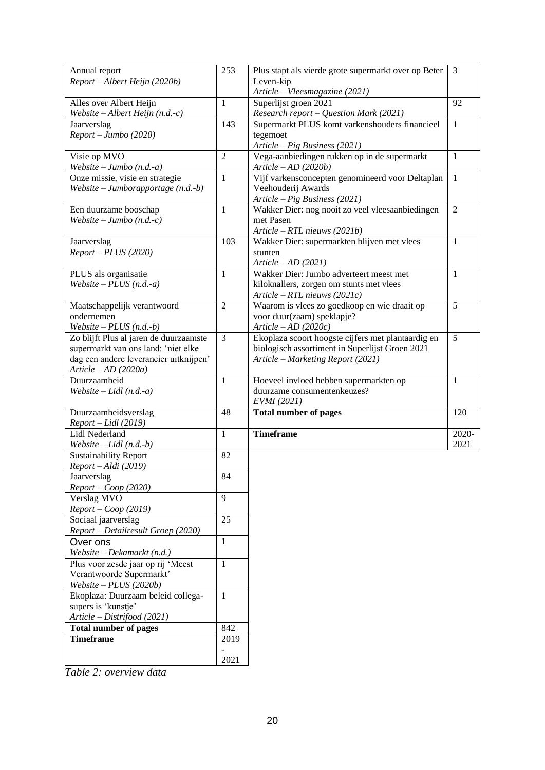| Source | Pages |
|---|---|
| Annual report<br>*Report – Albert Heijn (2020b)* | 253 |
| Alles over Albert Heijn<br>*Website – Albert Heijn (n.d.-c)* | 1 |
| Jaarverslag<br>*Report – Jumbo (2020)* | 143 |
| Visie op MVO<br>*Website – Jumbo (n.d.-a)* | 2 |
| Onze missie, visie en strategie<br>*Website – Jumborapportage (n.d.-b)* | 1 |
| Een duurzame booschap<br>*Website – Jumbo (n.d.-c)* | 1 |
| Jaarverslag<br>*Report – PLUS (2020)* | 103 |
| PLUS als organisatie<br>*Website – PLUS (n.d.-a)* | 1 |
| Maatschappelijk verantwoord ondernemen<br>*Website – PLUS (n.d.-b)* | 2 |
| Zo blijft Plus al jaren de duurzaamste supermarkt van ons land: 'niet elke dag een andere leverancier uitknijpen'<br>*Article – AD (2020a)* | 3 |
| Duurzaamheid<br>*Website – Lidl (n.d.-a)* | 1 |
| Duurzaamheidsverslag<br>*Report – Lidl (2019)* | 48 |
| Lidl Nederland<br>*Website – Lidl (n.d.-b)* | 1 |
| Sustainability Report<br>*Report – Aldi (2019)* | 82 |
| Jaarverslag<br>*Report – Coop (2020)* | 84 |
| Verslag MVO<br>*Report – Coop (2019)* | 9 |
| Sociaal jaarverslag<br>*Report – Detailresult Groep (2020)* | 25 |
| Over ons<br>*Website – Dekamarkt (n.d.)* | 1 |
| Plus voor zesde jaar op rij 'Meest Verantwoorde Supermarkt'<br>*Website – PLUS (2020b)* | 1 |
| Ekoplaza: Duurzaam beleid collega-supers is 'kunstje'<br>*Article – Distrifood (2021)* | 1 |
| **Total number of pages** | 842 |
| **Timeframe** | 2019 - 2021 |

| Source | Pages |
|---|---|
| Plus stapt als vierde grote supermarkt over op Beter Leven-kip<br>*Article – Vleesmagazine (2021)* | 3 |
| Superlijst groen 2021<br>*Research report – Question Mark (2021)* | 92 |
| Supermarkt PLUS komt varkenshouders financieel tegemoet<br>*Article – Pig Business (2021)* | 1 |
| Vega-aanbiedingen rukken op in de supermarkt<br>*Article – AD (2020b)* | 1 |
| Vijf varkensconcepten genomineerd voor Deltaplan Veehouderij Awards<br>*Article – Pig Business (2021)* | 1 |
| Wakker Dier: nog nooit zo veel vleesaanbiedingen met Pasen<br>*Article – RTL nieuws (2021b)* | 2 |
| Wakker Dier: supermarkten blijven met vlees stunten<br>*Article – AD (2021)* | 1 |
| Wakker Dier: Jumbo adverteert meest met kiloknallers, zorgen om stunts met vlees<br>*Article – RTL nieuws (2021c)* | 1 |
| Waarom is vlees zo goedkoop en wie draait op voor duur(zaam) speklapje?<br>*Article – AD (2020c)* | 5 |
| Ekoplaza scoort hoogste cijfers met plantaardig en biologisch assortiment in Superlijst Groen 2021<br>*Article – Marketing Report (2021)* | 5 |
| Hoeveel invloed hebben supermarkten op duurzame consumentenkeuzes?<br>*EVMI (2021)* | 1 |
| **Total number of pages** | 120 |
| **Timeframe** | 2020-2021 |

*Table 2: overview data*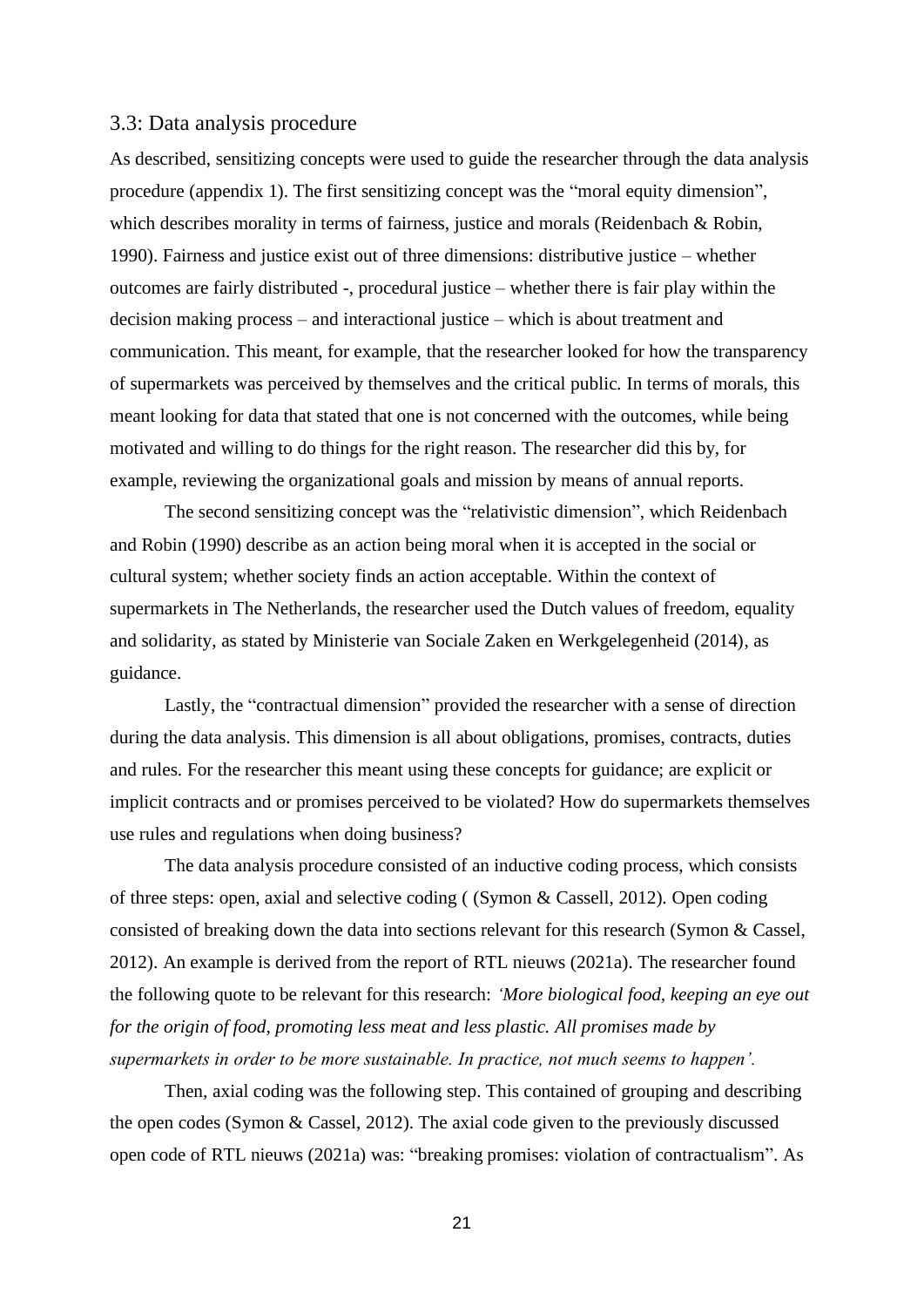### 3.3: Data analysis procedure

As described, sensitizing concepts were used to guide the researcher through the data analysis procedure (appendix 1). The first sensitizing concept was the "moral equity dimension", which describes morality in terms of fairness, justice and morals (Reidenbach & Robin, 1990). Fairness and justice exist out of three dimensions: distributive justice – whether outcomes are fairly distributed -, procedural justice – whether there is fair play within the decision making process – and interactional justice – which is about treatment and communication. This meant, for example, that the researcher looked for how the transparency of supermarkets was perceived by themselves and the critical public. In terms of morals, this meant looking for data that stated that one is not concerned with the outcomes, while being motivated and willing to do things for the right reason. The researcher did this by, for example, reviewing the organizational goals and mission by means of annual reports.

The second sensitizing concept was the "relativistic dimension", which Reidenbach and Robin (1990) describe as an action being moral when it is accepted in the social or cultural system; whether society finds an action acceptable. Within the context of supermarkets in The Netherlands, the researcher used the Dutch values of freedom, equality and solidarity, as stated by Ministerie van Sociale Zaken en Werkgelegenheid (2014), as guidance.

Lastly, the "contractual dimension" provided the researcher with a sense of direction during the data analysis. This dimension is all about obligations, promises, contracts, duties and rules. For the researcher this meant using these concepts for guidance; are explicit or implicit contracts and or promises perceived to be violated? How do supermarkets themselves use rules and regulations when doing business?

The data analysis procedure consisted of an inductive coding process, which consists of three steps: open, axial and selective coding ( (Symon & Cassell, 2012). Open coding consisted of breaking down the data into sections relevant for this research (Symon & Cassel, 2012). An example is derived from the report of RTL nieuws (2021a). The researcher found the following quote to be relevant for this research: *'More biological food, keeping an eye out for the origin of food, promoting less meat and less plastic. All promises made by supermarkets in order to be more sustainable. In practice, not much seems to happen'.*

Then, axial coding was the following step. This contained of grouping and describing the open codes (Symon & Cassel, 2012). The axial code given to the previously discussed open code of RTL nieuws (2021a) was: "breaking promises: violation of contractualism". As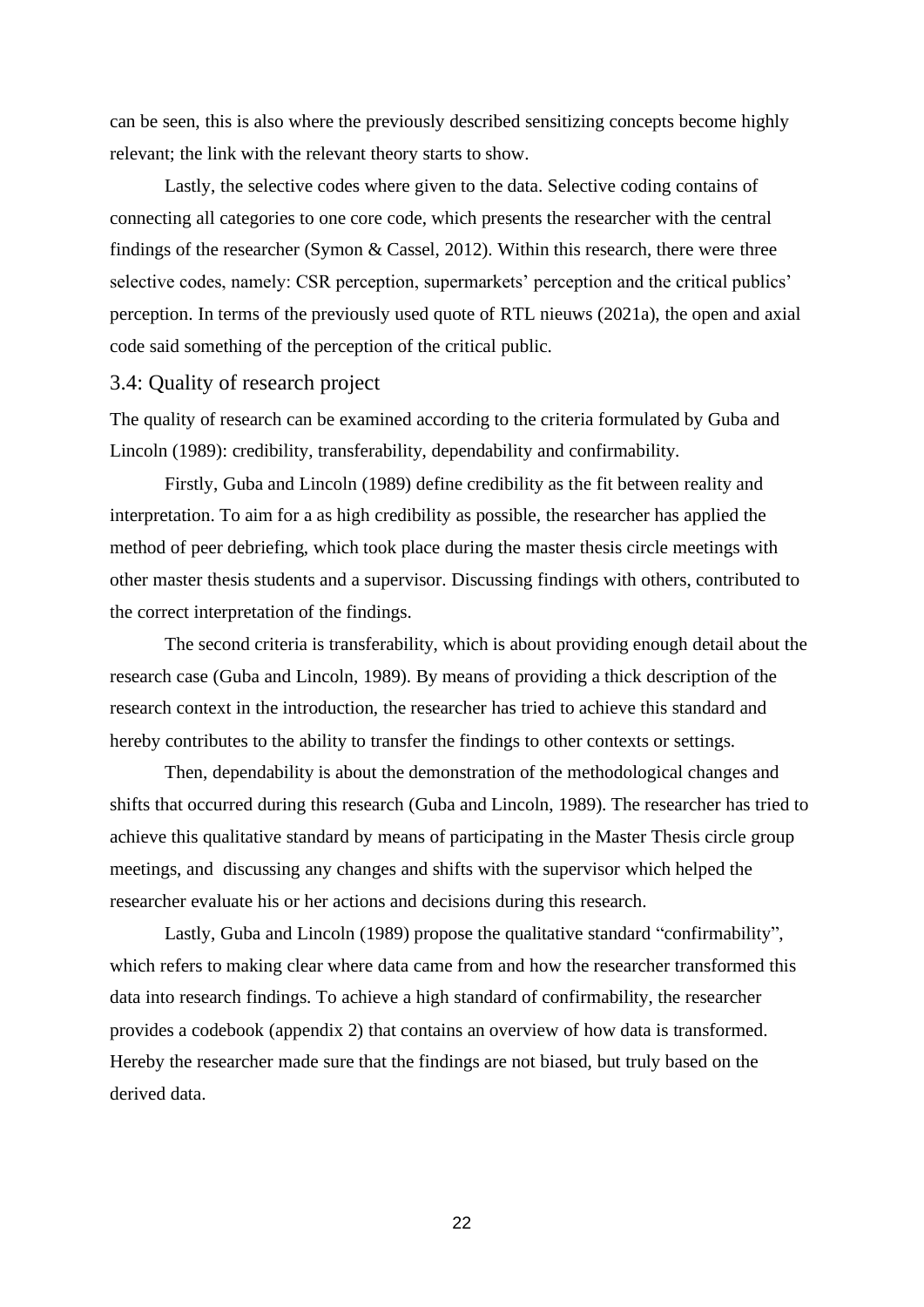can be seen, this is also where the previously described sensitizing concepts become highly relevant; the link with the relevant theory starts to show.

Lastly, the selective codes where given to the data. Selective coding contains of connecting all categories to one core code, which presents the researcher with the central findings of the researcher (Symon & Cassel, 2012). Within this research, there were three selective codes, namely: CSR perception, supermarkets' perception and the critical publics' perception. In terms of the previously used quote of RTL nieuws (2021a), the open and axial code said something of the perception of the critical public.

## 3.4: Quality of research project

The quality of research can be examined according to the criteria formulated by Guba and Lincoln (1989): credibility, transferability, dependability and confirmability.

Firstly, Guba and Lincoln (1989) define credibility as the fit between reality and interpretation. To aim for a as high credibility as possible, the researcher has applied the method of peer debriefing, which took place during the master thesis circle meetings with other master thesis students and a supervisor. Discussing findings with others, contributed to the correct interpretation of the findings.

The second criteria is transferability, which is about providing enough detail about the research case (Guba and Lincoln, 1989). By means of providing a thick description of the research context in the introduction, the researcher has tried to achieve this standard and hereby contributes to the ability to transfer the findings to other contexts or settings.

Then, dependability is about the demonstration of the methodological changes and shifts that occurred during this research (Guba and Lincoln, 1989). The researcher has tried to achieve this qualitative standard by means of participating in the Master Thesis circle group meetings, and discussing any changes and shifts with the supervisor which helped the researcher evaluate his or her actions and decisions during this research.

Lastly, Guba and Lincoln (1989) propose the qualitative standard "confirmability", which refers to making clear where data came from and how the researcher transformed this data into research findings. To achieve a high standard of confirmability, the researcher provides a codebook (appendix 2) that contains an overview of how data is transformed. Hereby the researcher made sure that the findings are not biased, but truly based on the derived data.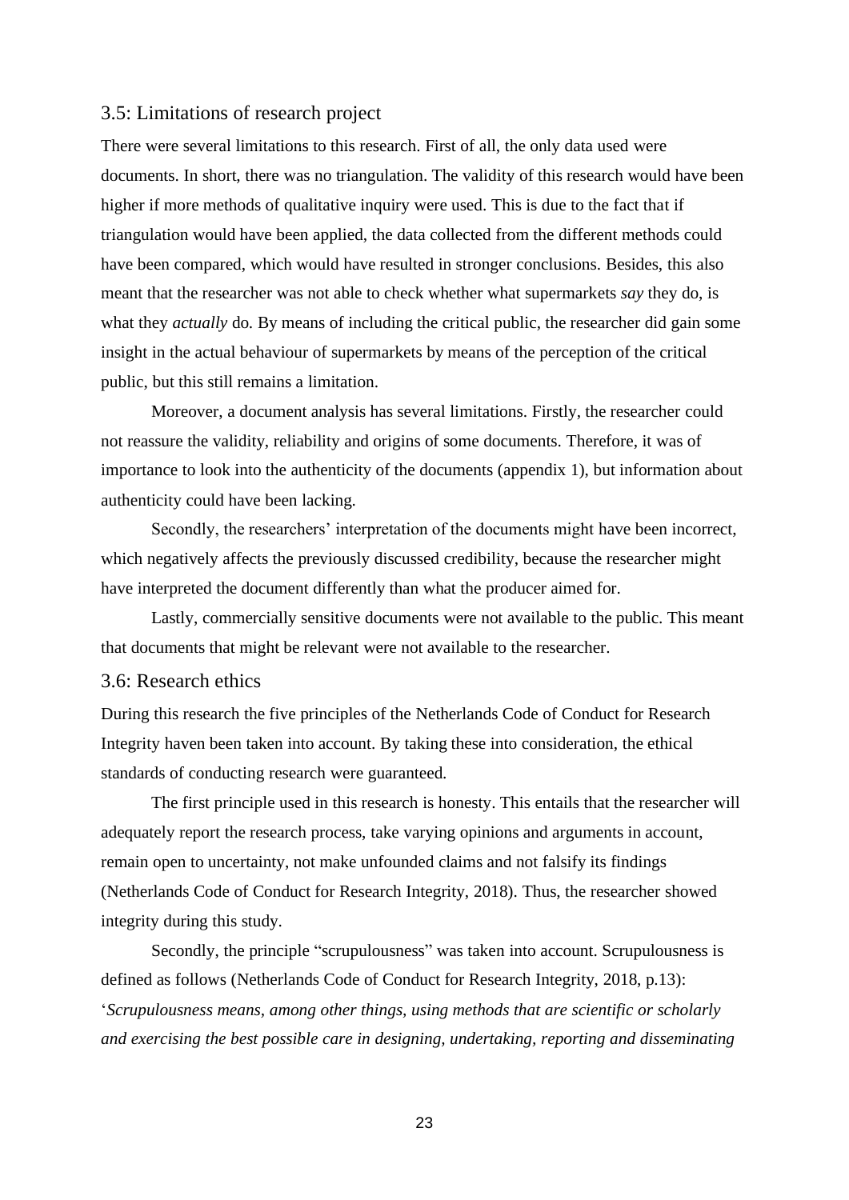## 3.5: Limitations of research project

There were several limitations to this research. First of all, the only data used were documents. In short, there was no triangulation. The validity of this research would have been higher if more methods of qualitative inquiry were used. This is due to the fact that if triangulation would have been applied, the data collected from the different methods could have been compared, which would have resulted in stronger conclusions. Besides, this also meant that the researcher was not able to check whether what supermarkets *say* they do, is what they *actually* do. By means of including the critical public, the researcher did gain some insight in the actual behaviour of supermarkets by means of the perception of the critical public, but this still remains a limitation.

Moreover, a document analysis has several limitations. Firstly, the researcher could not reassure the validity, reliability and origins of some documents. Therefore, it was of importance to look into the authenticity of the documents (appendix 1), but information about authenticity could have been lacking.

Secondly, the researchers' interpretation of the documents might have been incorrect, which negatively affects the previously discussed credibility, because the researcher might have interpreted the document differently than what the producer aimed for.

Lastly, commercially sensitive documents were not available to the public. This meant that documents that might be relevant were not available to the researcher.

## 3.6: Research ethics

During this research the five principles of the Netherlands Code of Conduct for Research Integrity haven been taken into account. By taking these into consideration, the ethical standards of conducting research were guaranteed.

The first principle used in this research is honesty. This entails that the researcher will adequately report the research process, take varying opinions and arguments in account, remain open to uncertainty, not make unfounded claims and not falsify its findings (Netherlands Code of Conduct for Research Integrity, 2018). Thus, the researcher showed integrity during this study.

Secondly, the principle "scrupulousness" was taken into account. Scrupulousness is defined as follows (Netherlands Code of Conduct for Research Integrity, 2018, p.13): '*Scrupulousness means, among other things, using methods that are scientific or scholarly and exercising the best possible care in designing, undertaking, reporting and disseminating*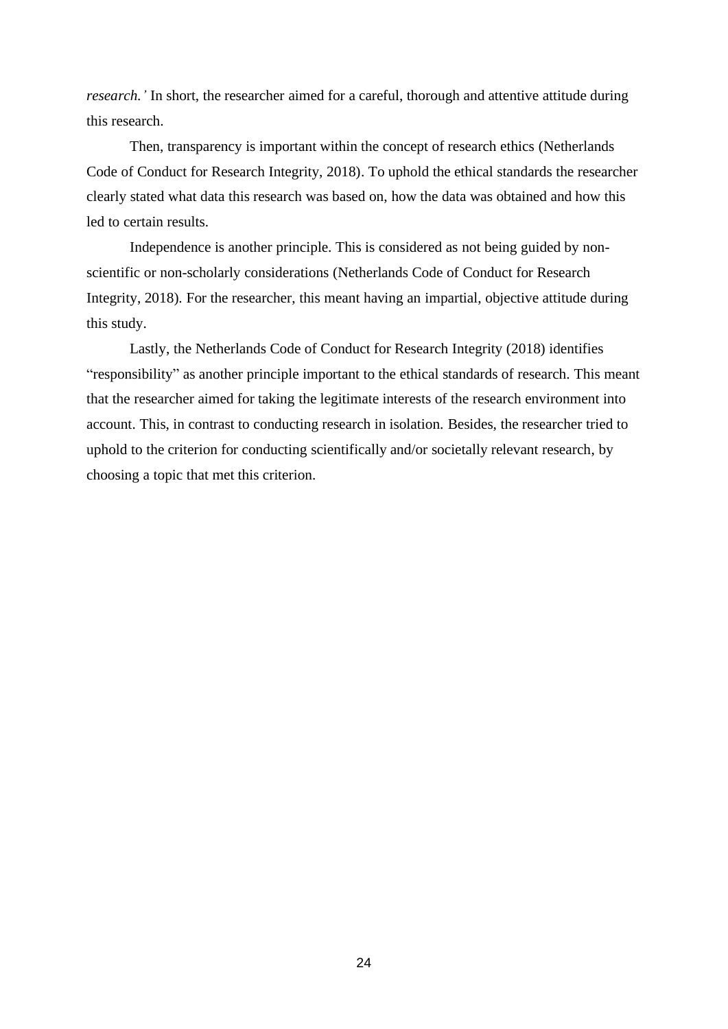*research.'* In short, the researcher aimed for a careful, thorough and attentive attitude during this research.

Then, transparency is important within the concept of research ethics (Netherlands Code of Conduct for Research Integrity, 2018). To uphold the ethical standards the researcher clearly stated what data this research was based on, how the data was obtained and how this led to certain results.

Independence is another principle. This is considered as not being guided by non-scientific or non-scholarly considerations (Netherlands Code of Conduct for Research Integrity, 2018). For the researcher, this meant having an impartial, objective attitude during this study.

Lastly, the Netherlands Code of Conduct for Research Integrity (2018) identifies "responsibility" as another principle important to the ethical standards of research. This meant that the researcher aimed for taking the legitimate interests of the research environment into account. This, in contrast to conducting research in isolation. Besides, the researcher tried to uphold to the criterion for conducting scientifically and/or societally relevant research, by choosing a topic that met this criterion.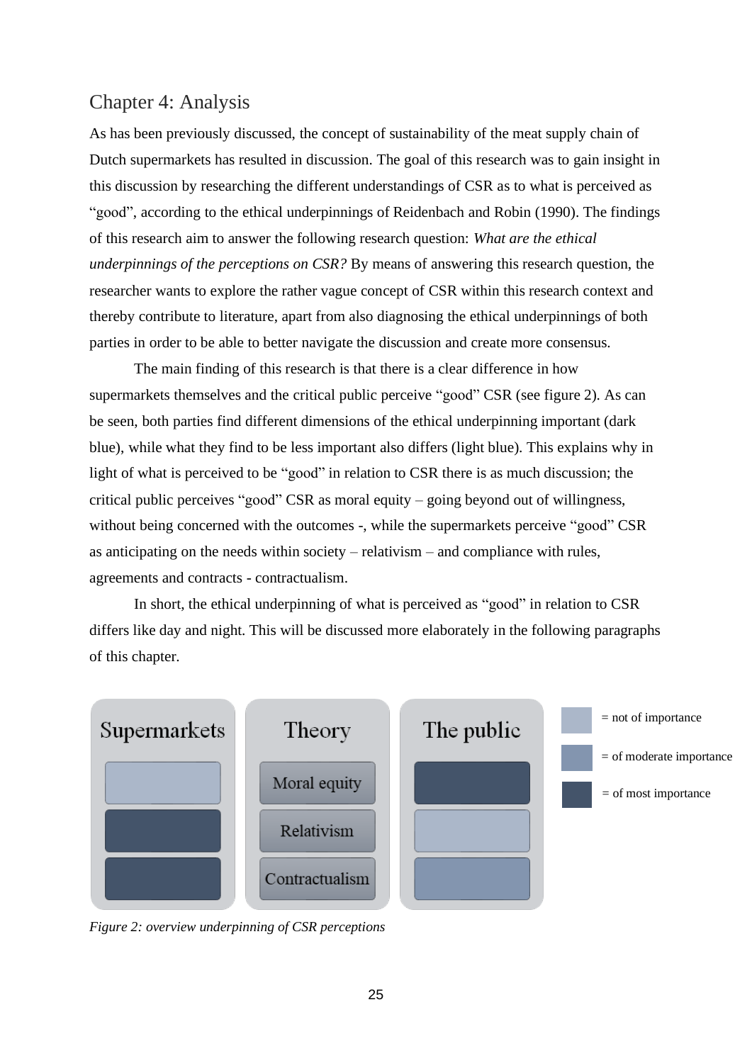# Chapter 4: Analysis

As has been previously discussed, the concept of sustainability of the meat supply chain of Dutch supermarkets has resulted in discussion. The goal of this research was to gain insight in this discussion by researching the different understandings of CSR as to what is perceived as "good", according to the ethical underpinnings of Reidenbach and Robin (1990). The findings of this research aim to answer the following research question: *What are the ethical underpinnings of the perceptions on CSR?* By means of answering this research question, the researcher wants to explore the rather vague concept of CSR within this research context and thereby contribute to literature, apart from also diagnosing the ethical underpinnings of both parties in order to be able to better navigate the discussion and create more consensus.

The main finding of this research is that there is a clear difference in how supermarkets themselves and the critical public perceive "good" CSR (see figure 2). As can be seen, both parties find different dimensions of the ethical underpinning important (dark blue), while what they find to be less important also differs (light blue). This explains why in light of what is perceived to be "good" in relation to CSR there is as much discussion; the critical public perceives "good" CSR as moral equity – going beyond out of willingness, without being concerned with the outcomes -, while the supermarkets perceive "good" CSR as anticipating on the needs within society – relativism – and compliance with rules, agreements and contracts - contractualism.

In short, the ethical underpinning of what is perceived as "good" in relation to CSR differs like day and night. This will be discussed more elaborately in the following paragraphs of this chapter.

| Supermarkets | Theory | The public |
| --- | --- | --- |
| not of importance | Moral equity | of most importance |
| of most importance | Relativism | not of importance |
| of most importance | Contractualism | of moderate importance |

Legend: light = not of importance; medium = of moderate importance; dark = of most importance

*Figure 2: overview underpinning of CSR perceptions*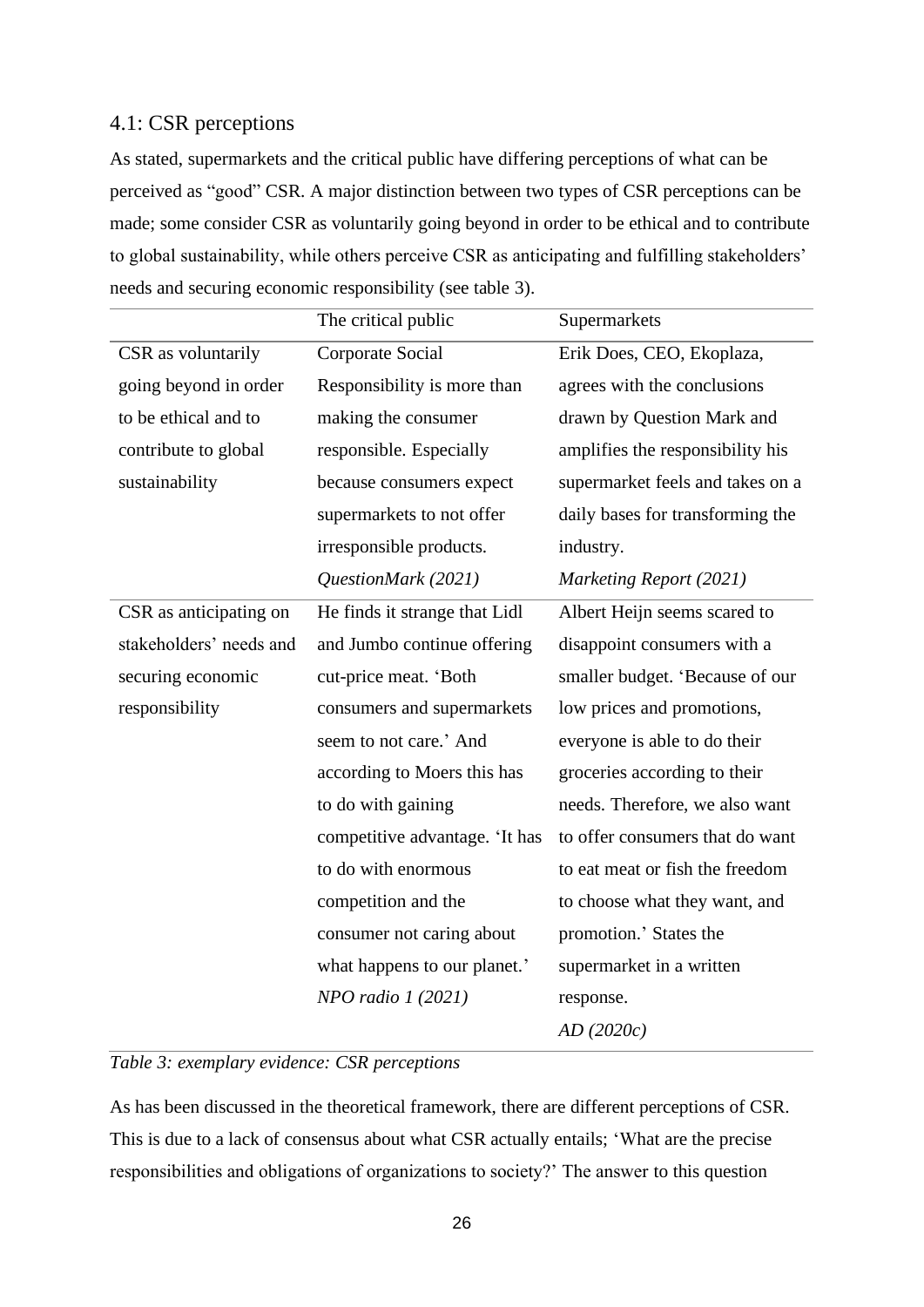## 4.1: CSR perceptions

As stated, supermarkets and the critical public have differing perceptions of what can be perceived as "good" CSR. A major distinction between two types of CSR perceptions can be made; some consider CSR as voluntarily going beyond in order to be ethical and to contribute to global sustainability, while others perceive CSR as anticipating and fulfilling stakeholders' needs and securing economic responsibility (see table 3).

| | The critical public | Supermarkets |
|---|---|---|
| CSR as voluntarily going beyond in order to be ethical and to contribute to global sustainability | Corporate Social Responsibility is more than making the consumer responsible. Especially because consumers expect supermarkets to not offer irresponsible products. *QuestionMark (2021)* | Erik Does, CEO, Ekoplaza, agrees with the conclusions drawn by Question Mark and amplifies the responsibility his supermarket feels and takes on a daily bases for transforming the industry. *Marketing Report (2021)* |
| CSR as anticipating on stakeholders' needs and securing economic responsibility | He finds it strange that Lidl and Jumbo continue offering cut-price meat. 'Both consumers and supermarkets seem to not care.' And according to Moers this has to do with gaining competitive advantage. 'It has to do with enormous competition and the consumer not caring about what happens to our planet.' *NPO radio 1 (2021)* | Albert Heijn seems scared to disappoint consumers with a smaller budget. 'Because of our low prices and promotions, everyone is able to do their groceries according to their needs. Therefore, we also want to offer consumers that do want to eat meat or fish the freedom to choose what they want, and promotion.' States the supermarket in a written response. *AD (2020c)* |

*Table 3: exemplary evidence: CSR perceptions*

As has been discussed in the theoretical framework, there are different perceptions of CSR. This is due to a lack of consensus about what CSR actually entails; 'What are the precise responsibilities and obligations of organizations to society?' The answer to this question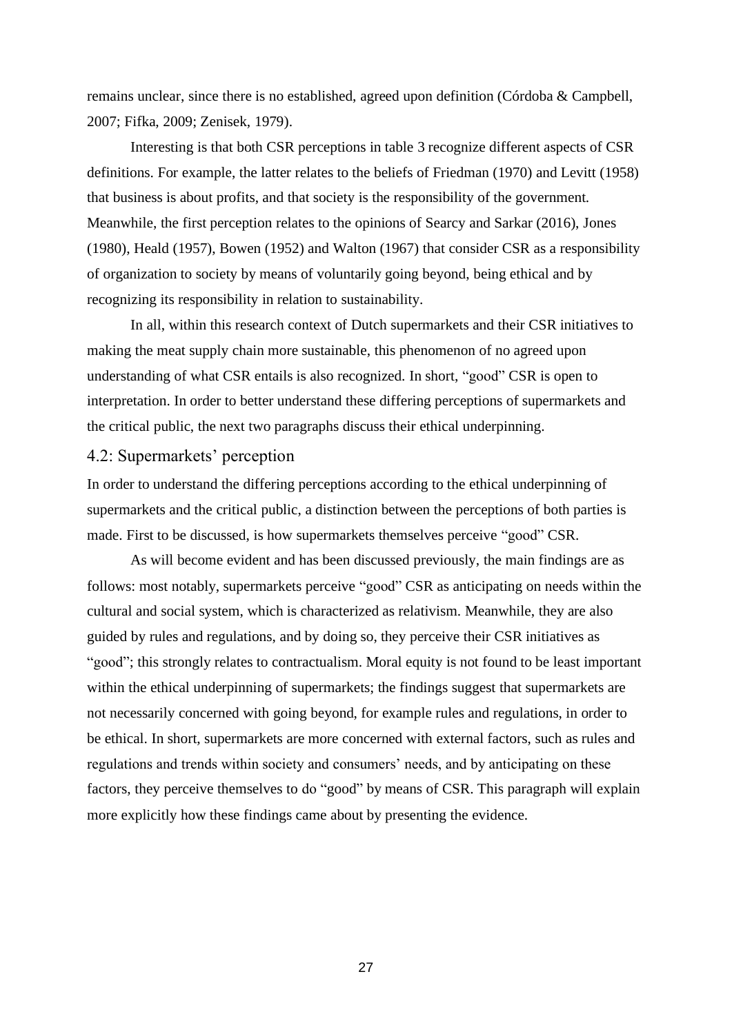remains unclear, since there is no established, agreed upon definition (Córdoba & Campbell, 2007; Fifka, 2009; Zenisek, 1979).

Interesting is that both CSR perceptions in table 3 recognize different aspects of CSR definitions. For example, the latter relates to the beliefs of Friedman (1970) and Levitt (1958) that business is about profits, and that society is the responsibility of the government. Meanwhile, the first perception relates to the opinions of Searcy and Sarkar (2016), Jones (1980), Heald (1957), Bowen (1952) and Walton (1967) that consider CSR as a responsibility of organization to society by means of voluntarily going beyond, being ethical and by recognizing its responsibility in relation to sustainability.

In all, within this research context of Dutch supermarkets and their CSR initiatives to making the meat supply chain more sustainable, this phenomenon of no agreed upon understanding of what CSR entails is also recognized. In short, "good" CSR is open to interpretation. In order to better understand these differing perceptions of supermarkets and the critical public, the next two paragraphs discuss their ethical underpinning.

## 4.2: Supermarkets' perception

In order to understand the differing perceptions according to the ethical underpinning of supermarkets and the critical public, a distinction between the perceptions of both parties is made. First to be discussed, is how supermarkets themselves perceive "good" CSR.

As will become evident and has been discussed previously, the main findings are as follows: most notably, supermarkets perceive "good" CSR as anticipating on needs within the cultural and social system, which is characterized as relativism. Meanwhile, they are also guided by rules and regulations, and by doing so, they perceive their CSR initiatives as "good"; this strongly relates to contractualism. Moral equity is not found to be least important within the ethical underpinning of supermarkets; the findings suggest that supermarkets are not necessarily concerned with going beyond, for example rules and regulations, in order to be ethical. In short, supermarkets are more concerned with external factors, such as rules and regulations and trends within society and consumers' needs, and by anticipating on these factors, they perceive themselves to do "good" by means of CSR. This paragraph will explain more explicitly how these findings came about by presenting the evidence.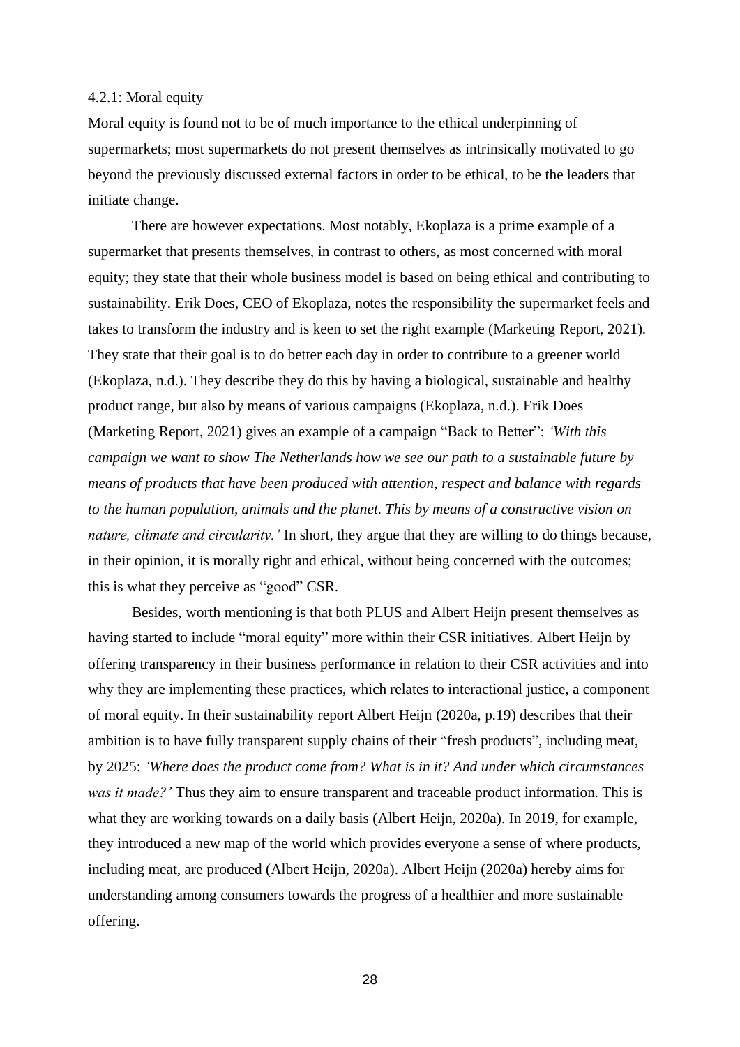#### 4.2.1: Moral equity

Moral equity is found not to be of much importance to the ethical underpinning of supermarkets; most supermarkets do not present themselves as intrinsically motivated to go beyond the previously discussed external factors in order to be ethical, to be the leaders that initiate change.

There are however expectations. Most notably, Ekoplaza is a prime example of a supermarket that presents themselves, in contrast to others, as most concerned with moral equity; they state that their whole business model is based on being ethical and contributing to sustainability. Erik Does, CEO of Ekoplaza, notes the responsibility the supermarket feels and takes to transform the industry and is keen to set the right example (Marketing Report, 2021). They state that their goal is to do better each day in order to contribute to a greener world (Ekoplaza, n.d.). They describe they do this by having a biological, sustainable and healthy product range, but also by means of various campaigns (Ekoplaza, n.d.). Erik Does (Marketing Report, 2021) gives an example of a campaign "Back to Better": *'With this campaign we want to show The Netherlands how we see our path to a sustainable future by means of products that have been produced with attention, respect and balance with regards to the human population, animals and the planet. This by means of a constructive vision on nature, climate and circularity.'* In short, they argue that they are willing to do things because, in their opinion, it is morally right and ethical, without being concerned with the outcomes; this is what they perceive as "good" CSR.

Besides, worth mentioning is that both PLUS and Albert Heijn present themselves as having started to include "moral equity" more within their CSR initiatives. Albert Heijn by offering transparency in their business performance in relation to their CSR activities and into why they are implementing these practices, which relates to interactional justice, a component of moral equity. In their sustainability report Albert Heijn (2020a, p.19) describes that their ambition is to have fully transparent supply chains of their "fresh products", including meat, by 2025: *'Where does the product come from? What is in it? And under which circumstances was it made?'* Thus they aim to ensure transparent and traceable product information. This is what they are working towards on a daily basis (Albert Heijn, 2020a). In 2019, for example, they introduced a new map of the world which provides everyone a sense of where products, including meat, are produced (Albert Heijn, 2020a). Albert Heijn (2020a) hereby aims for understanding among consumers towards the progress of a healthier and more sustainable offering.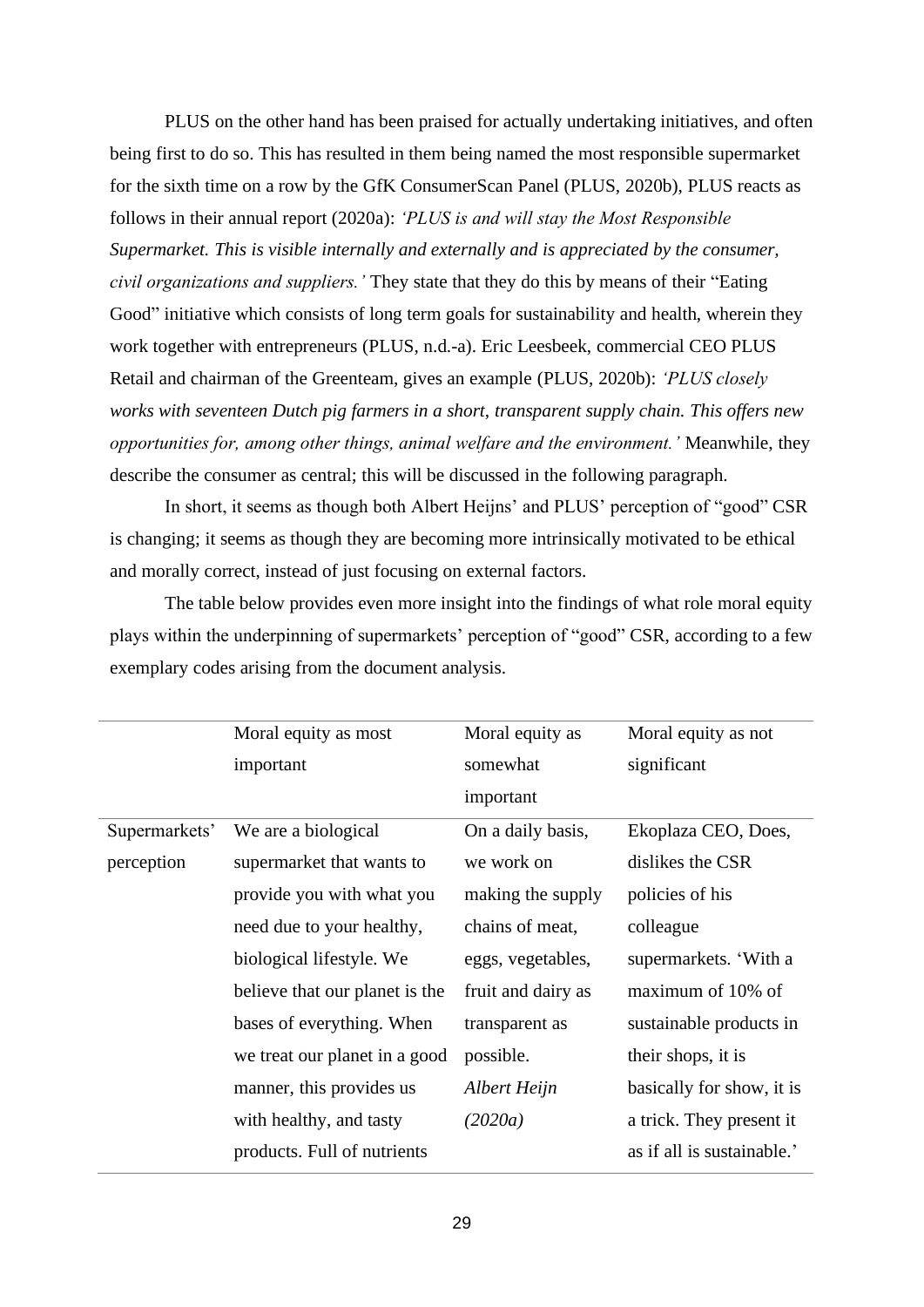PLUS on the other hand has been praised for actually undertaking initiatives, and often being first to do so. This has resulted in them being named the most responsible supermarket for the sixth time on a row by the GfK ConsumerScan Panel (PLUS, 2020b), PLUS reacts as follows in their annual report (2020a): *'PLUS is and will stay the Most Responsible Supermarket. This is visible internally and externally and is appreciated by the consumer, civil organizations and suppliers.'* They state that they do this by means of their "Eating Good" initiative which consists of long term goals for sustainability and health, wherein they work together with entrepreneurs (PLUS, n.d.-a). Eric Leesbeek, commercial CEO PLUS Retail and chairman of the Greenteam, gives an example (PLUS, 2020b): *'PLUS closely works with seventeen Dutch pig farmers in a short, transparent supply chain. This offers new opportunities for, among other things, animal welfare and the environment.'* Meanwhile, they describe the consumer as central; this will be discussed in the following paragraph.

In short, it seems as though both Albert Heijns' and PLUS' perception of "good" CSR is changing; it seems as though they are becoming more intrinsically motivated to be ethical and morally correct, instead of just focusing on external factors.

The table below provides even more insight into the findings of what role moral equity plays within the underpinning of supermarkets' perception of "good" CSR, according to a few exemplary codes arising from the document analysis.

| | Moral equity as most important | Moral equity as somewhat important | Moral equity as not significant |
|---|---|---|---|
| Supermarkets' perception | We are a biological supermarket that wants to provide you with what you need due to your healthy, biological lifestyle. We believe that our planet is the bases of everything. When we treat our planet in a good manner, this provides us with healthy, and tasty products. Full of nutrients | On a daily basis, we work on making the supply chains of meat, eggs, vegetables, fruit and dairy as transparent as possible. *Albert Heijn (2020a)* | Ekoplaza CEO, Does, dislikes the CSR policies of his colleague supermarkets. 'With a maximum of 10% of sustainable products in their shops, it is basically for show, it is a trick. They present it as if all is sustainable.' |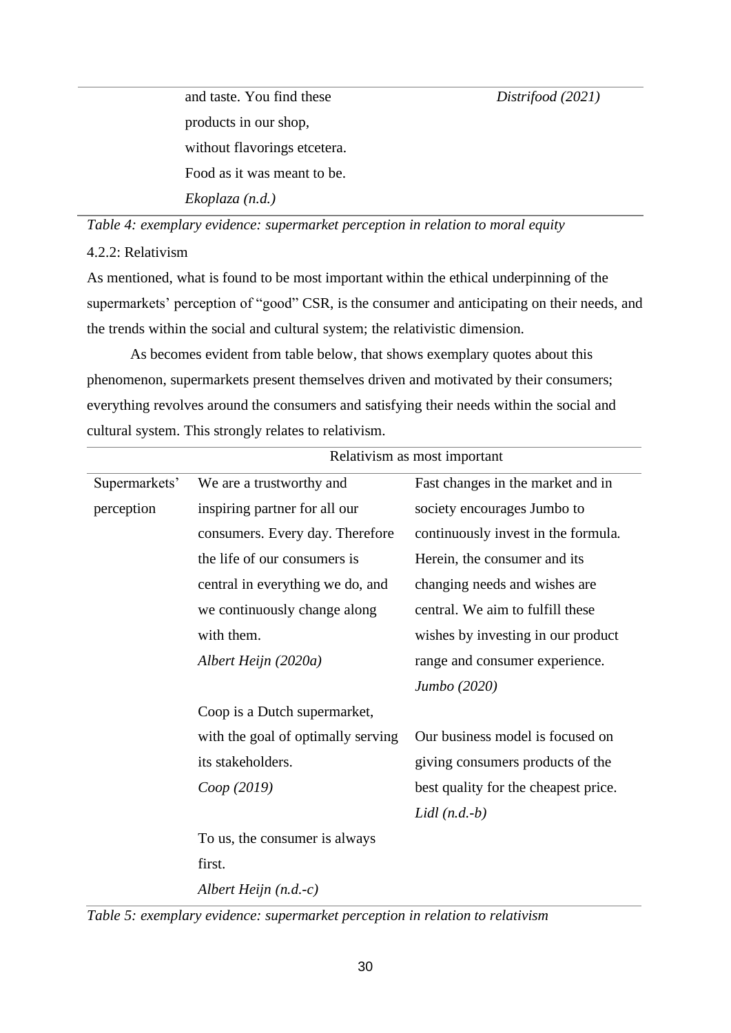| | | |
|---|---|---|
| | and taste. You find these products in our shop, without flavorings etcetera. Food as it was meant to be. *Ekoplaza (n.d.)* | *Distrifood (2021)* |

*Table 4: exemplary evidence: supermarket perception in relation to moral equity*

4.2.2: Relativism

As mentioned, what is found to be most important within the ethical underpinning of the supermarkets' perception of "good" CSR, is the consumer and anticipating on their needs, and the trends within the social and cultural system; the relativistic dimension.

As becomes evident from table below, that shows exemplary quotes about this phenomenon, supermarkets present themselves driven and motivated by their consumers; everything revolves around the consumers and satisfying their needs within the social and cultural system. This strongly relates to relativism.

| | Relativism as most important | |
|---|---|---|
| Supermarkets' perception | We are a trustworthy and inspiring partner for all our consumers. Every day. Therefore the life of our consumers is central in everything we do, and we continuously change along with them. *Albert Heijn (2020a)* | Fast changes in the market and in society encourages Jumbo to continuously invest in the formula. Herein, the consumer and its changing needs and wishes are central. We aim to fulfill these wishes by investing in our product range and consumer experience. *Jumbo (2020)* |
| | Coop is a Dutch supermarket, with the goal of optimally serving its stakeholders. *Coop (2019)* | Our business model is focused on giving consumers products of the best quality for the cheapest price. *Lidl (n.d.-b)* |
| | To us, the consumer is always first. *Albert Heijn (n.d.-c)* | |

*Table 5: exemplary evidence: supermarket perception in relation to relativism*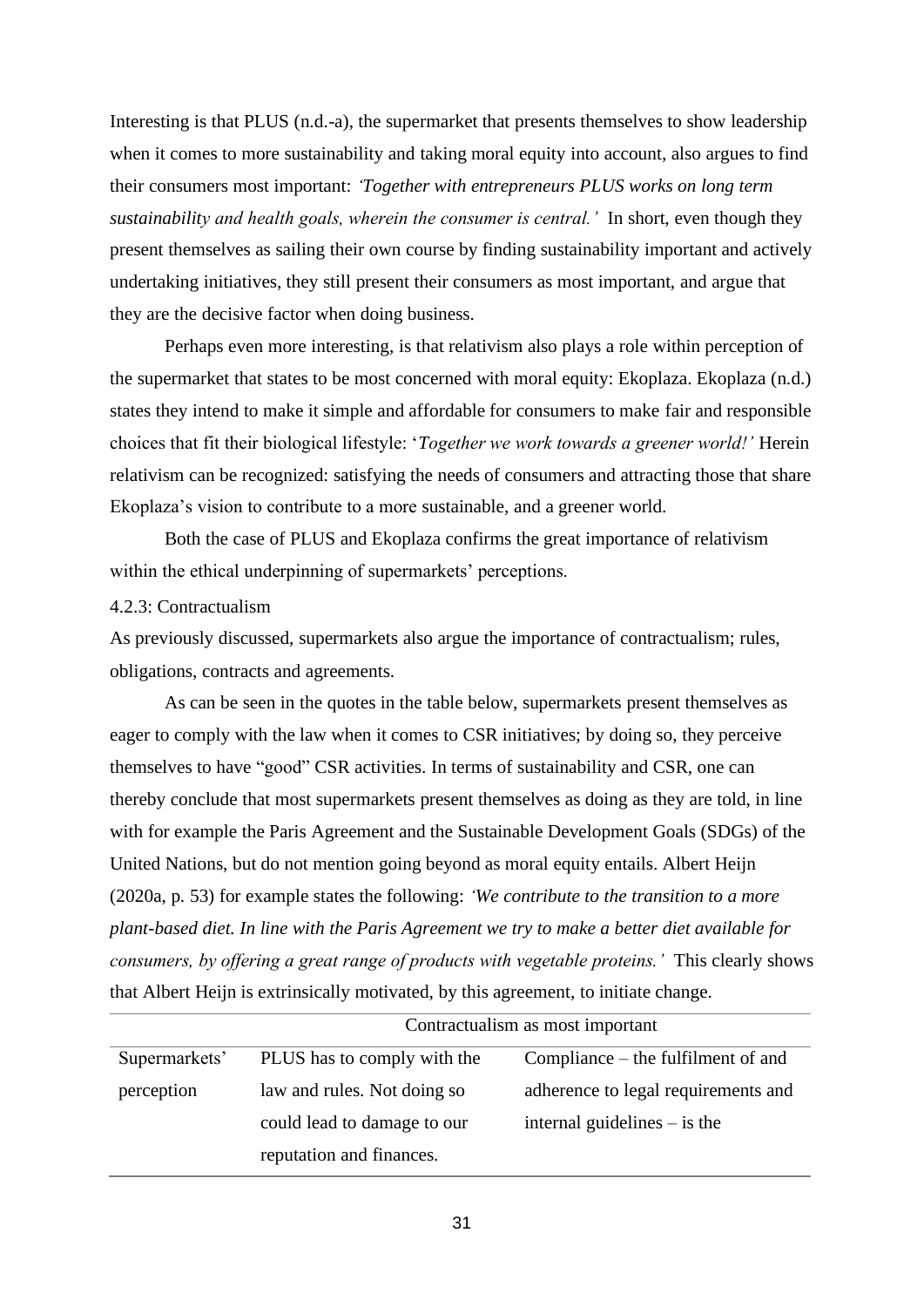Interesting is that PLUS (n.d.-a), the supermarket that presents themselves to show leadership when it comes to more sustainability and taking moral equity into account, also argues to find their consumers most important: *'Together with entrepreneurs PLUS works on long term sustainability and health goals, wherein the consumer is central.'* In short, even though they present themselves as sailing their own course by finding sustainability important and actively undertaking initiatives, they still present their consumers as most important, and argue that they are the decisive factor when doing business.

Perhaps even more interesting, is that relativism also plays a role within perception of the supermarket that states to be most concerned with moral equity: Ekoplaza. Ekoplaza (n.d.) states they intend to make it simple and affordable for consumers to make fair and responsible choices that fit their biological lifestyle: '*Together we work towards a greener world!'* Herein relativism can be recognized: satisfying the needs of consumers and attracting those that share Ekoplaza's vision to contribute to a more sustainable, and a greener world.

Both the case of PLUS and Ekoplaza confirms the great importance of relativism within the ethical underpinning of supermarkets' perceptions.

4.2.3: Contractualism

As previously discussed, supermarkets also argue the importance of contractualism; rules, obligations, contracts and agreements.

As can be seen in the quotes in the table below, supermarkets present themselves as eager to comply with the law when it comes to CSR initiatives; by doing so, they perceive themselves to have "good" CSR activities. In terms of sustainability and CSR, one can thereby conclude that most supermarkets present themselves as doing as they are told, in line with for example the Paris Agreement and the Sustainable Development Goals (SDGs) of the United Nations, but do not mention going beyond as moral equity entails. Albert Heijn (2020a, p. 53) for example states the following: *'We contribute to the transition to a more plant-based diet. In line with the Paris Agreement we try to make a better diet available for consumers, by offering a great range of products with vegetable proteins.'* This clearly shows that Albert Heijn is extrinsically motivated, by this agreement, to initiate change.

| | Contractualism as most important | |
|---|---|---|
| Supermarkets' perception | PLUS has to comply with the law and rules. Not doing so could lead to damage to our reputation and finances. | Compliance – the fulfilment of and adherence to legal requirements and internal guidelines – is the |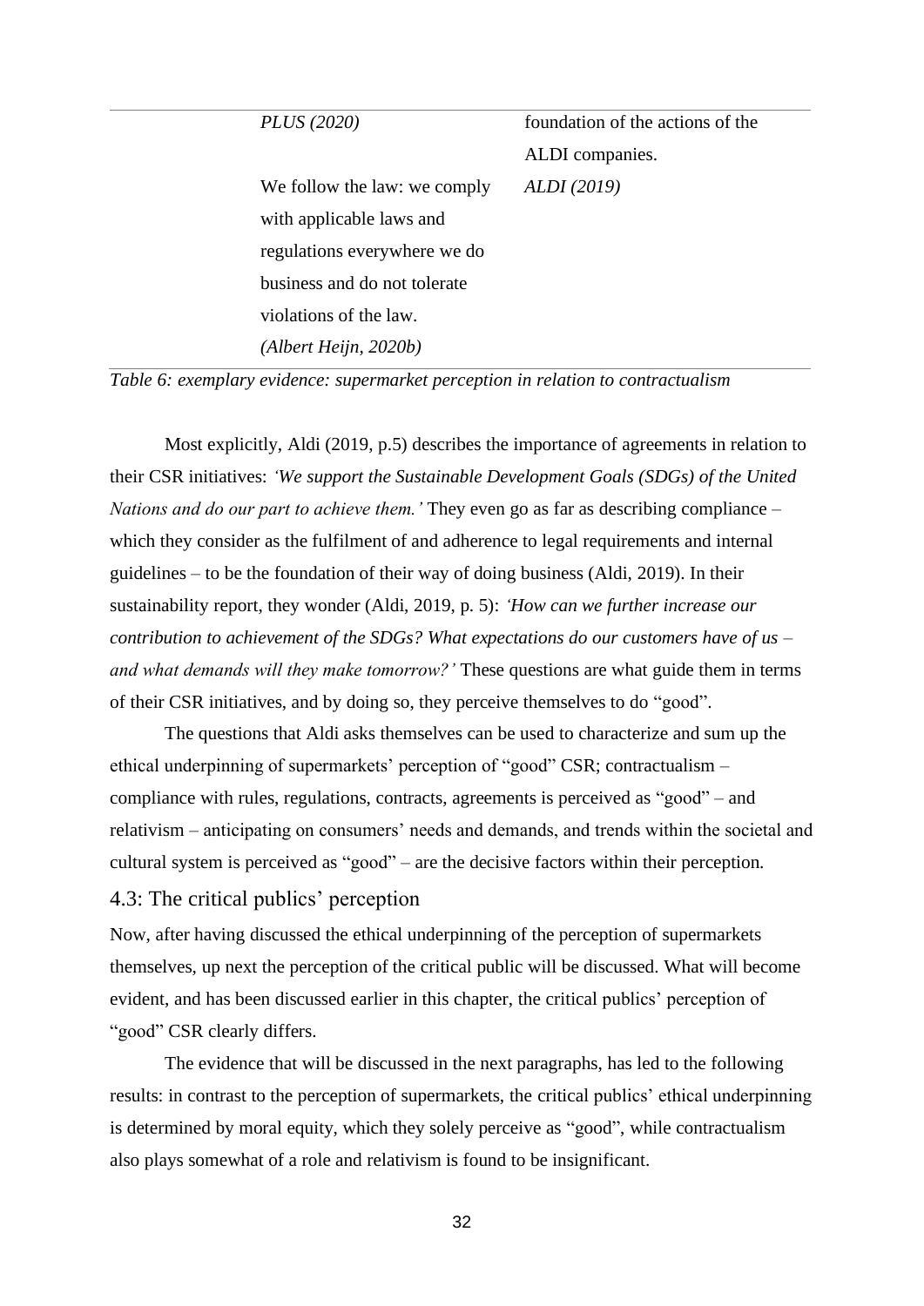| | | |
|---|---|---|
| | *PLUS (2020)* | foundation of the actions of the ALDI companies. |
| | We follow the law: we comply with applicable laws and regulations everywhere we do business and do not tolerate violations of the law. *(Albert Heijn, 2020b)* | *ALDI (2019)* |

*Table 6: exemplary evidence: supermarket perception in relation to contractualism*

Most explicitly, Aldi (2019, p.5) describes the importance of agreements in relation to their CSR initiatives: *'We support the Sustainable Development Goals (SDGs) of the United Nations and do our part to achieve them.'* They even go as far as describing compliance – which they consider as the fulfilment of and adherence to legal requirements and internal guidelines – to be the foundation of their way of doing business (Aldi, 2019). In their sustainability report, they wonder (Aldi, 2019, p. 5): *'How can we further increase our contribution to achievement of the SDGs? What expectations do our customers have of us – and what demands will they make tomorrow?'* These questions are what guide them in terms of their CSR initiatives, and by doing so, they perceive themselves to do "good".

The questions that Aldi asks themselves can be used to characterize and sum up the ethical underpinning of supermarkets' perception of "good" CSR; contractualism – compliance with rules, regulations, contracts, agreements is perceived as "good" – and relativism – anticipating on consumers' needs and demands, and trends within the societal and cultural system is perceived as "good" – are the decisive factors within their perception.

## 4.3: The critical publics' perception

Now, after having discussed the ethical underpinning of the perception of supermarkets themselves, up next the perception of the critical public will be discussed. What will become evident, and has been discussed earlier in this chapter, the critical publics' perception of "good" CSR clearly differs.

The evidence that will be discussed in the next paragraphs, has led to the following results: in contrast to the perception of supermarkets, the critical publics' ethical underpinning is determined by moral equity, which they solely perceive as "good", while contractualism also plays somewhat of a role and relativism is found to be insignificant.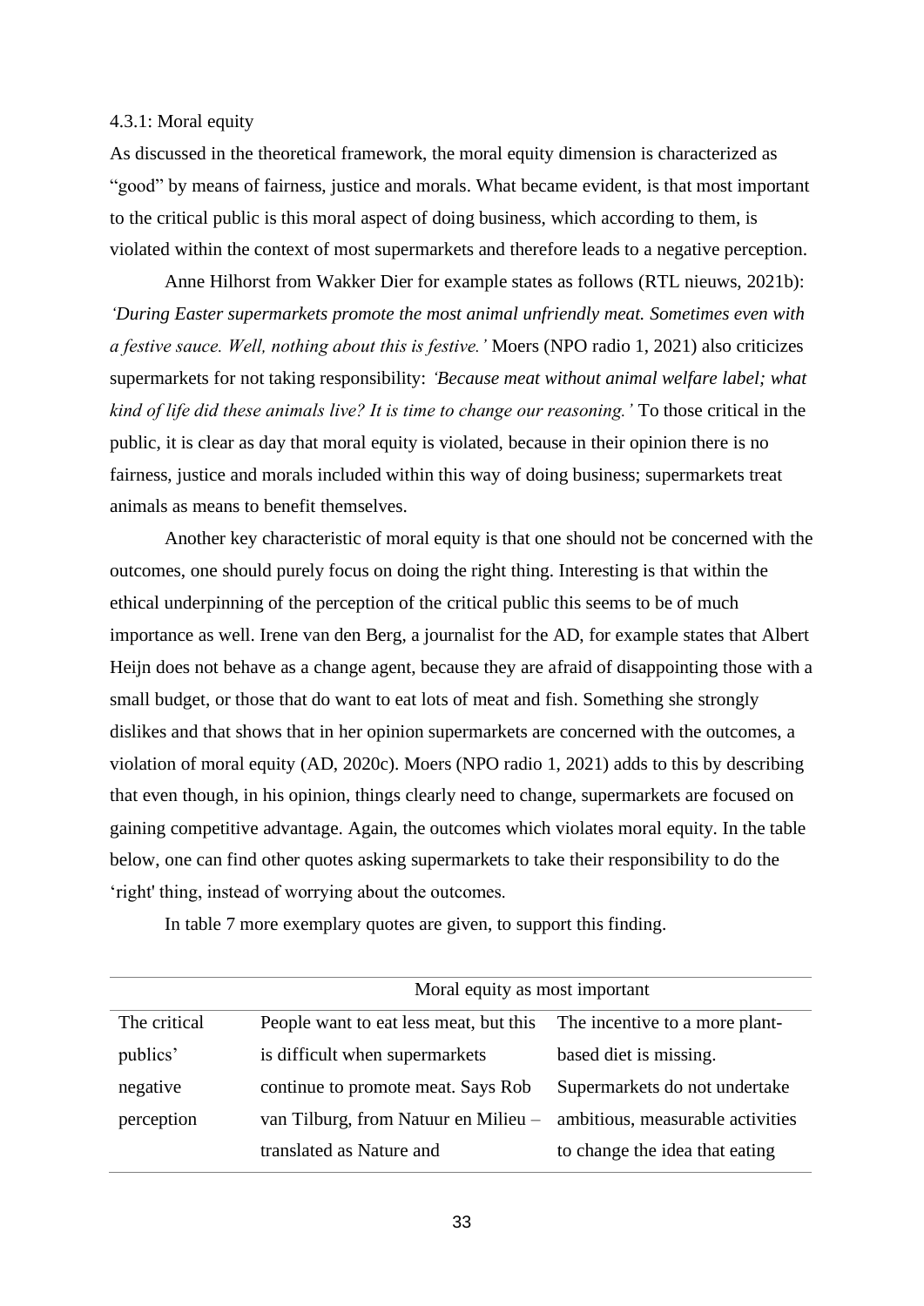### 4.3.1: Moral equity

As discussed in the theoretical framework, the moral equity dimension is characterized as "good" by means of fairness, justice and morals. What became evident, is that most important to the critical public is this moral aspect of doing business, which according to them, is violated within the context of most supermarkets and therefore leads to a negative perception.

Anne Hilhorst from Wakker Dier for example states as follows (RTL nieuws, 2021b): *'During Easter supermarkets promote the most animal unfriendly meat. Sometimes even with a festive sauce. Well, nothing about this is festive.'* Moers (NPO radio 1, 2021) also criticizes supermarkets for not taking responsibility: *'Because meat without animal welfare label; what kind of life did these animals live? It is time to change our reasoning.'* To those critical in the public, it is clear as day that moral equity is violated, because in their opinion there is no fairness, justice and morals included within this way of doing business; supermarkets treat animals as means to benefit themselves.

Another key characteristic of moral equity is that one should not be concerned with the outcomes, one should purely focus on doing the right thing. Interesting is that within the ethical underpinning of the perception of the critical public this seems to be of much importance as well. Irene van den Berg, a journalist for the AD, for example states that Albert Heijn does not behave as a change agent, because they are afraid of disappointing those with a small budget, or those that do want to eat lots of meat and fish. Something she strongly dislikes and that shows that in her opinion supermarkets are concerned with the outcomes, a violation of moral equity (AD, 2020c). Moers (NPO radio 1, 2021) adds to this by describing that even though, in his opinion, things clearly need to change, supermarkets are focused on gaining competitive advantage. Again, the outcomes which violates moral equity. In the table below, one can find other quotes asking supermarkets to take their responsibility to do the 'right' thing, instead of worrying about the outcomes.

In table 7 more exemplary quotes are given, to support this finding.

| | Moral equity as most important | |
|---|---|---|
| The critical publics' negative perception | People want to eat less meat, but this is difficult when supermarkets continue to promote meat. Says Rob van Tilburg, from Natuur en Milieu – translated as Nature and | The incentive to a more plant-based diet is missing. Supermarkets do not undertake ambitious, measurable activities to change the idea that eating |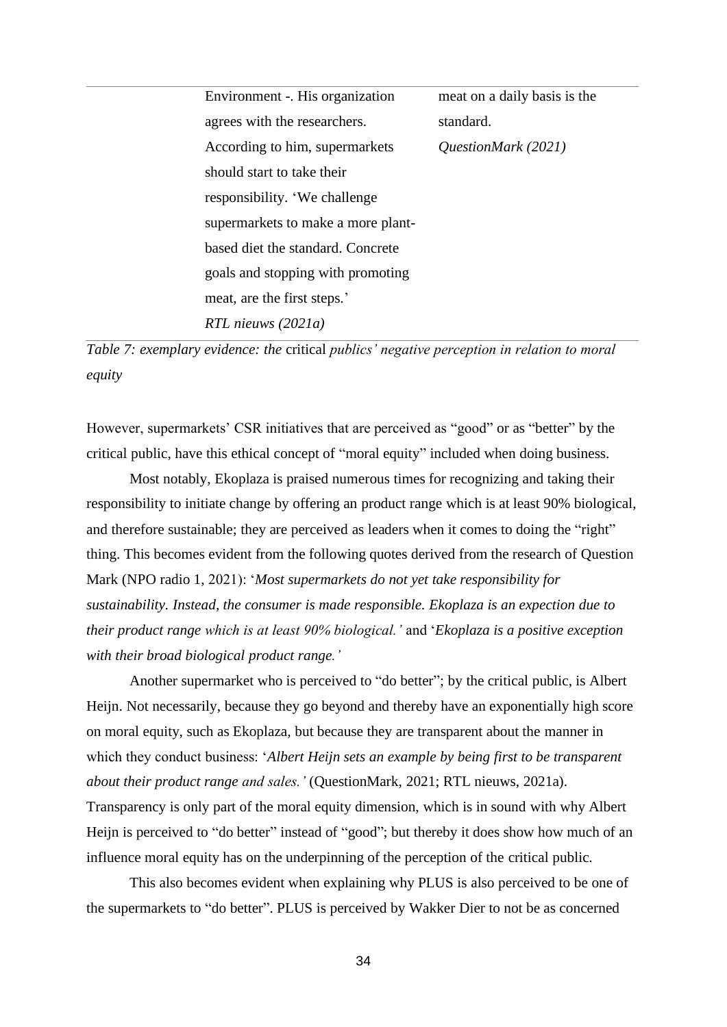| | | |
|---|---|---|
| | Environment -. His organization agrees with the researchers. According to him, supermarkets should start to take their responsibility. 'We challenge supermarkets to make a more plant-based diet the standard. Concrete goals and stopping with promoting meat, are the first steps.' *RTL nieuws (2021a)* | meat on a daily basis is the standard. *QuestionMark (2021)* |

*Table 7: exemplary evidence: the* critical *publics' negative perception in relation to moral equity*

However, supermarkets' CSR initiatives that are perceived as "good" or as "better" by the critical public, have this ethical concept of "moral equity" included when doing business.

Most notably, Ekoplaza is praised numerous times for recognizing and taking their responsibility to initiate change by offering an product range which is at least 90% biological, and therefore sustainable; they are perceived as leaders when it comes to doing the "right" thing. This becomes evident from the following quotes derived from the research of Question Mark (NPO radio 1, 2021): '*Most supermarkets do not yet take responsibility for sustainability. Instead, the consumer is made responsible. Ekoplaza is an expection due to their product range which is at least 90% biological.'* and '*Ekoplaza is a positive exception with their broad biological product range.'*

Another supermarket who is perceived to "do better"; by the critical public, is Albert Heijn. Not necessarily, because they go beyond and thereby have an exponentially high score on moral equity, such as Ekoplaza, but because they are transparent about the manner in which they conduct business: '*Albert Heijn sets an example by being first to be transparent about their product range and sales.'* (QuestionMark, 2021; RTL nieuws, 2021a). Transparency is only part of the moral equity dimension, which is in sound with why Albert Heijn is perceived to "do better" instead of "good"; but thereby it does show how much of an influence moral equity has on the underpinning of the perception of the critical public.

This also becomes evident when explaining why PLUS is also perceived to be one of the supermarkets to "do better". PLUS is perceived by Wakker Dier to not be as concerned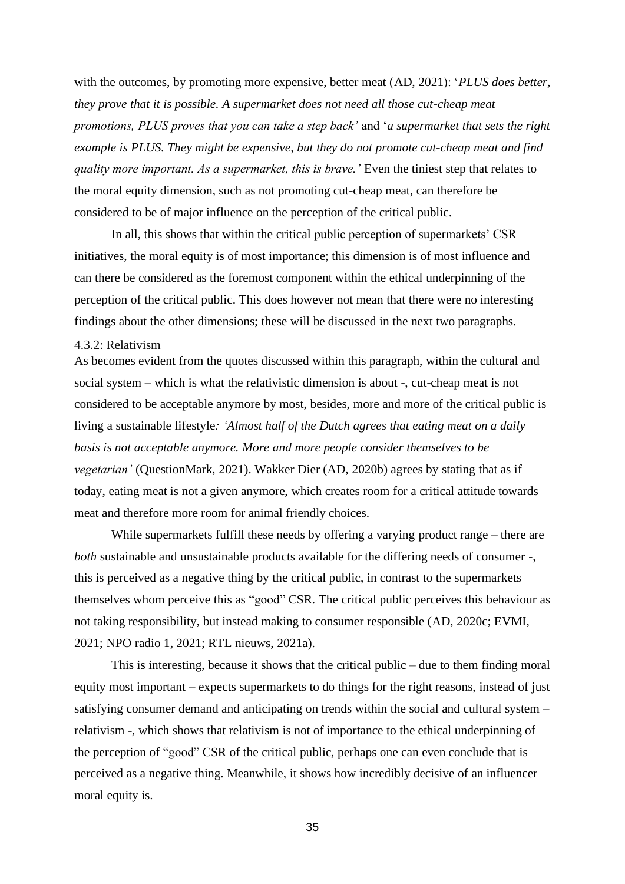with the outcomes, by promoting more expensive, better meat (AD, 2021): '*PLUS does better, they prove that it is possible. A supermarket does not need all those cut-cheap meat promotions, PLUS proves that you can take a step back'* and '*a supermarket that sets the right example is PLUS. They might be expensive, but they do not promote cut-cheap meat and find quality more important. As a supermarket, this is brave.'* Even the tiniest step that relates to the moral equity dimension, such as not promoting cut-cheap meat, can therefore be considered to be of major influence on the perception of the critical public.

In all, this shows that within the critical public perception of supermarkets' CSR initiatives, the moral equity is of most importance; this dimension is of most influence and can there be considered as the foremost component within the ethical underpinning of the perception of the critical public. This does however not mean that there were no interesting findings about the other dimensions; these will be discussed in the next two paragraphs.

### 4.3.2: Relativism

As becomes evident from the quotes discussed within this paragraph, within the cultural and social system – which is what the relativistic dimension is about -, cut-cheap meat is not considered to be acceptable anymore by most, besides, more and more of the critical public is living a sustainable lifestyle*: 'Almost half of the Dutch agrees that eating meat on a daily basis is not acceptable anymore. More and more people consider themselves to be vegetarian'* (QuestionMark, 2021). Wakker Dier (AD, 2020b) agrees by stating that as if today, eating meat is not a given anymore, which creates room for a critical attitude towards meat and therefore more room for animal friendly choices.

While supermarkets fulfill these needs by offering a varying product range – there are *both* sustainable and unsustainable products available for the differing needs of consumer -, this is perceived as a negative thing by the critical public, in contrast to the supermarkets themselves whom perceive this as "good" CSR. The critical public perceives this behaviour as not taking responsibility, but instead making to consumer responsible (AD, 2020c; EVMI, 2021; NPO radio 1, 2021; RTL nieuws, 2021a).

This is interesting, because it shows that the critical public – due to them finding moral equity most important – expects supermarkets to do things for the right reasons, instead of just satisfying consumer demand and anticipating on trends within the social and cultural system – relativism -, which shows that relativism is not of importance to the ethical underpinning of the perception of "good" CSR of the critical public, perhaps one can even conclude that is perceived as a negative thing. Meanwhile, it shows how incredibly decisive of an influencer moral equity is.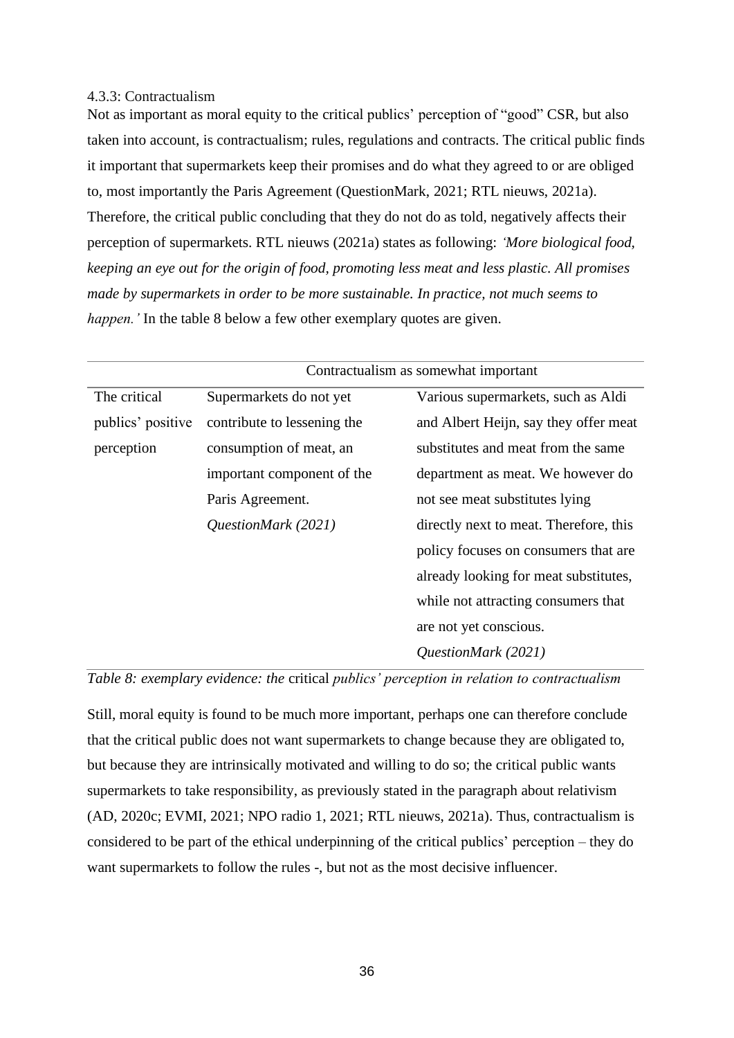### 4.3.3: Contractualism

Not as important as moral equity to the critical publics' perception of "good" CSR, but also taken into account, is contractualism; rules, regulations and contracts. The critical public finds it important that supermarkets keep their promises and do what they agreed to or are obliged to, most importantly the Paris Agreement (QuestionMark, 2021; RTL nieuws, 2021a). Therefore, the critical public concluding that they do not do as told, negatively affects their perception of supermarkets. RTL nieuws (2021a) states as following: *'More biological food, keeping an eye out for the origin of food, promoting less meat and less plastic. All promises made by supermarkets in order to be more sustainable. In practice, not much seems to happen.'* In the table 8 below a few other exemplary quotes are given.

| | Contractualism as somewhat important | |
|---|---|---|
| The critical publics' positive perception | Supermarkets do not yet contribute to lessening the consumption of meat, an important component of the Paris Agreement. *QuestionMark (2021)* | Various supermarkets, such as Aldi and Albert Heijn, say they offer meat substitutes and meat from the same department as meat. We however do not see meat substitutes lying directly next to meat. Therefore, this policy focuses on consumers that are already looking for meat substitutes, while not attracting consumers that are not yet conscious. *QuestionMark (2021)* |

*Table 8: exemplary evidence: the* critical *publics' perception in relation to contractualism*

Still, moral equity is found to be much more important, perhaps one can therefore conclude that the critical public does not want supermarkets to change because they are obligated to, but because they are intrinsically motivated and willing to do so; the critical public wants supermarkets to take responsibility, as previously stated in the paragraph about relativism (AD, 2020c; EVMI, 2021; NPO radio 1, 2021; RTL nieuws, 2021a). Thus, contractualism is considered to be part of the ethical underpinning of the critical publics' perception – they do want supermarkets to follow the rules -, but not as the most decisive influencer.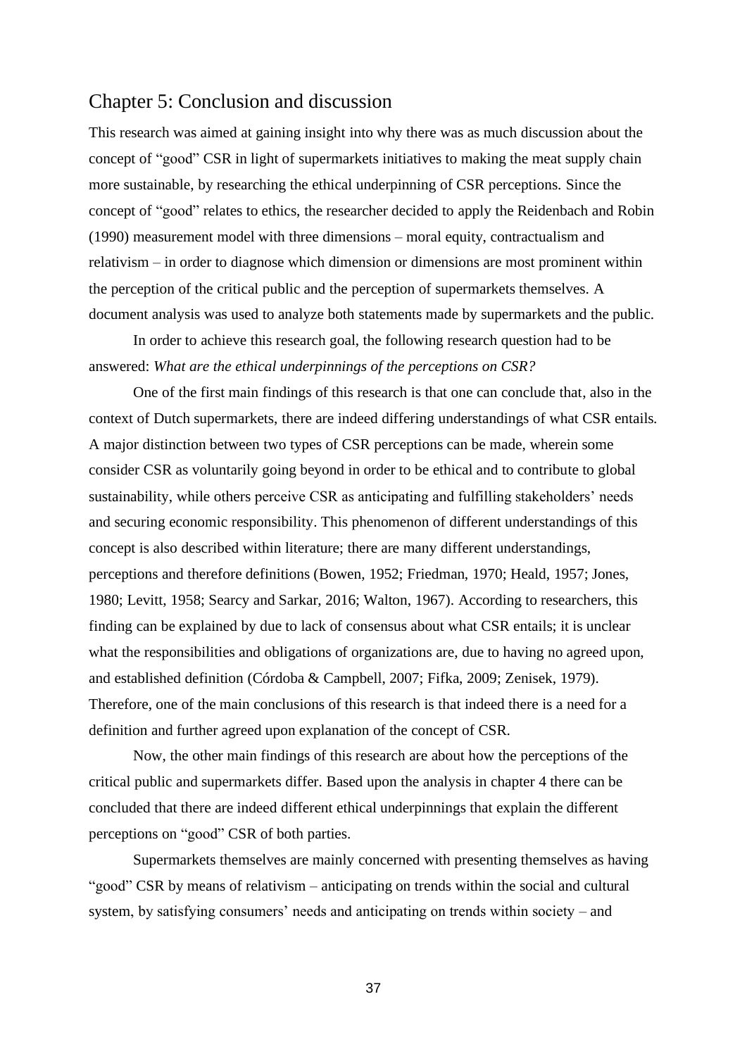# Chapter 5: Conclusion and discussion

This research was aimed at gaining insight into why there was as much discussion about the concept of "good" CSR in light of supermarkets initiatives to making the meat supply chain more sustainable, by researching the ethical underpinning of CSR perceptions. Since the concept of "good" relates to ethics, the researcher decided to apply the Reidenbach and Robin (1990) measurement model with three dimensions – moral equity, contractualism and relativism – in order to diagnose which dimension or dimensions are most prominent within the perception of the critical public and the perception of supermarkets themselves. A document analysis was used to analyze both statements made by supermarkets and the public.

In order to achieve this research goal, the following research question had to be answered: *What are the ethical underpinnings of the perceptions on CSR?*

One of the first main findings of this research is that one can conclude that, also in the context of Dutch supermarkets, there are indeed differing understandings of what CSR entails. A major distinction between two types of CSR perceptions can be made, wherein some consider CSR as voluntarily going beyond in order to be ethical and to contribute to global sustainability, while others perceive CSR as anticipating and fulfilling stakeholders' needs and securing economic responsibility. This phenomenon of different understandings of this concept is also described within literature; there are many different understandings, perceptions and therefore definitions (Bowen, 1952; Friedman, 1970; Heald, 1957; Jones, 1980; Levitt, 1958; Searcy and Sarkar, 2016; Walton, 1967). According to researchers, this finding can be explained by due to lack of consensus about what CSR entails; it is unclear what the responsibilities and obligations of organizations are, due to having no agreed upon, and established definition (Córdoba & Campbell, 2007; Fifka, 2009; Zenisek, 1979). Therefore, one of the main conclusions of this research is that indeed there is a need for a definition and further agreed upon explanation of the concept of CSR.

Now, the other main findings of this research are about how the perceptions of the critical public and supermarkets differ. Based upon the analysis in chapter 4 there can be concluded that there are indeed different ethical underpinnings that explain the different perceptions on "good" CSR of both parties.

Supermarkets themselves are mainly concerned with presenting themselves as having "good" CSR by means of relativism – anticipating on trends within the social and cultural system, by satisfying consumers' needs and anticipating on trends within society – and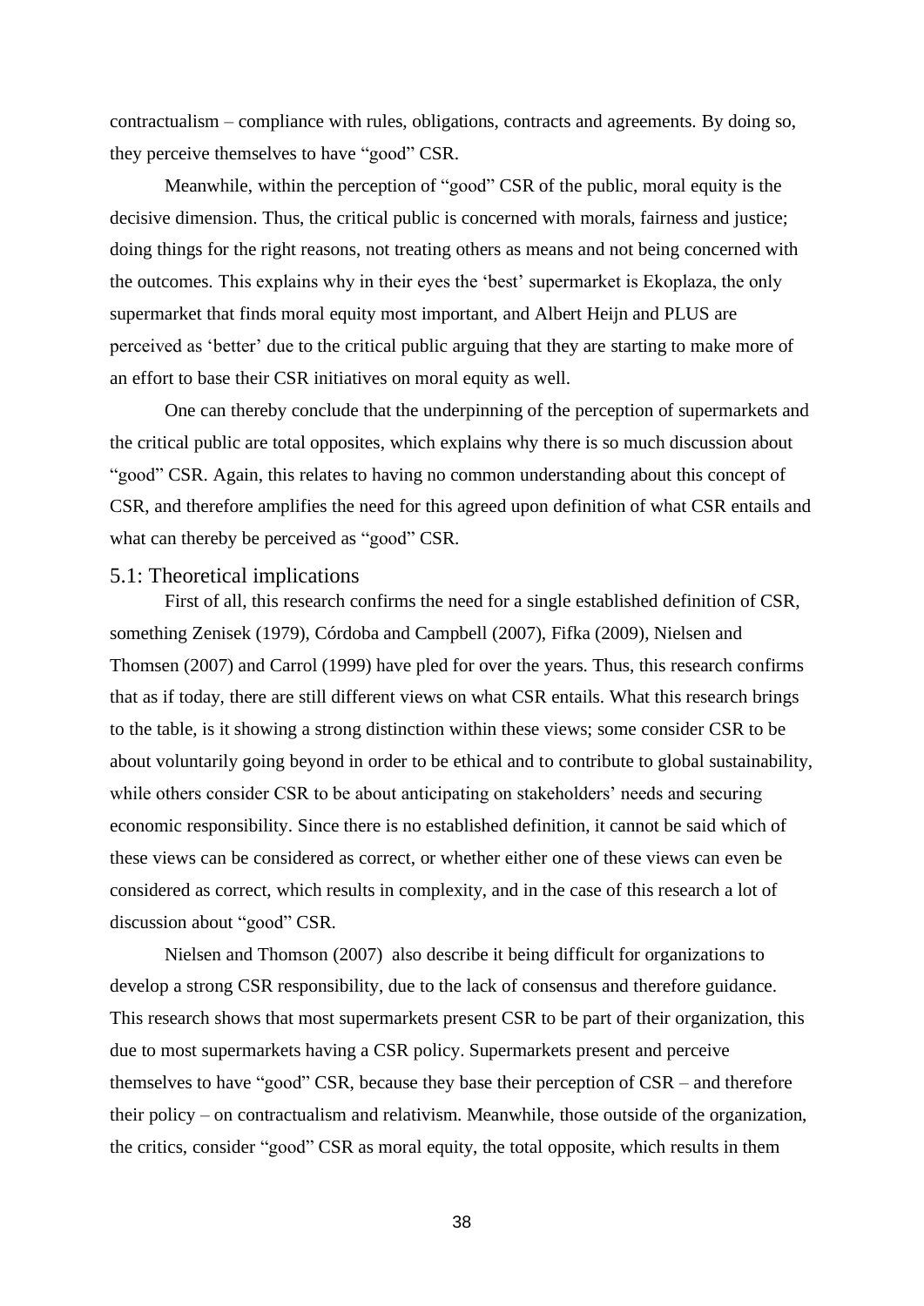contractualism – compliance with rules, obligations, contracts and agreements. By doing so, they perceive themselves to have "good" CSR.

Meanwhile, within the perception of "good" CSR of the public, moral equity is the decisive dimension. Thus, the critical public is concerned with morals, fairness and justice; doing things for the right reasons, not treating others as means and not being concerned with the outcomes. This explains why in their eyes the 'best' supermarket is Ekoplaza, the only supermarket that finds moral equity most important, and Albert Heijn and PLUS are perceived as 'better' due to the critical public arguing that they are starting to make more of an effort to base their CSR initiatives on moral equity as well.

One can thereby conclude that the underpinning of the perception of supermarkets and the critical public are total opposites, which explains why there is so much discussion about "good" CSR. Again, this relates to having no common understanding about this concept of CSR, and therefore amplifies the need for this agreed upon definition of what CSR entails and what can thereby be perceived as "good" CSR.

## 5.1: Theoretical implications

First of all, this research confirms the need for a single established definition of CSR, something Zenisek (1979), Córdoba and Campbell (2007), Fifka (2009), Nielsen and Thomsen (2007) and Carrol (1999) have pled for over the years. Thus, this research confirms that as if today, there are still different views on what CSR entails. What this research brings to the table, is it showing a strong distinction within these views; some consider CSR to be about voluntarily going beyond in order to be ethical and to contribute to global sustainability, while others consider CSR to be about anticipating on stakeholders' needs and securing economic responsibility. Since there is no established definition, it cannot be said which of these views can be considered as correct, or whether either one of these views can even be considered as correct, which results in complexity, and in the case of this research a lot of discussion about "good" CSR.

Nielsen and Thomson (2007) also describe it being difficult for organizations to develop a strong CSR responsibility, due to the lack of consensus and therefore guidance. This research shows that most supermarkets present CSR to be part of their organization, this due to most supermarkets having a CSR policy. Supermarkets present and perceive themselves to have "good" CSR, because they base their perception of CSR – and therefore their policy – on contractualism and relativism. Meanwhile, those outside of the organization, the critics, consider "good" CSR as moral equity, the total opposite, which results in them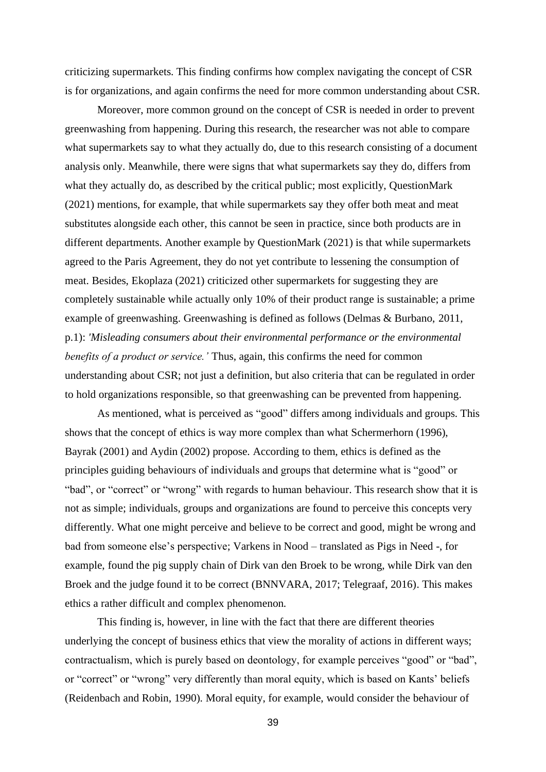criticizing supermarkets. This finding confirms how complex navigating the concept of CSR is for organizations, and again confirms the need for more common understanding about CSR.

Moreover, more common ground on the concept of CSR is needed in order to prevent greenwashing from happening. During this research, the researcher was not able to compare what supermarkets say to what they actually do, due to this research consisting of a document analysis only. Meanwhile, there were signs that what supermarkets say they do, differs from what they actually do, as described by the critical public; most explicitly, QuestionMark (2021) mentions, for example, that while supermarkets say they offer both meat and meat substitutes alongside each other, this cannot be seen in practice, since both products are in different departments. Another example by QuestionMark (2021) is that while supermarkets agreed to the Paris Agreement, they do not yet contribute to lessening the consumption of meat. Besides, Ekoplaza (2021) criticized other supermarkets for suggesting they are completely sustainable while actually only 10% of their product range is sustainable; a prime example of greenwashing. Greenwashing is defined as follows (Delmas & Burbano, 2011, p.1): *'Misleading consumers about their environmental performance or the environmental benefits of a product or service.'* Thus, again, this confirms the need for common understanding about CSR; not just a definition, but also criteria that can be regulated in order to hold organizations responsible, so that greenwashing can be prevented from happening.

As mentioned, what is perceived as "good" differs among individuals and groups. This shows that the concept of ethics is way more complex than what Schermerhorn (1996), Bayrak (2001) and Aydin (2002) propose. According to them, ethics is defined as the principles guiding behaviours of individuals and groups that determine what is "good" or "bad", or "correct" or "wrong" with regards to human behaviour. This research show that it is not as simple; individuals, groups and organizations are found to perceive this concepts very differently. What one might perceive and believe to be correct and good, might be wrong and bad from someone else's perspective; Varkens in Nood – translated as Pigs in Need -, for example, found the pig supply chain of Dirk van den Broek to be wrong, while Dirk van den Broek and the judge found it to be correct (BNNVARA, 2017; Telegraaf, 2016). This makes ethics a rather difficult and complex phenomenon.

This finding is, however, in line with the fact that there are different theories underlying the concept of business ethics that view the morality of actions in different ways; contractualism, which is purely based on deontology, for example perceives "good" or "bad", or "correct" or "wrong" very differently than moral equity, which is based on Kants' beliefs (Reidenbach and Robin, 1990). Moral equity, for example, would consider the behaviour of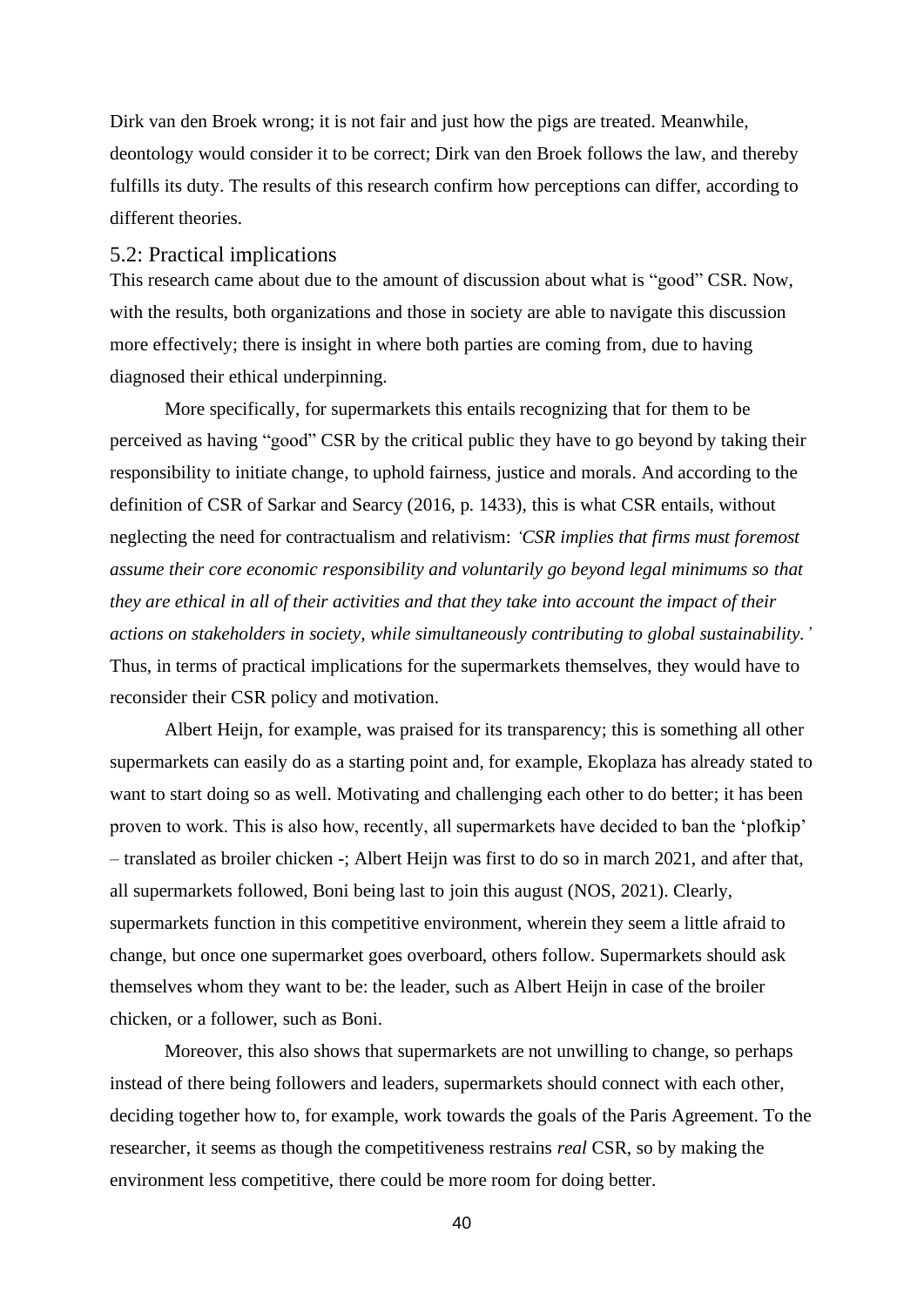Dirk van den Broek wrong; it is not fair and just how the pigs are treated. Meanwhile, deontology would consider it to be correct; Dirk van den Broek follows the law, and thereby fulfills its duty. The results of this research confirm how perceptions can differ, according to different theories.

## 5.2: Practical implications

This research came about due to the amount of discussion about what is "good" CSR. Now, with the results, both organizations and those in society are able to navigate this discussion more effectively; there is insight in where both parties are coming from, due to having diagnosed their ethical underpinning.

More specifically, for supermarkets this entails recognizing that for them to be perceived as having "good" CSR by the critical public they have to go beyond by taking their responsibility to initiate change, to uphold fairness, justice and morals. And according to the definition of CSR of Sarkar and Searcy (2016, p. 1433), this is what CSR entails, without neglecting the need for contractualism and relativism: *'CSR implies that firms must foremost assume their core economic responsibility and voluntarily go beyond legal minimums so that they are ethical in all of their activities and that they take into account the impact of their actions on stakeholders in society, while simultaneously contributing to global sustainability.'* Thus, in terms of practical implications for the supermarkets themselves, they would have to reconsider their CSR policy and motivation.

Albert Heijn, for example, was praised for its transparency; this is something all other supermarkets can easily do as a starting point and, for example, Ekoplaza has already stated to want to start doing so as well. Motivating and challenging each other to do better; it has been proven to work. This is also how, recently, all supermarkets have decided to ban the 'plofkip' – translated as broiler chicken -; Albert Heijn was first to do so in march 2021, and after that, all supermarkets followed, Boni being last to join this august (NOS, 2021). Clearly, supermarkets function in this competitive environment, wherein they seem a little afraid to change, but once one supermarket goes overboard, others follow. Supermarkets should ask themselves whom they want to be: the leader, such as Albert Heijn in case of the broiler chicken, or a follower, such as Boni.

Moreover, this also shows that supermarkets are not unwilling to change, so perhaps instead of there being followers and leaders, supermarkets should connect with each other, deciding together how to, for example, work towards the goals of the Paris Agreement. To the researcher, it seems as though the competitiveness restrains *real* CSR, so by making the environment less competitive, there could be more room for doing better.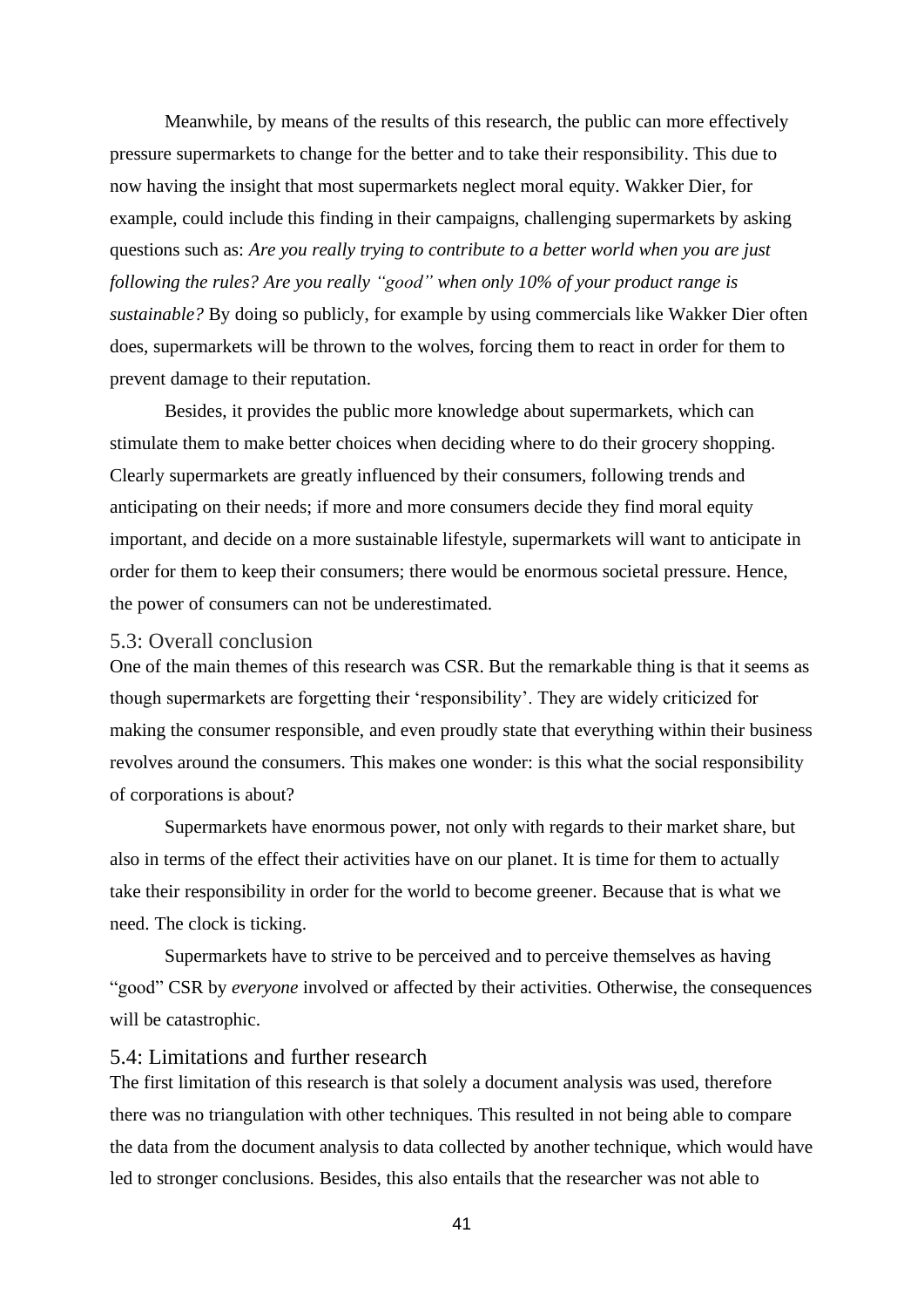Meanwhile, by means of the results of this research, the public can more effectively pressure supermarkets to change for the better and to take their responsibility. This due to now having the insight that most supermarkets neglect moral equity. Wakker Dier, for example, could include this finding in their campaigns, challenging supermarkets by asking questions such as: *Are you really trying to contribute to a better world when you are just following the rules? Are you really "good" when only 10% of your product range is sustainable?* By doing so publicly, for example by using commercials like Wakker Dier often does, supermarkets will be thrown to the wolves, forcing them to react in order for them to prevent damage to their reputation.

Besides, it provides the public more knowledge about supermarkets, which can stimulate them to make better choices when deciding where to do their grocery shopping. Clearly supermarkets are greatly influenced by their consumers, following trends and anticipating on their needs; if more and more consumers decide they find moral equity important, and decide on a more sustainable lifestyle, supermarkets will want to anticipate in order for them to keep their consumers; there would be enormous societal pressure. Hence, the power of consumers can not be underestimated.

## 5.3: Overall conclusion

One of the main themes of this research was CSR. But the remarkable thing is that it seems as though supermarkets are forgetting their 'responsibility'. They are widely criticized for making the consumer responsible, and even proudly state that everything within their business revolves around the consumers. This makes one wonder: is this what the social responsibility of corporations is about?

Supermarkets have enormous power, not only with regards to their market share, but also in terms of the effect their activities have on our planet. It is time for them to actually take their responsibility in order for the world to become greener. Because that is what we need. The clock is ticking.

Supermarkets have to strive to be perceived and to perceive themselves as having "good" CSR by *everyone* involved or affected by their activities. Otherwise, the consequences will be catastrophic.

## 5.4: Limitations and further research

The first limitation of this research is that solely a document analysis was used, therefore there was no triangulation with other techniques. This resulted in not being able to compare the data from the document analysis to data collected by another technique, which would have led to stronger conclusions. Besides, this also entails that the researcher was not able to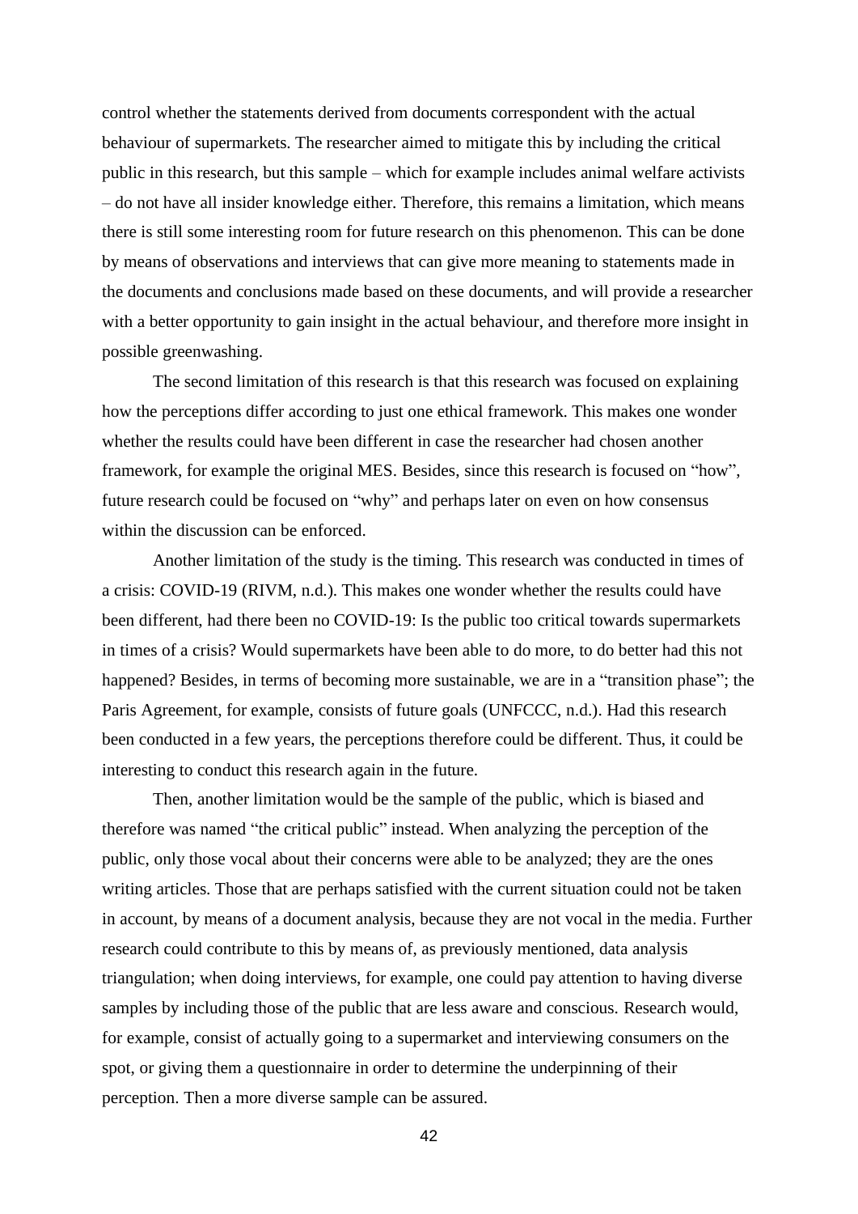control whether the statements derived from documents correspondent with the actual behaviour of supermarkets. The researcher aimed to mitigate this by including the critical public in this research, but this sample – which for example includes animal welfare activists – do not have all insider knowledge either. Therefore, this remains a limitation, which means there is still some interesting room for future research on this phenomenon. This can be done by means of observations and interviews that can give more meaning to statements made in the documents and conclusions made based on these documents, and will provide a researcher with a better opportunity to gain insight in the actual behaviour, and therefore more insight in possible greenwashing.

The second limitation of this research is that this research was focused on explaining how the perceptions differ according to just one ethical framework. This makes one wonder whether the results could have been different in case the researcher had chosen another framework, for example the original MES. Besides, since this research is focused on "how", future research could be focused on "why" and perhaps later on even on how consensus within the discussion can be enforced.

Another limitation of the study is the timing. This research was conducted in times of a crisis: COVID-19 (RIVM, n.d.). This makes one wonder whether the results could have been different, had there been no COVID-19: Is the public too critical towards supermarkets in times of a crisis? Would supermarkets have been able to do more, to do better had this not happened? Besides, in terms of becoming more sustainable, we are in a "transition phase"; the Paris Agreement, for example, consists of future goals (UNFCCC, n.d.). Had this research been conducted in a few years, the perceptions therefore could be different. Thus, it could be interesting to conduct this research again in the future.

Then, another limitation would be the sample of the public, which is biased and therefore was named "the critical public" instead. When analyzing the perception of the public, only those vocal about their concerns were able to be analyzed; they are the ones writing articles. Those that are perhaps satisfied with the current situation could not be taken in account, by means of a document analysis, because they are not vocal in the media. Further research could contribute to this by means of, as previously mentioned, data analysis triangulation; when doing interviews, for example, one could pay attention to having diverse samples by including those of the public that are less aware and conscious. Research would, for example, consist of actually going to a supermarket and interviewing consumers on the spot, or giving them a questionnaire in order to determine the underpinning of their perception. Then a more diverse sample can be assured.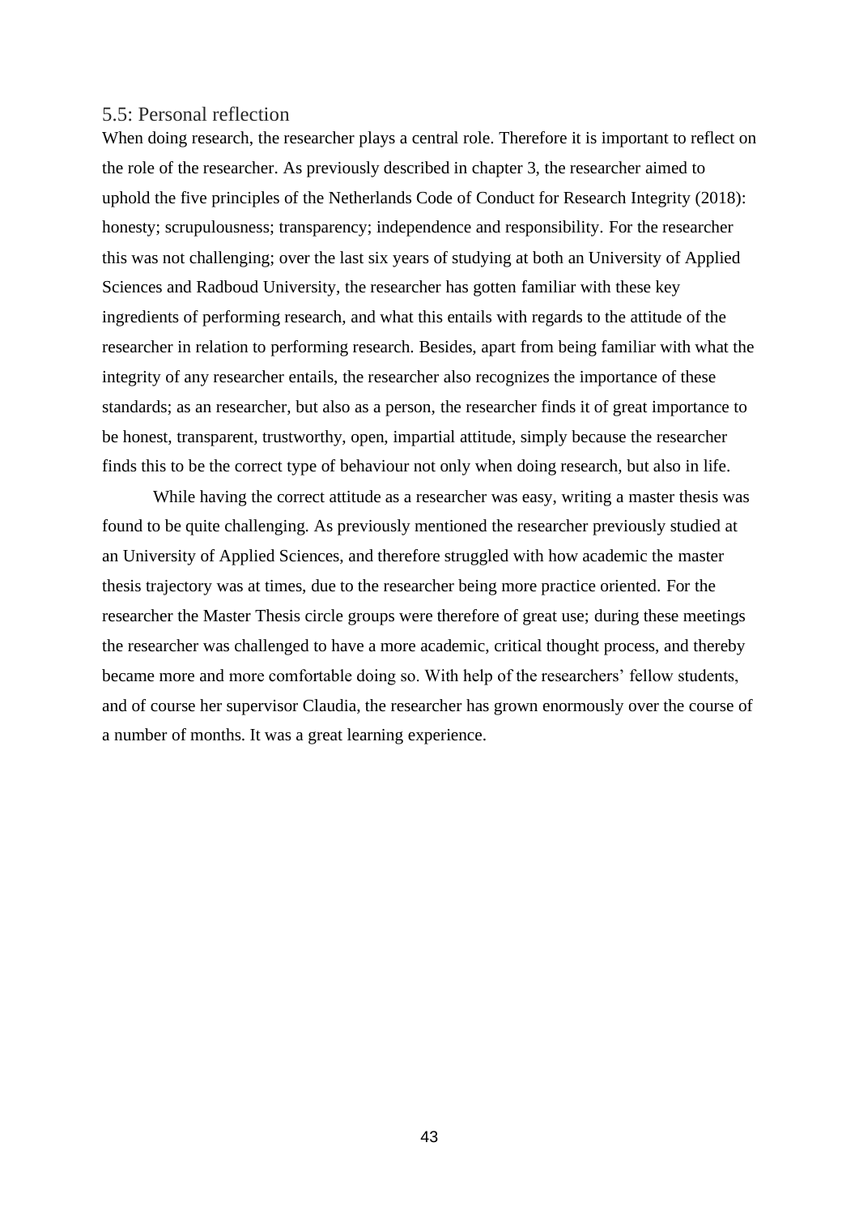## 5.5: Personal reflection

When doing research, the researcher plays a central role. Therefore it is important to reflect on the role of the researcher. As previously described in chapter 3, the researcher aimed to uphold the five principles of the Netherlands Code of Conduct for Research Integrity (2018): honesty; scrupulousness; transparency; independence and responsibility. For the researcher this was not challenging; over the last six years of studying at both an University of Applied Sciences and Radboud University, the researcher has gotten familiar with these key ingredients of performing research, and what this entails with regards to the attitude of the researcher in relation to performing research. Besides, apart from being familiar with what the integrity of any researcher entails, the researcher also recognizes the importance of these standards; as an researcher, but also as a person, the researcher finds it of great importance to be honest, transparent, trustworthy, open, impartial attitude, simply because the researcher finds this to be the correct type of behaviour not only when doing research, but also in life.

While having the correct attitude as a researcher was easy, writing a master thesis was found to be quite challenging. As previously mentioned the researcher previously studied at an University of Applied Sciences, and therefore struggled with how academic the master thesis trajectory was at times, due to the researcher being more practice oriented. For the researcher the Master Thesis circle groups were therefore of great use; during these meetings the researcher was challenged to have a more academic, critical thought process, and thereby became more and more comfortable doing so. With help of the researchers' fellow students, and of course her supervisor Claudia, the researcher has grown enormously over the course of a number of months. It was a great learning experience.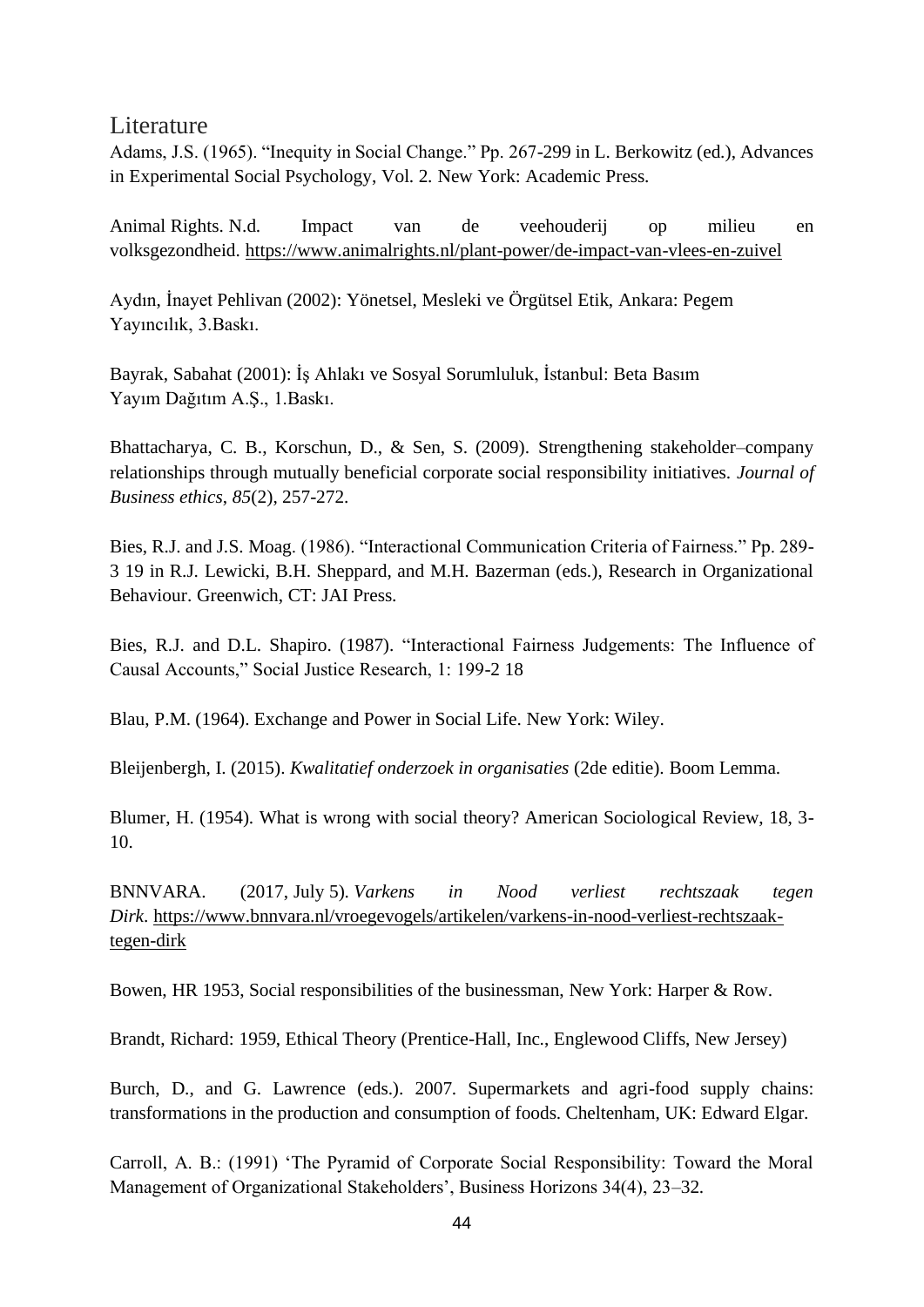## Literature

Adams, J.S. (1965). "Inequity in Social Change." Pp. 267-299 in L. Berkowitz (ed.), Advances in Experimental Social Psychology, Vol. 2. New York: Academic Press.

Animal Rights. N.d. Impact van de veehouderij op milieu en volksgezondheid. https://www.animalrights.nl/plant-power/de-impact-van-vlees-en-zuivel

Aydın, İnayet Pehlivan (2002): Yönetsel, Mesleki ve Örgütsel Etik, Ankara: Pegem Yayıncılık, 3.Baskı.

Bayrak, Sabahat (2001): İş Ahlakı ve Sosyal Sorumluluk, İstanbul: Beta Basım Yayım Dağıtım A.Ş., 1.Baskı.

Bhattacharya, C. B., Korschun, D., & Sen, S. (2009). Strengthening stakeholder–company relationships through mutually beneficial corporate social responsibility initiatives. *Journal of Business ethics*, *85*(2), 257-272.

Bies, R.J. and J.S. Moag. (1986). "Interactional Communication Criteria of Fairness." Pp. 289-3 19 in R.J. Lewicki, B.H. Sheppard, and M.H. Bazerman (eds.), Research in Organizational Behaviour. Greenwich, CT: JAI Press.

Bies, R.J. and D.L. Shapiro. (1987). "Interactional Fairness Judgements: The Influence of Causal Accounts," Social Justice Research, 1: 199-2 18

Blau, P.M. (1964). Exchange and Power in Social Life. New York: Wiley.

Bleijenbergh, I. (2015). *Kwalitatief onderzoek in organisaties* (2de editie). Boom Lemma.

Blumer, H. (1954). What is wrong with social theory? American Sociological Review, 18, 3-10.

BNNVARA. (2017, July 5). *Varkens in Nood verliest rechtszaak tegen Dirk*. https://www.bnnvara.nl/vroegevogels/artikelen/varkens-in-nood-verliest-rechtszaak-tegen-dirk

Bowen, HR 1953, Social responsibilities of the businessman, New York: Harper & Row.

Brandt, Richard: 1959, Ethical Theory (Prentice-Hall, Inc., Englewood Cliffs, New Jersey)

Burch, D., and G. Lawrence (eds.). 2007. Supermarkets and agri-food supply chains: transformations in the production and consumption of foods. Cheltenham, UK: Edward Elgar.

Carroll, A. B.: (1991) 'The Pyramid of Corporate Social Responsibility: Toward the Moral Management of Organizational Stakeholders', Business Horizons 34(4), 23–32.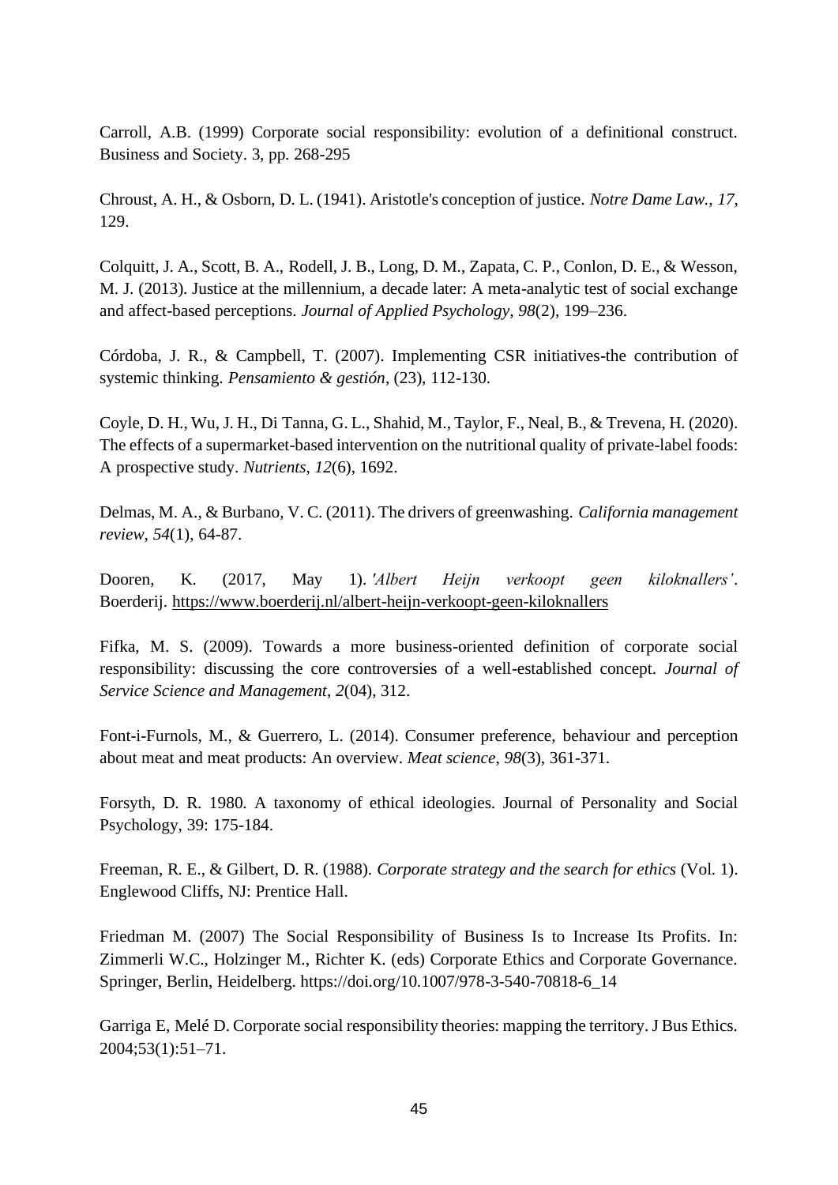Carroll, A.B. (1999) Corporate social responsibility: evolution of a definitional construct. Business and Society. 3, pp. 268-295

Chroust, A. H., & Osborn, D. L. (1941). Aristotle's conception of justice. *Notre Dame Law.*, *17*, 129.

Colquitt, J. A., Scott, B. A., Rodell, J. B., Long, D. M., Zapata, C. P., Conlon, D. E., & Wesson, M. J. (2013). Justice at the millennium, a decade later: A meta-analytic test of social exchange and affect-based perceptions. *Journal of Applied Psychology, 98*(2), 199–236.

Córdoba, J. R., & Campbell, T. (2007). Implementing CSR initiatives-the contribution of systemic thinking. *Pensamiento & gestión*, (23), 112-130.

Coyle, D. H., Wu, J. H., Di Tanna, G. L., Shahid, M., Taylor, F., Neal, B., & Trevena, H. (2020). The effects of a supermarket-based intervention on the nutritional quality of private-label foods: A prospective study. *Nutrients*, *12*(6), 1692.

Delmas, M. A., & Burbano, V. C. (2011). The drivers of greenwashing. *California management review*, *54*(1), 64-87.

Dooren, K. (2017, May 1). *'Albert Heijn verkoopt geen kiloknallers'*. Boerderij. https://www.boerderij.nl/albert-heijn-verkoopt-geen-kiloknallers

Fifka, M. S. (2009). Towards a more business-oriented definition of corporate social responsibility: discussing the core controversies of a well-established concept. *Journal of Service Science and Management*, *2*(04), 312.

Font-i-Furnols, M., & Guerrero, L. (2014). Consumer preference, behaviour and perception about meat and meat products: An overview. *Meat science*, *98*(3), 361-371.

Forsyth, D. R. 1980. A taxonomy of ethical ideologies. Journal of Personality and Social Psychology, 39: 175-184.

Freeman, R. E., & Gilbert, D. R. (1988). *Corporate strategy and the search for ethics* (Vol. 1). Englewood Cliffs, NJ: Prentice Hall.

Friedman M. (2007) The Social Responsibility of Business Is to Increase Its Profits. In: Zimmerli W.C., Holzinger M., Richter K. (eds) Corporate Ethics and Corporate Governance. Springer, Berlin, Heidelberg. https://doi.org/10.1007/978-3-540-70818-6_14

Garriga E, Melé D. Corporate social responsibility theories: mapping the territory. J Bus Ethics. 2004;53(1):51–71.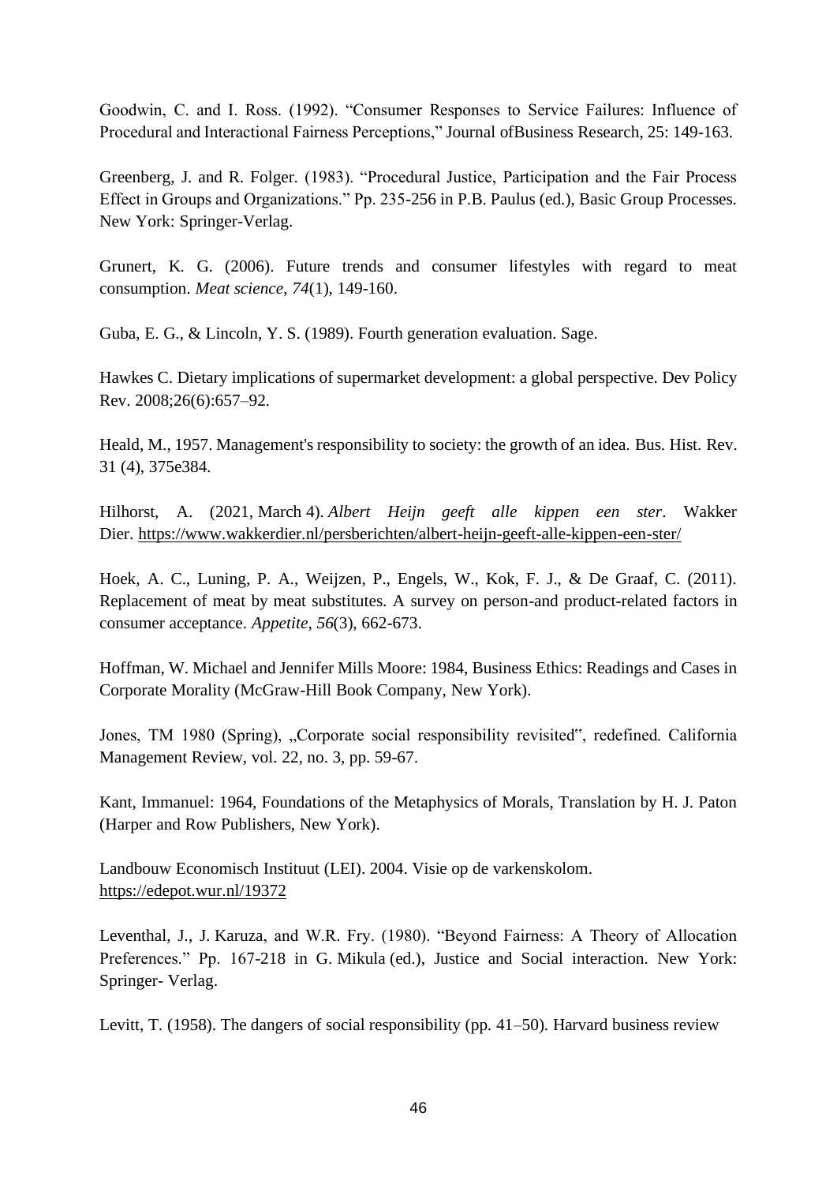Goodwin, C. and I. Ross. (1992). "Consumer Responses to Service Failures: Influence of Procedural and Interactional Fairness Perceptions," Journal ofBusiness Research, 25: 149-163.

Greenberg, J. and R. Folger. (1983). "Procedural Justice, Participation and the Fair Process Effect in Groups and Organizations." Pp. 235-256 in P.B. Paulus (ed.), Basic Group Processes. New York: Springer-Verlag.

Grunert, K. G. (2006). Future trends and consumer lifestyles with regard to meat consumption. *Meat science*, *74*(1), 149-160.

Guba, E. G., & Lincoln, Y. S. (1989). Fourth generation evaluation. Sage.

Hawkes C. Dietary implications of supermarket development: a global perspective. Dev Policy Rev. 2008;26(6):657–92.

Heald, M., 1957. Management's responsibility to society: the growth of an idea. Bus. Hist. Rev. 31 (4), 375e384.

Hilhorst, A. (2021, March 4). *Albert Heijn geeft alle kippen een ster*. Wakker Dier. https://www.wakkerdier.nl/persberichten/albert-heijn-geeft-alle-kippen-een-ster/

Hoek, A. C., Luning, P. A., Weijzen, P., Engels, W., Kok, F. J., & De Graaf, C. (2011). Replacement of meat by meat substitutes. A survey on person-and product-related factors in consumer acceptance. *Appetite*, *56*(3), 662-673.

Hoffman, W. Michael and Jennifer Mills Moore: 1984, Business Ethics: Readings and Cases in Corporate Morality (McGraw-Hill Book Company, New York).

Jones, TM 1980 (Spring), „Corporate social responsibility revisited", redefined. California Management Review, vol. 22, no. 3, pp. 59-67.

Kant, Immanuel: 1964, Foundations of the Metaphysics of Morals, Translation by H. J. Paton (Harper and Row Publishers, New York).

Landbouw Economisch Instituut (LEI). 2004. Visie op de varkenskolom. https://edepot.wur.nl/19372

Leventhal, J., J. Karuza, and W.R. Fry. (1980). "Beyond Fairness: A Theory of Allocation Preferences." Pp. 167-218 in G. Mikula (ed.), Justice and Social interaction. New York: Springer- Verlag.

Levitt, T. (1958). The dangers of social responsibility (pp. 41–50). Harvard business review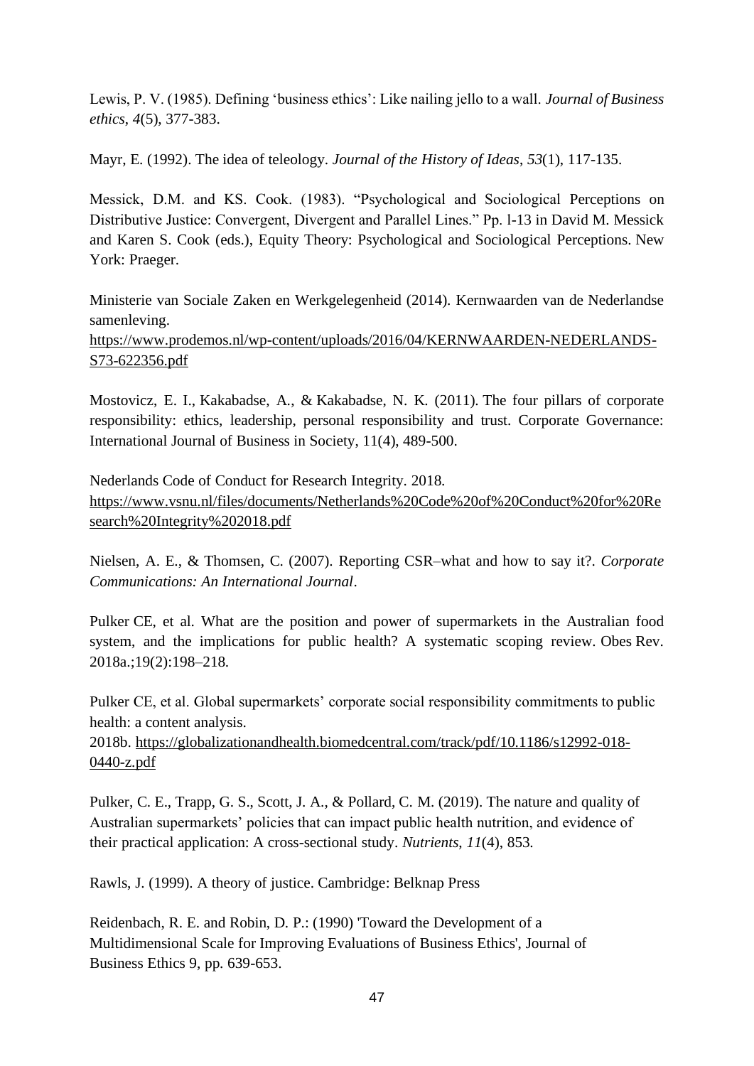Lewis, P. V. (1985). Defining 'business ethics': Like nailing jello to a wall. *Journal of Business ethics*, *4*(5), 377-383.

Mayr, E. (1992). The idea of teleology. *Journal of the History of Ideas*, *53*(1), 117-135.

Messick, D.M. and KS. Cook. (1983). "Psychological and Sociological Perceptions on Distributive Justice: Convergent, Divergent and Parallel Lines." Pp. l-13 in David M. Messick and Karen S. Cook (eds.), Equity Theory: Psychological and Sociological Perceptions. New York: Praeger.

Ministerie van Sociale Zaken en Werkgelegenheid (2014). Kernwaarden van de Nederlandse samenleving.
https://www.prodemos.nl/wp-content/uploads/2016/04/KERNWAARDEN-NEDERLANDS-S73-622356.pdf

Mostovicz, E. I., Kakabadse, A., & Kakabadse, N. K. (2011). The four pillars of corporate responsibility: ethics, leadership, personal responsibility and trust. Corporate Governance: International Journal of Business in Society, 11(4), 489-500.

Nederlands Code of Conduct for Research Integrity. 2018.
https://www.vsnu.nl/files/documents/Netherlands%20Code%20of%20Conduct%20for%20Research%20Integrity%202018.pdf

Nielsen, A. E., & Thomsen, C. (2007). Reporting CSR–what and how to say it?. *Corporate Communications: An International Journal*.

Pulker CE, et al. What are the position and power of supermarkets in the Australian food system, and the implications for public health? A systematic scoping review. Obes Rev. 2018a.;19(2):198–218.

Pulker CE, et al. Global supermarkets' corporate social responsibility commitments to public health: a content analysis.
2018b. https://globalizationandhealth.biomedcentral.com/track/pdf/10.1186/s12992-018-0440-z.pdf

Pulker, C. E., Trapp, G. S., Scott, J. A., & Pollard, C. M. (2019). The nature and quality of Australian supermarkets' policies that can impact public health nutrition, and evidence of their practical application: A cross-sectional study. *Nutrients*, *11*(4), 853.

Rawls, J. (1999). A theory of justice. Cambridge: Belknap Press

Reidenbach, R. E. and Robin, D. P.: (1990) 'Toward the Development of a Multidimensional Scale for Improving Evaluations of Business Ethics', Journal of Business Ethics 9, pp. 639-653.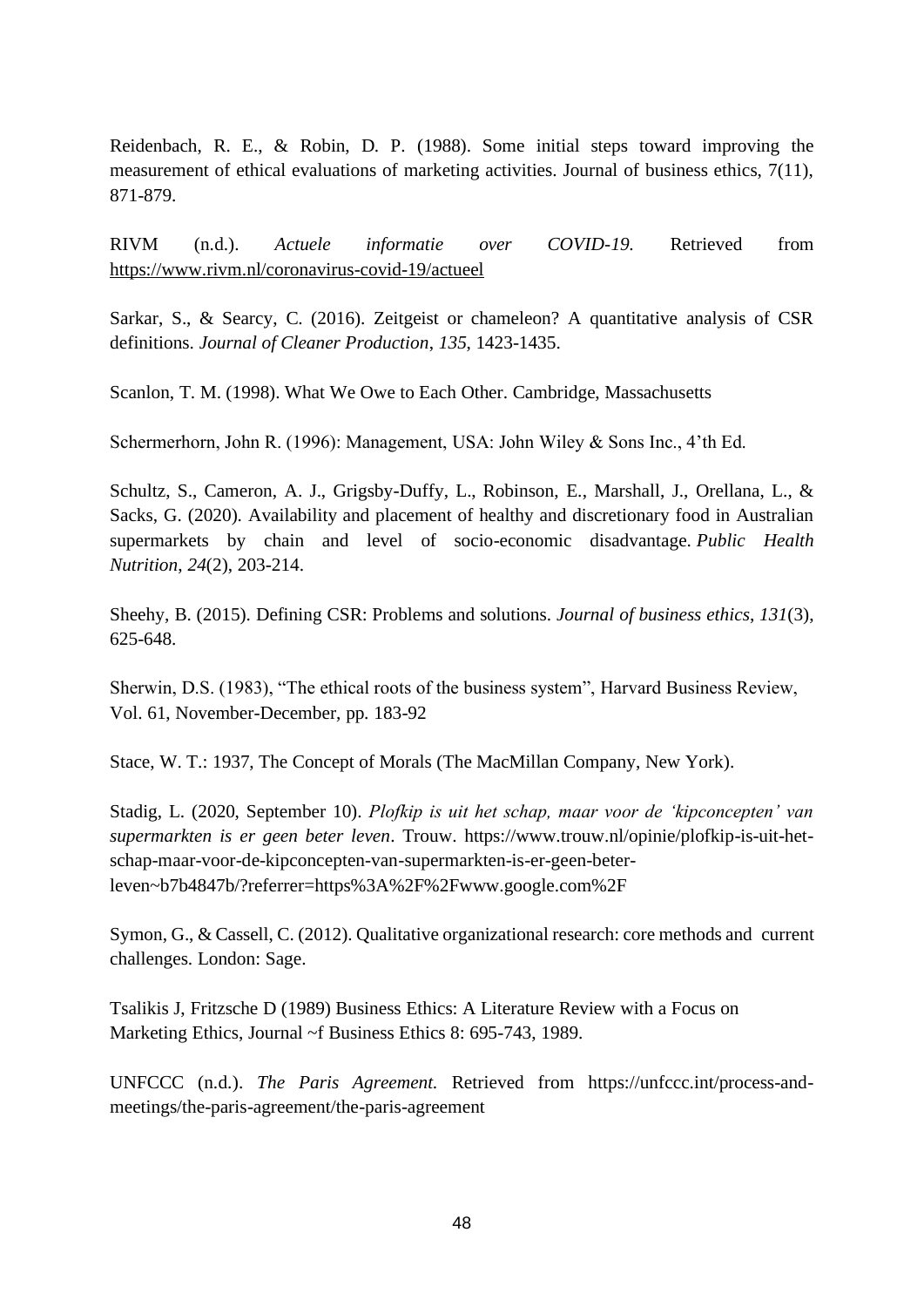Reidenbach, R. E., & Robin, D. P. (1988). Some initial steps toward improving the measurement of ethical evaluations of marketing activities. Journal of business ethics, 7(11), 871-879.

RIVM (n.d.). *Actuele informatie over COVID-19.* Retrieved from https://www.rivm.nl/coronavirus-covid-19/actueel

Sarkar, S., & Searcy, C. (2016). Zeitgeist or chameleon? A quantitative analysis of CSR definitions. *Journal of Cleaner Production*, *135*, 1423-1435.

Scanlon, T. M. (1998). What We Owe to Each Other. Cambridge, Massachusetts

Schermerhorn, John R. (1996): Management, USA: John Wiley & Sons Inc., 4'th Ed.

Schultz, S., Cameron, A. J., Grigsby-Duffy, L., Robinson, E., Marshall, J., Orellana, L., & Sacks, G. (2020). Availability and placement of healthy and discretionary food in Australian supermarkets by chain and level of socio-economic disadvantage. *Public Health Nutrition*, *24*(2), 203-214.

Sheehy, B. (2015). Defining CSR: Problems and solutions. *Journal of business ethics*, *131*(3), 625-648.

Sherwin, D.S. (1983), "The ethical roots of the business system", Harvard Business Review, Vol. 61, November-December, pp. 183-92

Stace, W. T.: 1937, The Concept of Morals (The MacMillan Company, New York).

Stadig, L. (2020, September 10). *Plofkip is uit het schap, maar voor de 'kipconcepten' van supermarkten is er geen beter leven*. Trouw. https://www.trouw.nl/opinie/plofkip-is-uit-het-schap-maar-voor-de-kipconcepten-van-supermarkten-is-er-geen-beter-leven~b7b4847b/?referrer=https%3A%2F%2Fwww.google.com%2F

Symon, G., & Cassell, C. (2012). Qualitative organizational research: core methods and current challenges. London: Sage.

Tsalikis J, Fritzsche D (1989) Business Ethics: A Literature Review with a Focus on Marketing Ethics, Journal ~f Business Ethics 8: 695-743, 1989.

UNFCCC (n.d.). *The Paris Agreement.* Retrieved from https://unfccc.int/process-and-meetings/the-paris-agreement/the-paris-agreement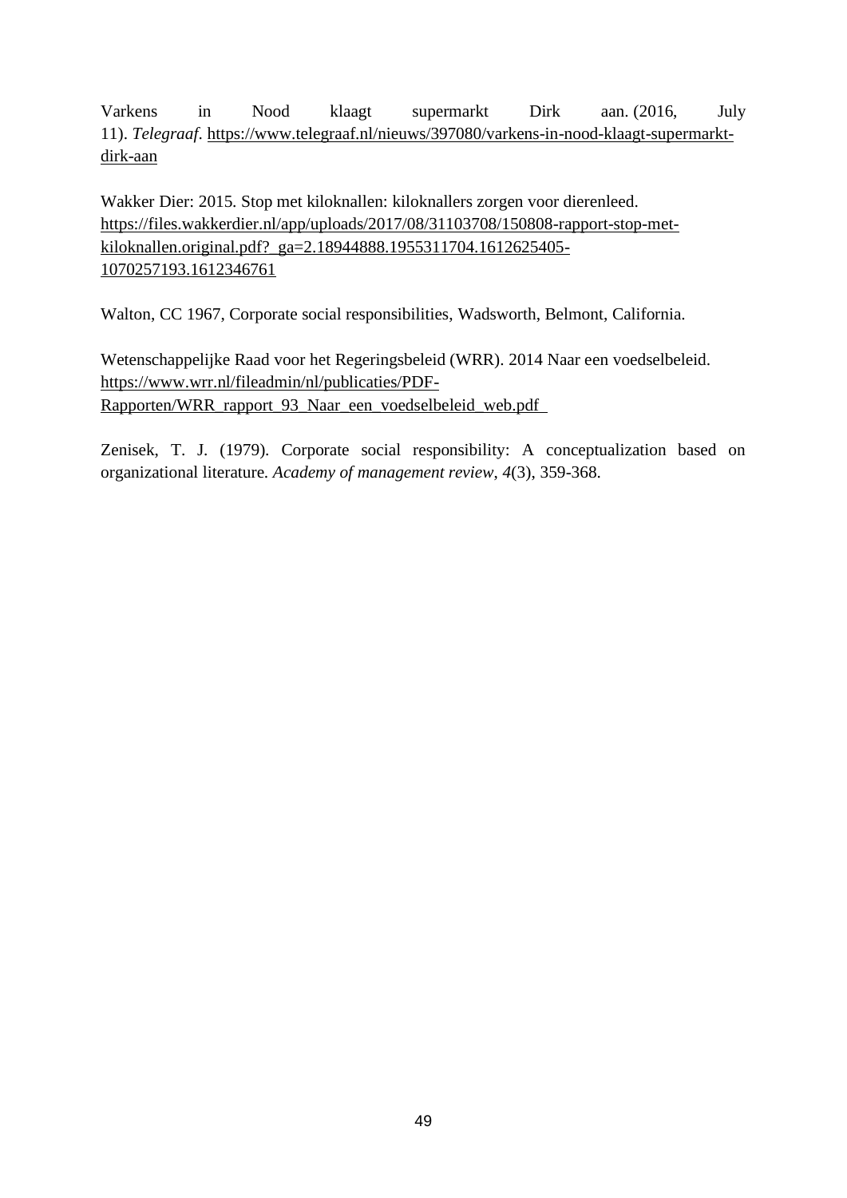Varkens in Nood klaagt supermarkt Dirk aan. (2016, July 11). *Telegraaf*. https://www.telegraaf.nl/nieuws/397080/varkens-in-nood-klaagt-supermarkt-dirk-aan

Wakker Dier: 2015. Stop met kiloknallen: kiloknallers zorgen voor dierenleed. https://files.wakkerdier.nl/app/uploads/2017/08/31103708/150808-rapport-stop-met-kiloknallen.original.pdf?_ga=2.18944888.1955311704.1612625405-1070257193.1612346761

Walton, CC 1967, Corporate social responsibilities, Wadsworth, Belmont, California.

Wetenschappelijke Raad voor het Regeringsbeleid (WRR). 2014 Naar een voedselbeleid. https://www.wrr.nl/fileadmin/nl/publicaties/PDF-Rapporten/WRR_rapport_93_Naar_een_voedselbeleid_web.pdf

Zenisek, T. J. (1979). Corporate social responsibility: A conceptualization based on organizational literature. *Academy of management review*, *4*(3), 359-368.